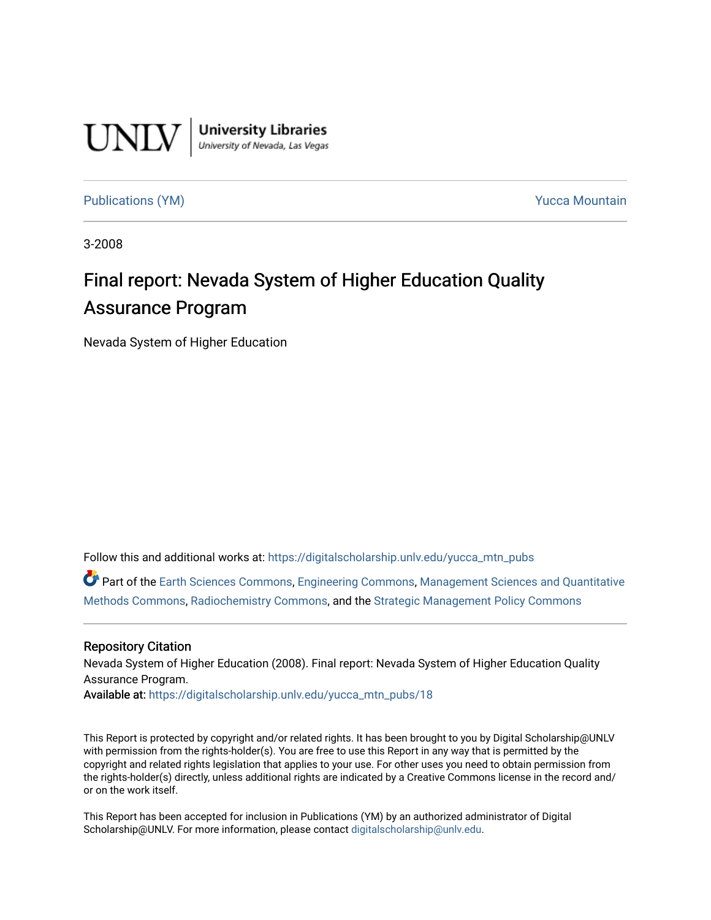UNLV | University Libraries
University of Nevada, Las Vegas

Publications (YM) | Yucca Mountain

3-2008

# Final report: Nevada System of Higher Education Quality Assurance Program

Nevada System of Higher Education

Follow this and additional works at: https://digitalscholarship.unlv.edu/yucca_mtn_pubs

Part of the Earth Sciences Commons, Engineering Commons, Management Sciences and Quantitative Methods Commons, Radiochemistry Commons, and the Strategic Management Policy Commons

## Repository Citation

Nevada System of Higher Education (2008). Final report: Nevada System of Higher Education Quality Assurance Program.

**Available at:** https://digitalscholarship.unlv.edu/yucca_mtn_pubs/18

This Report is protected by copyright and/or related rights. It has been brought to you by Digital Scholarship@UNLV with permission from the rights-holder(s). You are free to use this Report in any way that is permitted by the copyright and related rights legislation that applies to your use. For other uses you need to obtain permission from the rights-holder(s) directly, unless additional rights are indicated by a Creative Commons license in the record and/or on the work itself.

This Report has been accepted for inclusion in Publications (YM) by an authorized administrator of Digital Scholarship@UNLV. For more information, please contact digitalscholarship@unlv.edu.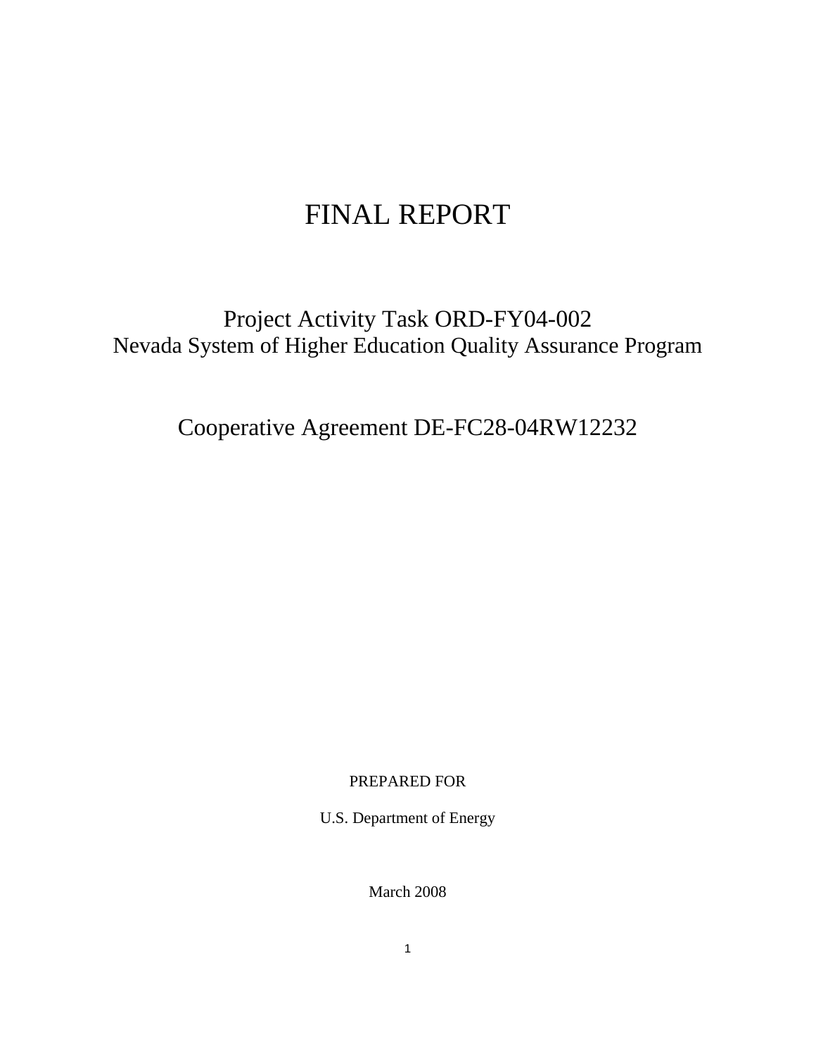# FINAL REPORT

## Project Activity Task ORD-FY04-002
## Nevada System of Higher Education Quality Assurance Program

## Cooperative Agreement DE-FC28-04RW12232

PREPARED FOR

U.S. Department of Energy

March 2008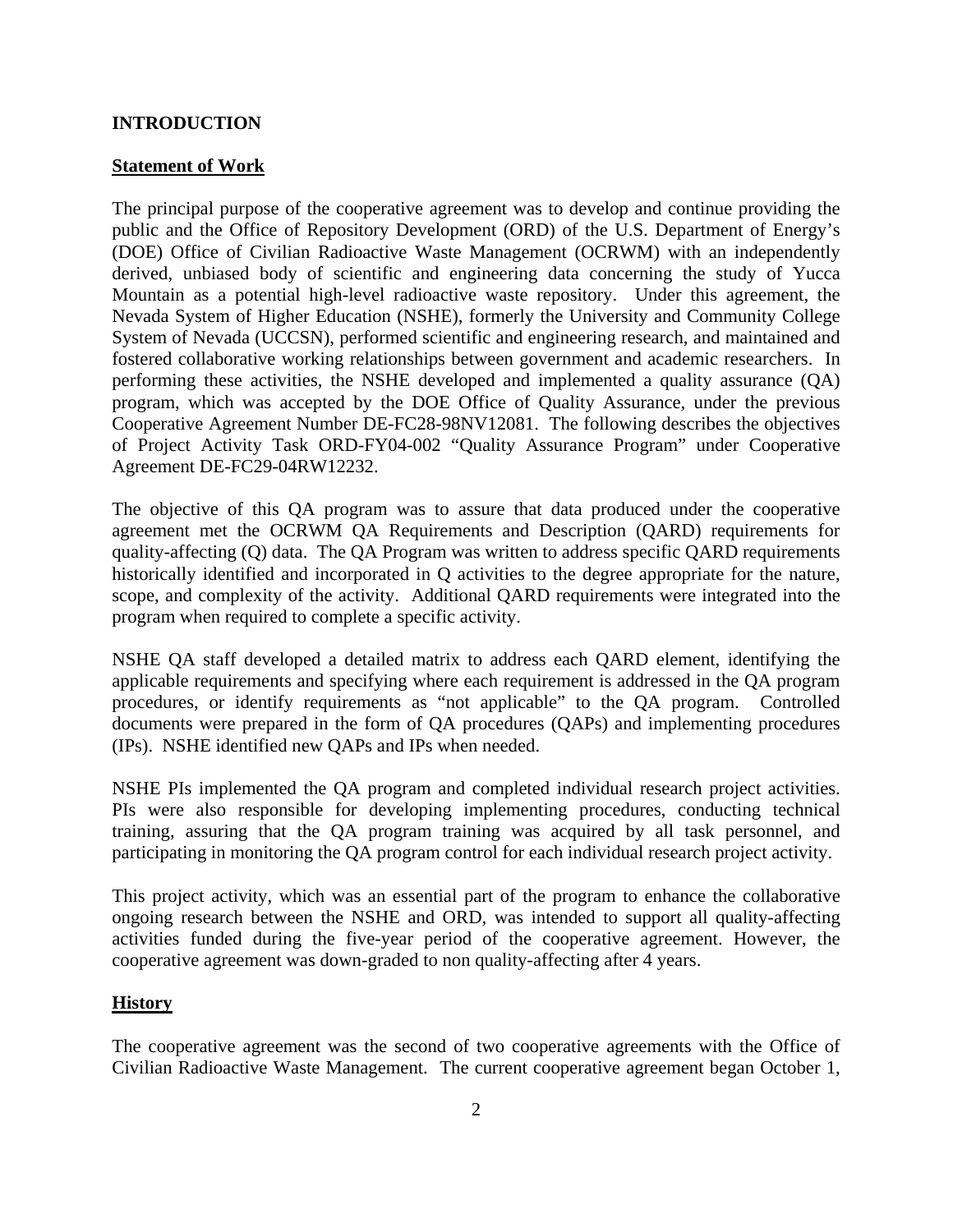## INTRODUCTION

### Statement of Work

The principal purpose of the cooperative agreement was to develop and continue providing the public and the Office of Repository Development (ORD) of the U.S. Department of Energy's (DOE) Office of Civilian Radioactive Waste Management (OCRWM) with an independently derived, unbiased body of scientific and engineering data concerning the study of Yucca Mountain as a potential high-level radioactive waste repository. Under this agreement, the Nevada System of Higher Education (NSHE), formerly the University and Community College System of Nevada (UCCSN), performed scientific and engineering research, and maintained and fostered collaborative working relationships between government and academic researchers. In performing these activities, the NSHE developed and implemented a quality assurance (QA) program, which was accepted by the DOE Office of Quality Assurance, under the previous Cooperative Agreement Number DE-FC28-98NV12081. The following describes the objectives of Project Activity Task ORD-FY04-002 "Quality Assurance Program" under Cooperative Agreement DE-FC29-04RW12232.

The objective of this QA program was to assure that data produced under the cooperative agreement met the OCRWM QA Requirements and Description (QARD) requirements for quality-affecting (Q) data. The QA Program was written to address specific QARD requirements historically identified and incorporated in Q activities to the degree appropriate for the nature, scope, and complexity of the activity. Additional QARD requirements were integrated into the program when required to complete a specific activity.

NSHE QA staff developed a detailed matrix to address each QARD element, identifying the applicable requirements and specifying where each requirement is addressed in the QA program procedures, or identify requirements as "not applicable" to the QA program. Controlled documents were prepared in the form of QA procedures (QAPs) and implementing procedures (IPs). NSHE identified new QAPs and IPs when needed.

NSHE PIs implemented the QA program and completed individual research project activities. PIs were also responsible for developing implementing procedures, conducting technical training, assuring that the QA program training was acquired by all task personnel, and participating in monitoring the QA program control for each individual research project activity.

This project activity, which was an essential part of the program to enhance the collaborative ongoing research between the NSHE and ORD, was intended to support all quality-affecting activities funded during the five-year period of the cooperative agreement. However, the cooperative agreement was down-graded to non quality-affecting after 4 years.

### History

The cooperative agreement was the second of two cooperative agreements with the Office of Civilian Radioactive Waste Management. The current cooperative agreement began October 1,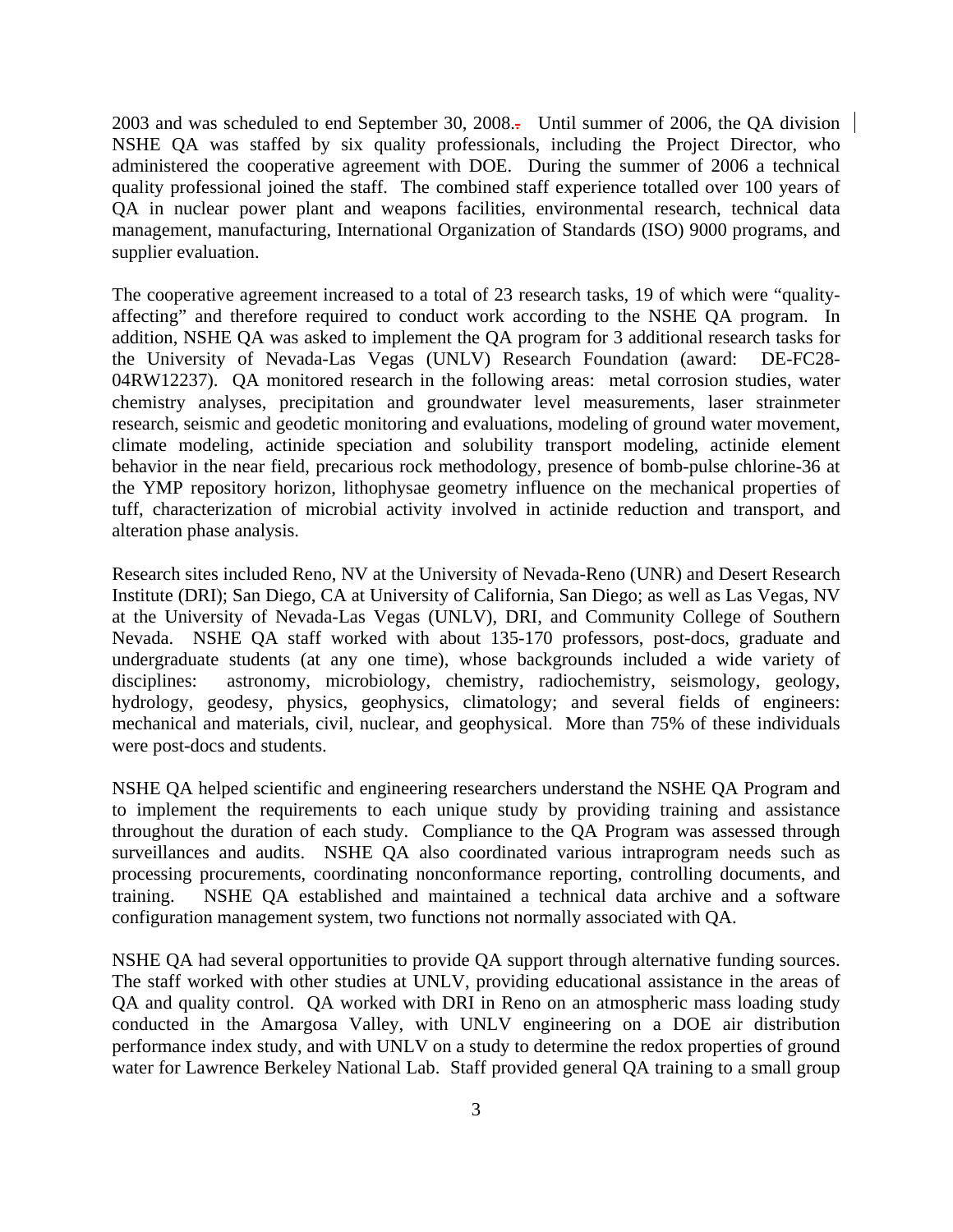2003 and was scheduled to end September 30, 2008. Until summer of 2006, the QA division NSHE QA was staffed by six quality professionals, including the Project Director, who administered the cooperative agreement with DOE. During the summer of 2006 a technical quality professional joined the staff. The combined staff experience totalled over 100 years of QA in nuclear power plant and weapons facilities, environmental research, technical data management, manufacturing, International Organization of Standards (ISO) 9000 programs, and supplier evaluation.

The cooperative agreement increased to a total of 23 research tasks, 19 of which were "quality-affecting" and therefore required to conduct work according to the NSHE QA program. In addition, NSHE QA was asked to implement the QA program for 3 additional research tasks for the University of Nevada-Las Vegas (UNLV) Research Foundation (award: DE-FC28-04RW12237). QA monitored research in the following areas: metal corrosion studies, water chemistry analyses, precipitation and groundwater level measurements, laser strainmeter research, seismic and geodetic monitoring and evaluations, modeling of ground water movement, climate modeling, actinide speciation and solubility transport modeling, actinide element behavior in the near field, precarious rock methodology, presence of bomb-pulse chlorine-36 at the YMP repository horizon, lithophysae geometry influence on the mechanical properties of tuff, characterization of microbial activity involved in actinide reduction and transport, and alteration phase analysis.

Research sites included Reno, NV at the University of Nevada-Reno (UNR) and Desert Research Institute (DRI); San Diego, CA at University of California, San Diego; as well as Las Vegas, NV at the University of Nevada-Las Vegas (UNLV), DRI, and Community College of Southern Nevada. NSHE QA staff worked with about 135-170 professors, post-docs, graduate and undergraduate students (at any one time), whose backgrounds included a wide variety of disciplines: astronomy, microbiology, chemistry, radiochemistry, seismology, geology, hydrology, geodesy, physics, geophysics, climatology; and several fields of engineers: mechanical and materials, civil, nuclear, and geophysical. More than 75% of these individuals were post-docs and students.

NSHE QA helped scientific and engineering researchers understand the NSHE QA Program and to implement the requirements to each unique study by providing training and assistance throughout the duration of each study. Compliance to the QA Program was assessed through surveillances and audits. NSHE QA also coordinated various intraprogram needs such as processing procurements, coordinating nonconformance reporting, controlling documents, and training. NSHE QA established and maintained a technical data archive and a software configuration management system, two functions not normally associated with QA.

NSHE QA had several opportunities to provide QA support through alternative funding sources. The staff worked with other studies at UNLV, providing educational assistance in the areas of QA and quality control. QA worked with DRI in Reno on an atmospheric mass loading study conducted in the Amargosa Valley, with UNLV engineering on a DOE air distribution performance index study, and with UNLV on a study to determine the redox properties of ground water for Lawrence Berkeley National Lab. Staff provided general QA training to a small group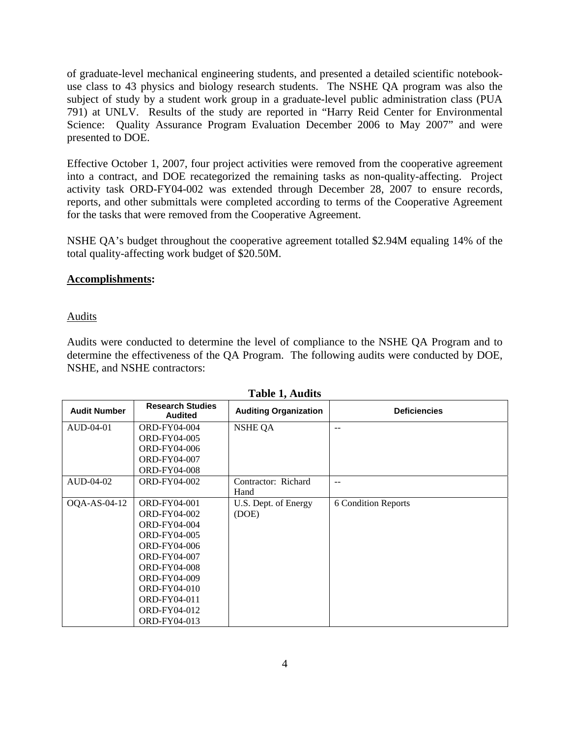of graduate-level mechanical engineering students, and presented a detailed scientific notebook-use class to 43 physics and biology research students. The NSHE QA program was also the subject of study by a student work group in a graduate-level public administration class (PUA 791) at UNLV. Results of the study are reported in "Harry Reid Center for Environmental Science: Quality Assurance Program Evaluation December 2006 to May 2007" and were presented to DOE.

Effective October 1, 2007, four project activities were removed from the cooperative agreement into a contract, and DOE recategorized the remaining tasks as non-quality-affecting. Project activity task ORD-FY04-002 was extended through December 28, 2007 to ensure records, reports, and other submittals were completed according to terms of the Cooperative Agreement for the tasks that were removed from the Cooperative Agreement.

NSHE QA's budget throughout the cooperative agreement totalled $2.94M equaling 14% of the total quality-affecting work budget of $20.50M.

**Accomplishments:**

Audits

Audits were conducted to determine the level of compliance to the NSHE QA Program and to determine the effectiveness of the QA Program. The following audits were conducted by DOE, NSHE, and NSHE contractors:

**Table 1, Audits**

| Audit Number | Research Studies Audited | Auditing Organization | Deficiencies |
|---|---|---|---|
| AUD-04-01 | ORD-FY04-004<br>ORD-FY04-005<br>ORD-FY04-006<br>ORD-FY04-007<br>ORD-FY04-008 | NSHE QA | -- |
| AUD-04-02 | ORD-FY04-002 | Contractor: Richard Hand | -- |
| OQA-AS-04-12 | ORD-FY04-001<br>ORD-FY04-002<br>ORD-FY04-004<br>ORD-FY04-005<br>ORD-FY04-006<br>ORD-FY04-007<br>ORD-FY04-008<br>ORD-FY04-009<br>ORD-FY04-010<br>ORD-FY04-011<br>ORD-FY04-012<br>ORD-FY04-013 | U.S. Dept. of Energy (DOE) | 6 Condition Reports |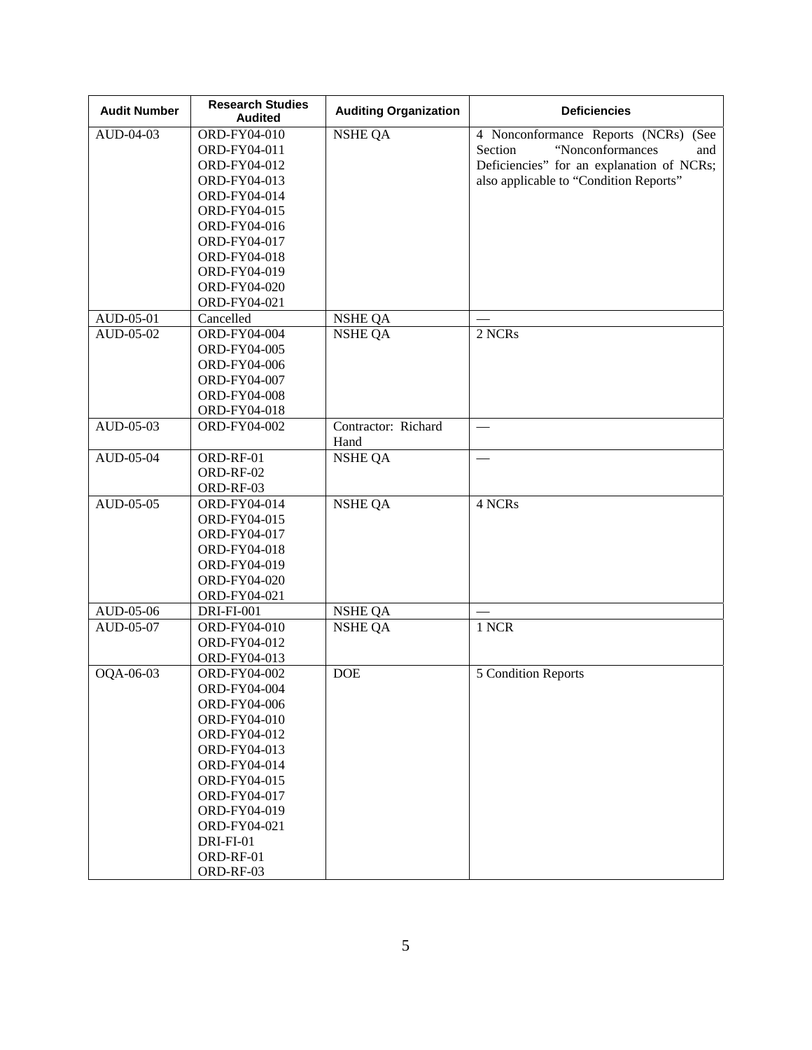| Audit Number | Research Studies Audited | Auditing Organization | Deficiencies |
|---|---|---|---|
| AUD-04-03 | ORD-FY04-010<br>ORD-FY04-011<br>ORD-FY04-012<br>ORD-FY04-013<br>ORD-FY04-014<br>ORD-FY04-015<br>ORD-FY04-016<br>ORD-FY04-017<br>ORD-FY04-018<br>ORD-FY04-019<br>ORD-FY04-020<br>ORD-FY04-021 | NSHE QA | 4 Nonconformance Reports (NCRs) (See Section "Nonconformances and Deficiencies" for an explanation of NCRs; also applicable to "Condition Reports" |
| AUD-05-01 | Cancelled | NSHE QA | — |
| AUD-05-02 | ORD-FY04-004<br>ORD-FY04-005<br>ORD-FY04-006<br>ORD-FY04-007<br>ORD-FY04-008<br>ORD-FY04-018 | NSHE QA | 2 NCRs |
| AUD-05-03 | ORD-FY04-002 | Contractor: Richard Hand | — |
| AUD-05-04 | ORD-RF-01<br>ORD-RF-02<br>ORD-RF-03 | NSHE QA | — |
| AUD-05-05 | ORD-FY04-014<br>ORD-FY04-015<br>ORD-FY04-017<br>ORD-FY04-018<br>ORD-FY04-019<br>ORD-FY04-020<br>ORD-FY04-021 | NSHE QA | 4 NCRs |
| AUD-05-06 | DRI-FI-001 | NSHE QA | — |
| AUD-05-07 | ORD-FY04-010<br>ORD-FY04-012<br>ORD-FY04-013 | NSHE QA | 1 NCR |
| OQA-06-03 | ORD-FY04-002<br>ORD-FY04-004<br>ORD-FY04-006<br>ORD-FY04-010<br>ORD-FY04-012<br>ORD-FY04-013<br>ORD-FY04-014<br>ORD-FY04-015<br>ORD-FY04-017<br>ORD-FY04-019<br>ORD-FY04-021<br>DRI-FI-01<br>ORD-RF-01<br>ORD-RF-03 | DOE | 5 Condition Reports |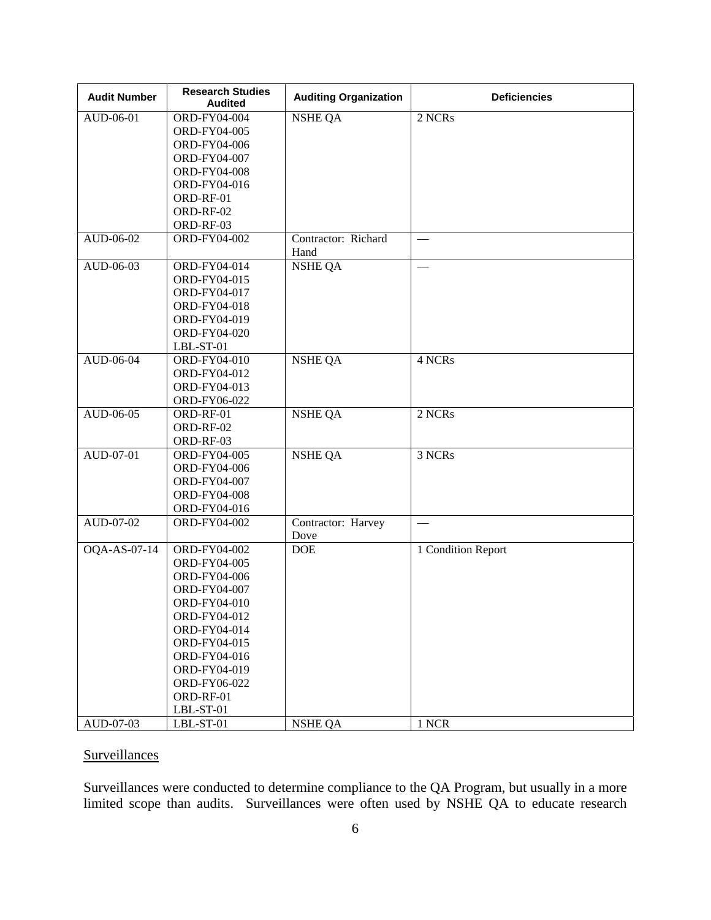| Audit Number | Research Studies Audited | Auditing Organization | Deficiencies |
|---|---|---|---|
| AUD-06-01 | ORD-FY04-004<br>ORD-FY04-005<br>ORD-FY04-006<br>ORD-FY04-007<br>ORD-FY04-008<br>ORD-FY04-016<br>ORD-RF-01<br>ORD-RF-02<br>ORD-RF-03 | NSHE QA | 2 NCRs |
| AUD-06-02 | ORD-FY04-002 | Contractor: Richard Hand | — |
| AUD-06-03 | ORD-FY04-014<br>ORD-FY04-015<br>ORD-FY04-017<br>ORD-FY04-018<br>ORD-FY04-019<br>ORD-FY04-020<br>LBL-ST-01 | NSHE QA | — |
| AUD-06-04 | ORD-FY04-010<br>ORD-FY04-012<br>ORD-FY04-013<br>ORD-FY06-022 | NSHE QA | 4 NCRs |
| AUD-06-05 | ORD-RF-01<br>ORD-RF-02<br>ORD-RF-03 | NSHE QA | 2 NCRs |
| AUD-07-01 | ORD-FY04-005<br>ORD-FY04-006<br>ORD-FY04-007<br>ORD-FY04-008<br>ORD-FY04-016 | NSHE QA | 3 NCRs |
| AUD-07-02 | ORD-FY04-002 | Contractor: Harvey Dove | — |
| OQA-AS-07-14 | ORD-FY04-002<br>ORD-FY04-005<br>ORD-FY04-006<br>ORD-FY04-007<br>ORD-FY04-010<br>ORD-FY04-012<br>ORD-FY04-014<br>ORD-FY04-015<br>ORD-FY04-016<br>ORD-FY04-019<br>ORD-FY06-022<br>ORD-RF-01<br>LBL-ST-01 | DOE | 1 Condition Report |
| AUD-07-03 | LBL-ST-01 | NSHE QA | 1 NCR |

## Surveillances

Surveillances were conducted to determine compliance to the QA Program, but usually in a more limited scope than audits. Surveillances were often used by NSHE QA to educate research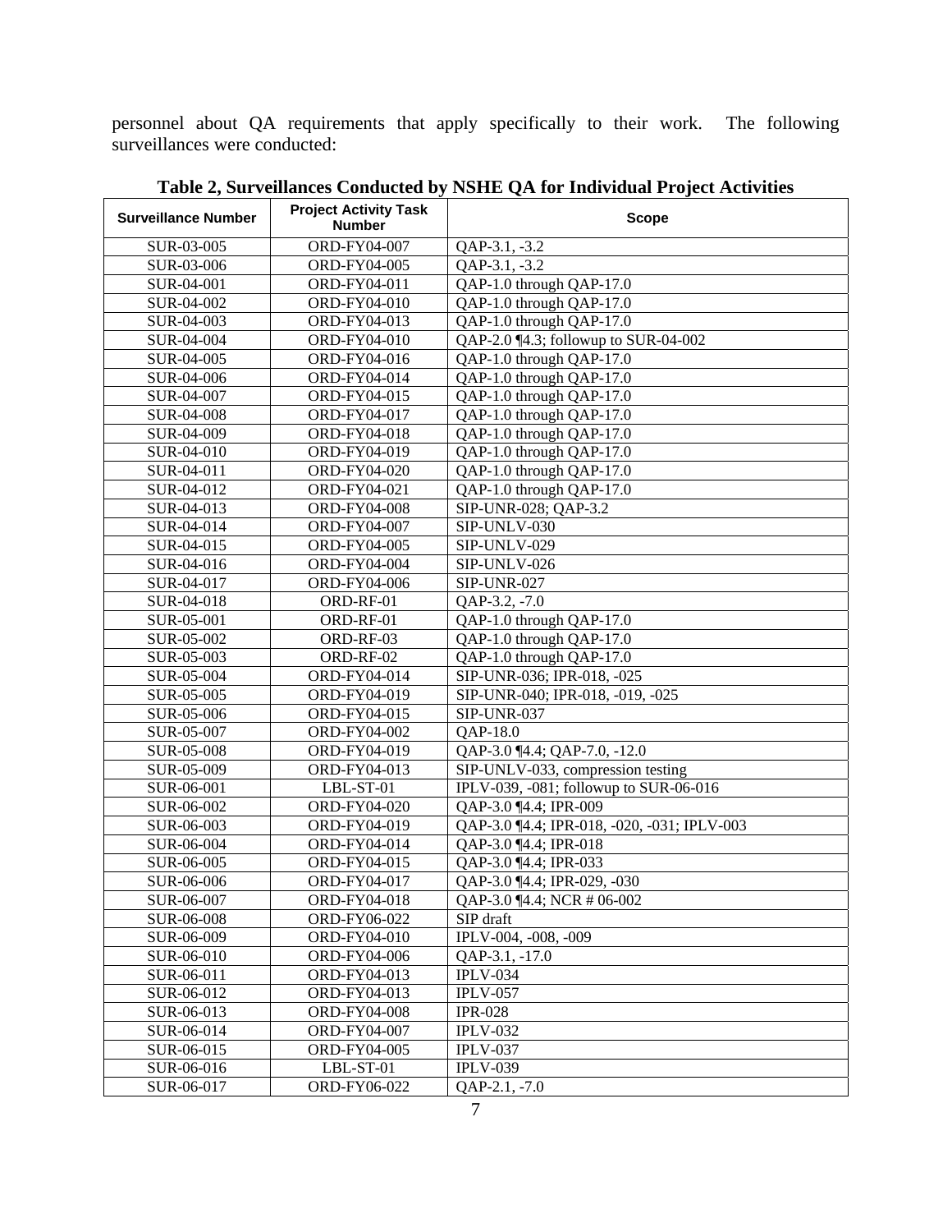personnel about QA requirements that apply specifically to their work. The following surveillances were conducted:

**Table 2, Surveillances Conducted by NSHE QA for Individual Project Activities**

| Surveillance Number | Project Activity Task Number | Scope |
|---|---|---|
| SUR-03-005 | ORD-FY04-007 | QAP-3.1, -3.2 |
| SUR-03-006 | ORD-FY04-005 | QAP-3.1, -3.2 |
| SUR-04-001 | ORD-FY04-011 | QAP-1.0 through QAP-17.0 |
| SUR-04-002 | ORD-FY04-010 | QAP-1.0 through QAP-17.0 |
| SUR-04-003 | ORD-FY04-013 | QAP-1.0 through QAP-17.0 |
| SUR-04-004 | ORD-FY04-010 | QAP-2.0 ¶4.3; followup to SUR-04-002 |
| SUR-04-005 | ORD-FY04-016 | QAP-1.0 through QAP-17.0 |
| SUR-04-006 | ORD-FY04-014 | QAP-1.0 through QAP-17.0 |
| SUR-04-007 | ORD-FY04-015 | QAP-1.0 through QAP-17.0 |
| SUR-04-008 | ORD-FY04-017 | QAP-1.0 through QAP-17.0 |
| SUR-04-009 | ORD-FY04-018 | QAP-1.0 through QAP-17.0 |
| SUR-04-010 | ORD-FY04-019 | QAP-1.0 through QAP-17.0 |
| SUR-04-011 | ORD-FY04-020 | QAP-1.0 through QAP-17.0 |
| SUR-04-012 | ORD-FY04-021 | QAP-1.0 through QAP-17.0 |
| SUR-04-013 | ORD-FY04-008 | SIP-UNR-028; QAP-3.2 |
| SUR-04-014 | ORD-FY04-007 | SIP-UNLV-030 |
| SUR-04-015 | ORD-FY04-005 | SIP-UNLV-029 |
| SUR-04-016 | ORD-FY04-004 | SIP-UNLV-026 |
| SUR-04-017 | ORD-FY04-006 | SIP-UNR-027 |
| SUR-04-018 | ORD-RF-01 | QAP-3.2, -7.0 |
| SUR-05-001 | ORD-RF-01 | QAP-1.0 through QAP-17.0 |
| SUR-05-002 | ORD-RF-03 | QAP-1.0 through QAP-17.0 |
| SUR-05-003 | ORD-RF-02 | QAP-1.0 through QAP-17.0 |
| SUR-05-004 | ORD-FY04-014 | SIP-UNR-036; IPR-018, -025 |
| SUR-05-005 | ORD-FY04-019 | SIP-UNR-040; IPR-018, -019, -025 |
| SUR-05-006 | ORD-FY04-015 | SIP-UNR-037 |
| SUR-05-007 | ORD-FY04-002 | QAP-18.0 |
| SUR-05-008 | ORD-FY04-019 | QAP-3.0 ¶4.4; QAP-7.0, -12.0 |
| SUR-05-009 | ORD-FY04-013 | SIP-UNLV-033, compression testing |
| SUR-06-001 | LBL-ST-01 | IPLV-039, -081; followup to SUR-06-016 |
| SUR-06-002 | ORD-FY04-020 | QAP-3.0 ¶4.4; IPR-009 |
| SUR-06-003 | ORD-FY04-019 | QAP-3.0 ¶4.4; IPR-018, -020, -031; IPLV-003 |
| SUR-06-004 | ORD-FY04-014 | QAP-3.0 ¶4.4; IPR-018 |
| SUR-06-005 | ORD-FY04-015 | QAP-3.0 ¶4.4; IPR-033 |
| SUR-06-006 | ORD-FY04-017 | QAP-3.0 ¶4.4; IPR-029, -030 |
| SUR-06-007 | ORD-FY04-018 | QAP-3.0 ¶4.4; NCR # 06-002 |
| SUR-06-008 | ORD-FY06-022 | SIP draft |
| SUR-06-009 | ORD-FY04-010 | IPLV-004, -008, -009 |
| SUR-06-010 | ORD-FY04-006 | QAP-3.1, -17.0 |
| SUR-06-011 | ORD-FY04-013 | IPLV-034 |
| SUR-06-012 | ORD-FY04-013 | IPLV-057 |
| SUR-06-013 | ORD-FY04-008 | IPR-028 |
| SUR-06-014 | ORD-FY04-007 | IPLV-032 |
| SUR-06-015 | ORD-FY04-005 | IPLV-037 |
| SUR-06-016 | LBL-ST-01 | IPLV-039 |
| SUR-06-017 | ORD-FY06-022 | QAP-2.1, -7.0 |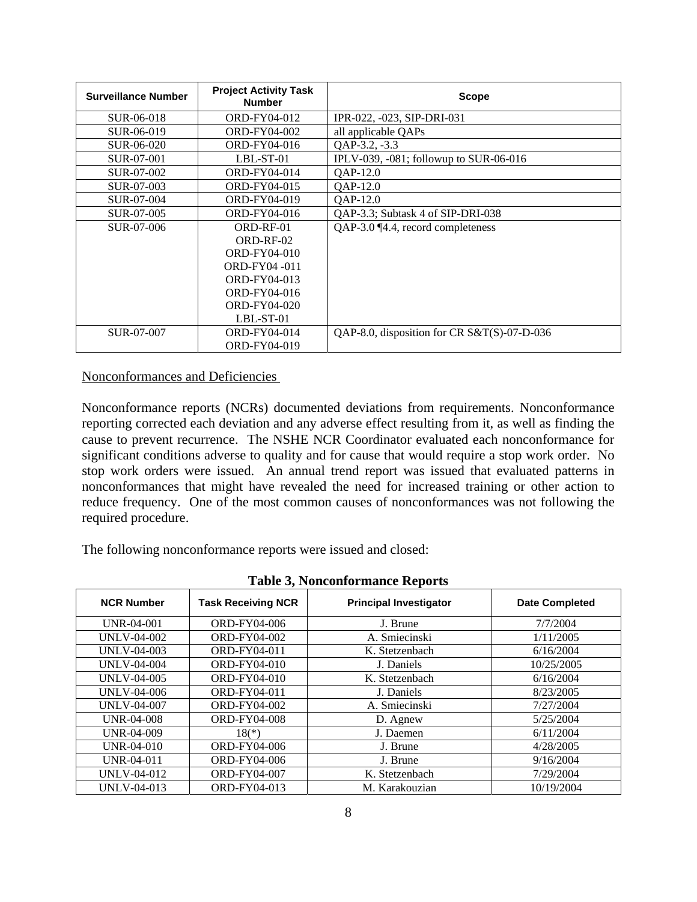| Surveillance Number | Project Activity Task Number | Scope |
|---|---|---|
| SUR-06-018 | ORD-FY04-012 | IPR-022, -023, SIP-DRI-031 |
| SUR-06-019 | ORD-FY04-002 | all applicable QAPs |
| SUR-06-020 | ORD-FY04-016 | QAP-3.2, -3.3 |
| SUR-07-001 | LBL-ST-01 | IPLV-039, -081; followup to SUR-06-016 |
| SUR-07-002 | ORD-FY04-014 | QAP-12.0 |
| SUR-07-003 | ORD-FY04-015 | QAP-12.0 |
| SUR-07-004 | ORD-FY04-019 | QAP-12.0 |
| SUR-07-005 | ORD-FY04-016 | QAP-3.3; Subtask 4 of SIP-DRI-038 |
| SUR-07-006 | ORD-RF-01<br>ORD-RF-02<br>ORD-FY04-010<br>ORD-FY04 -011<br>ORD-FY04-013<br>ORD-FY04-016<br>ORD-FY04-020<br>LBL-ST-01 | QAP-3.0 ¶4.4, record completeness |
| SUR-07-007 | ORD-FY04-014<br>ORD-FY04-019 | QAP-8.0, disposition for CR S&T(S)-07-D-036 |

Nonconformances and Deficiencies

Nonconformance reports (NCRs) documented deviations from requirements. Nonconformance reporting corrected each deviation and any adverse effect resulting from it, as well as finding the cause to prevent recurrence. The NSHE NCR Coordinator evaluated each nonconformance for significant conditions adverse to quality and for cause that would require a stop work order. No stop work orders were issued. An annual trend report was issued that evaluated patterns in nonconformances that might have revealed the need for increased training or other action to reduce frequency. One of the most common causes of nonconformances was not following the required procedure.

The following nonconformance reports were issued and closed:

**Table 3, Nonconformance Reports**

| NCR Number | Task Receiving NCR | Principal Investigator | Date Completed |
|---|---|---|---|
| UNR-04-001 | ORD-FY04-006 | J. Brune | 7/7/2004 |
| UNLV-04-002 | ORD-FY04-002 | A. Smiecinski | 1/11/2005 |
| UNLV-04-003 | ORD-FY04-011 | K. Stetzenbach | 6/16/2004 |
| UNLV-04-004 | ORD-FY04-010 | J. Daniels | 10/25/2005 |
| UNLV-04-005 | ORD-FY04-010 | K. Stetzenbach | 6/16/2004 |
| UNLV-04-006 | ORD-FY04-011 | J. Daniels | 8/23/2005 |
| UNLV-04-007 | ORD-FY04-002 | A. Smiecinski | 7/27/2004 |
| UNR-04-008 | ORD-FY04-008 | D. Agnew | 5/25/2004 |
| UNR-04-009 | 18(*) | J. Daemen | 6/11/2004 |
| UNR-04-010 | ORD-FY04-006 | J. Brune | 4/28/2005 |
| UNR-04-011 | ORD-FY04-006 | J. Brune | 9/16/2004 |
| UNLV-04-012 | ORD-FY04-007 | K. Stetzenbach | 7/29/2004 |
| UNLV-04-013 | ORD-FY04-013 | M. Karakouzian | 10/19/2004 |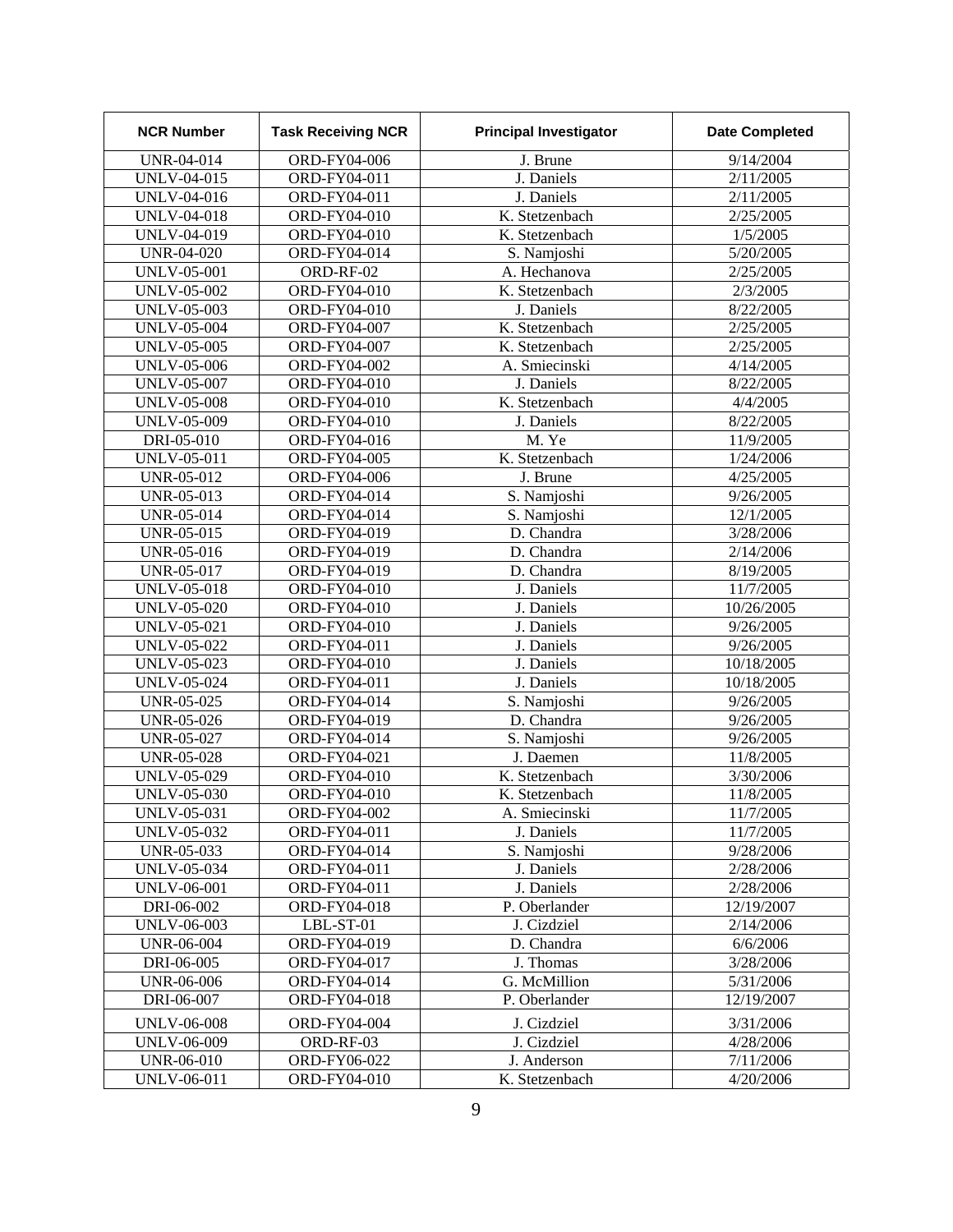| NCR Number | Task Receiving NCR | Principal Investigator | Date Completed |
|---|---|---|---|
| UNR-04-014 | ORD-FY04-006 | J. Brune | 9/14/2004 |
| UNLV-04-015 | ORD-FY04-011 | J. Daniels | 2/11/2005 |
| UNLV-04-016 | ORD-FY04-011 | J. Daniels | 2/11/2005 |
| UNLV-04-018 | ORD-FY04-010 | K. Stetzenbach | 2/25/2005 |
| UNLV-04-019 | ORD-FY04-010 | K. Stetzenbach | 1/5/2005 |
| UNR-04-020 | ORD-FY04-014 | S. Namjoshi | 5/20/2005 |
| UNLV-05-001 | ORD-RF-02 | A. Hechanova | 2/25/2005 |
| UNLV-05-002 | ORD-FY04-010 | K. Stetzenbach | 2/3/2005 |
| UNLV-05-003 | ORD-FY04-010 | J. Daniels | 8/22/2005 |
| UNLV-05-004 | ORD-FY04-007 | K. Stetzenbach | 2/25/2005 |
| UNLV-05-005 | ORD-FY04-007 | K. Stetzenbach | 2/25/2005 |
| UNLV-05-006 | ORD-FY04-002 | A. Smiecinski | 4/14/2005 |
| UNLV-05-007 | ORD-FY04-010 | J. Daniels | 8/22/2005 |
| UNLV-05-008 | ORD-FY04-010 | K. Stetzenbach | 4/4/2005 |
| UNLV-05-009 | ORD-FY04-010 | J. Daniels | 8/22/2005 |
| DRI-05-010 | ORD-FY04-016 | M. Ye | 11/9/2005 |
| UNLV-05-011 | ORD-FY04-005 | K. Stetzenbach | 1/24/2006 |
| UNR-05-012 | ORD-FY04-006 | J. Brune | 4/25/2005 |
| UNR-05-013 | ORD-FY04-014 | S. Namjoshi | 9/26/2005 |
| UNR-05-014 | ORD-FY04-014 | S. Namjoshi | 12/1/2005 |
| UNR-05-015 | ORD-FY04-019 | D. Chandra | 3/28/2006 |
| UNR-05-016 | ORD-FY04-019 | D. Chandra | 2/14/2006 |
| UNR-05-017 | ORD-FY04-019 | D. Chandra | 8/19/2005 |
| UNLV-05-018 | ORD-FY04-010 | J. Daniels | 11/7/2005 |
| UNLV-05-020 | ORD-FY04-010 | J. Daniels | 10/26/2005 |
| UNLV-05-021 | ORD-FY04-010 | J. Daniels | 9/26/2005 |
| UNLV-05-022 | ORD-FY04-011 | J. Daniels | 9/26/2005 |
| UNLV-05-023 | ORD-FY04-010 | J. Daniels | 10/18/2005 |
| UNLV-05-024 | ORD-FY04-011 | J. Daniels | 10/18/2005 |
| UNR-05-025 | ORD-FY04-014 | S. Namjoshi | 9/26/2005 |
| UNR-05-026 | ORD-FY04-019 | D. Chandra | 9/26/2005 |
| UNR-05-027 | ORD-FY04-014 | S. Namjoshi | 9/26/2005 |
| UNR-05-028 | ORD-FY04-021 | J. Daemen | 11/8/2005 |
| UNLV-05-029 | ORD-FY04-010 | K. Stetzenbach | 3/30/2006 |
| UNLV-05-030 | ORD-FY04-010 | K. Stetzenbach | 11/8/2005 |
| UNLV-05-031 | ORD-FY04-002 | A. Smiecinski | 11/7/2005 |
| UNLV-05-032 | ORD-FY04-011 | J. Daniels | 11/7/2005 |
| UNR-05-033 | ORD-FY04-014 | S. Namjoshi | 9/28/2006 |
| UNLV-05-034 | ORD-FY04-011 | J. Daniels | 2/28/2006 |
| UNLV-06-001 | ORD-FY04-011 | J. Daniels | 2/28/2006 |
| DRI-06-002 | ORD-FY04-018 | P. Oberlander | 12/19/2007 |
| UNLV-06-003 | LBL-ST-01 | J. Cizdziel | 2/14/2006 |
| UNR-06-004 | ORD-FY04-019 | D. Chandra | 6/6/2006 |
| DRI-06-005 | ORD-FY04-017 | J. Thomas | 3/28/2006 |
| UNR-06-006 | ORD-FY04-014 | G. McMillion | 5/31/2006 |
| DRI-06-007 | ORD-FY04-018 | P. Oberlander | 12/19/2007 |
| UNLV-06-008 | ORD-FY04-004 | J. Cizdziel | 3/31/2006 |
| UNLV-06-009 | ORD-RF-03 | J. Cizdziel | 4/28/2006 |
| UNR-06-010 | ORD-FY06-022 | J. Anderson | 7/11/2006 |
| UNLV-06-011 | ORD-FY04-010 | K. Stetzenbach | 4/20/2006 |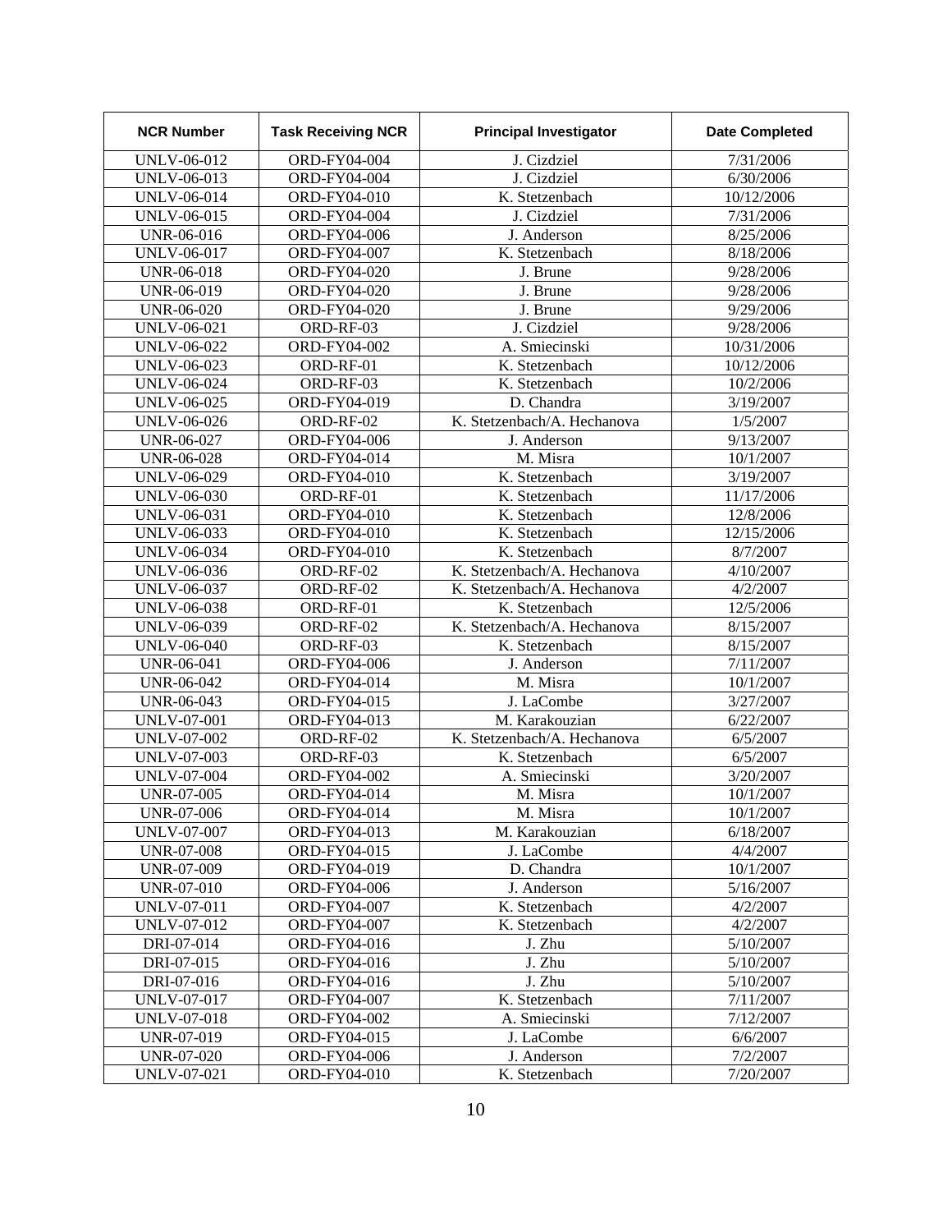| NCR Number | Task Receiving NCR | Principal Investigator | Date Completed |
|---|---|---|---|
| UNLV-06-012 | ORD-FY04-004 | J. Cizdziel | 7/31/2006 |
| UNLV-06-013 | ORD-FY04-004 | J. Cizdziel | 6/30/2006 |
| UNLV-06-014 | ORD-FY04-010 | K. Stetzenbach | 10/12/2006 |
| UNLV-06-015 | ORD-FY04-004 | J. Cizdziel | 7/31/2006 |
| UNR-06-016 | ORD-FY04-006 | J. Anderson | 8/25/2006 |
| UNLV-06-017 | ORD-FY04-007 | K. Stetzenbach | 8/18/2006 |
| UNR-06-018 | ORD-FY04-020 | J. Brune | 9/28/2006 |
| UNR-06-019 | ORD-FY04-020 | J. Brune | 9/28/2006 |
| UNR-06-020 | ORD-FY04-020 | J. Brune | 9/29/2006 |
| UNLV-06-021 | ORD-RF-03 | J. Cizdziel | 9/28/2006 |
| UNLV-06-022 | ORD-FY04-002 | A. Smiecinski | 10/31/2006 |
| UNLV-06-023 | ORD-RF-01 | K. Stetzenbach | 10/12/2006 |
| UNLV-06-024 | ORD-RF-03 | K. Stetzenbach | 10/2/2006 |
| UNLV-06-025 | ORD-FY04-019 | D. Chandra | 3/19/2007 |
| UNLV-06-026 | ORD-RF-02 | K. Stetzenbach/A. Hechanova | 1/5/2007 |
| UNR-06-027 | ORD-FY04-006 | J. Anderson | 9/13/2007 |
| UNR-06-028 | ORD-FY04-014 | M. Misra | 10/1/2007 |
| UNLV-06-029 | ORD-FY04-010 | K. Stetzenbach | 3/19/2007 |
| UNLV-06-030 | ORD-RF-01 | K. Stetzenbach | 11/17/2006 |
| UNLV-06-031 | ORD-FY04-010 | K. Stetzenbach | 12/8/2006 |
| UNLV-06-033 | ORD-FY04-010 | K. Stetzenbach | 12/15/2006 |
| UNLV-06-034 | ORD-FY04-010 | K. Stetzenbach | 8/7/2007 |
| UNLV-06-036 | ORD-RF-02 | K. Stetzenbach/A. Hechanova | 4/10/2007 |
| UNLV-06-037 | ORD-RF-02 | K. Stetzenbach/A. Hechanova | 4/2/2007 |
| UNLV-06-038 | ORD-RF-01 | K. Stetzenbach | 12/5/2006 |
| UNLV-06-039 | ORD-RF-02 | K. Stetzenbach/A. Hechanova | 8/15/2007 |
| UNLV-06-040 | ORD-RF-03 | K. Stetzenbach | 8/15/2007 |
| UNR-06-041 | ORD-FY04-006 | J. Anderson | 7/11/2007 |
| UNR-06-042 | ORD-FY04-014 | M. Misra | 10/1/2007 |
| UNR-06-043 | ORD-FY04-015 | J. LaCombe | 3/27/2007 |
| UNLV-07-001 | ORD-FY04-013 | M. Karakouzian | 6/22/2007 |
| UNLV-07-002 | ORD-RF-02 | K. Stetzenbach/A. Hechanova | 6/5/2007 |
| UNLV-07-003 | ORD-RF-03 | K. Stetzenbach | 6/5/2007 |
| UNLV-07-004 | ORD-FY04-002 | A. Smiecinski | 3/20/2007 |
| UNR-07-005 | ORD-FY04-014 | M. Misra | 10/1/2007 |
| UNR-07-006 | ORD-FY04-014 | M. Misra | 10/1/2007 |
| UNLV-07-007 | ORD-FY04-013 | M. Karakouzian | 6/18/2007 |
| UNR-07-008 | ORD-FY04-015 | J. LaCombe | 4/4/2007 |
| UNR-07-009 | ORD-FY04-019 | D. Chandra | 10/1/2007 |
| UNR-07-010 | ORD-FY04-006 | J. Anderson | 5/16/2007 |
| UNLV-07-011 | ORD-FY04-007 | K. Stetzenbach | 4/2/2007 |
| UNLV-07-012 | ORD-FY04-007 | K. Stetzenbach | 4/2/2007 |
| DRI-07-014 | ORD-FY04-016 | J. Zhu | 5/10/2007 |
| DRI-07-015 | ORD-FY04-016 | J. Zhu | 5/10/2007 |
| DRI-07-016 | ORD-FY04-016 | J. Zhu | 5/10/2007 |
| UNLV-07-017 | ORD-FY04-007 | K. Stetzenbach | 7/11/2007 |
| UNLV-07-018 | ORD-FY04-002 | A. Smiecinski | 7/12/2007 |
| UNR-07-019 | ORD-FY04-015 | J. LaCombe | 6/6/2007 |
| UNR-07-020 | ORD-FY04-006 | J. Anderson | 7/2/2007 |
| UNLV-07-021 | ORD-FY04-010 | K. Stetzenbach | 7/20/2007 |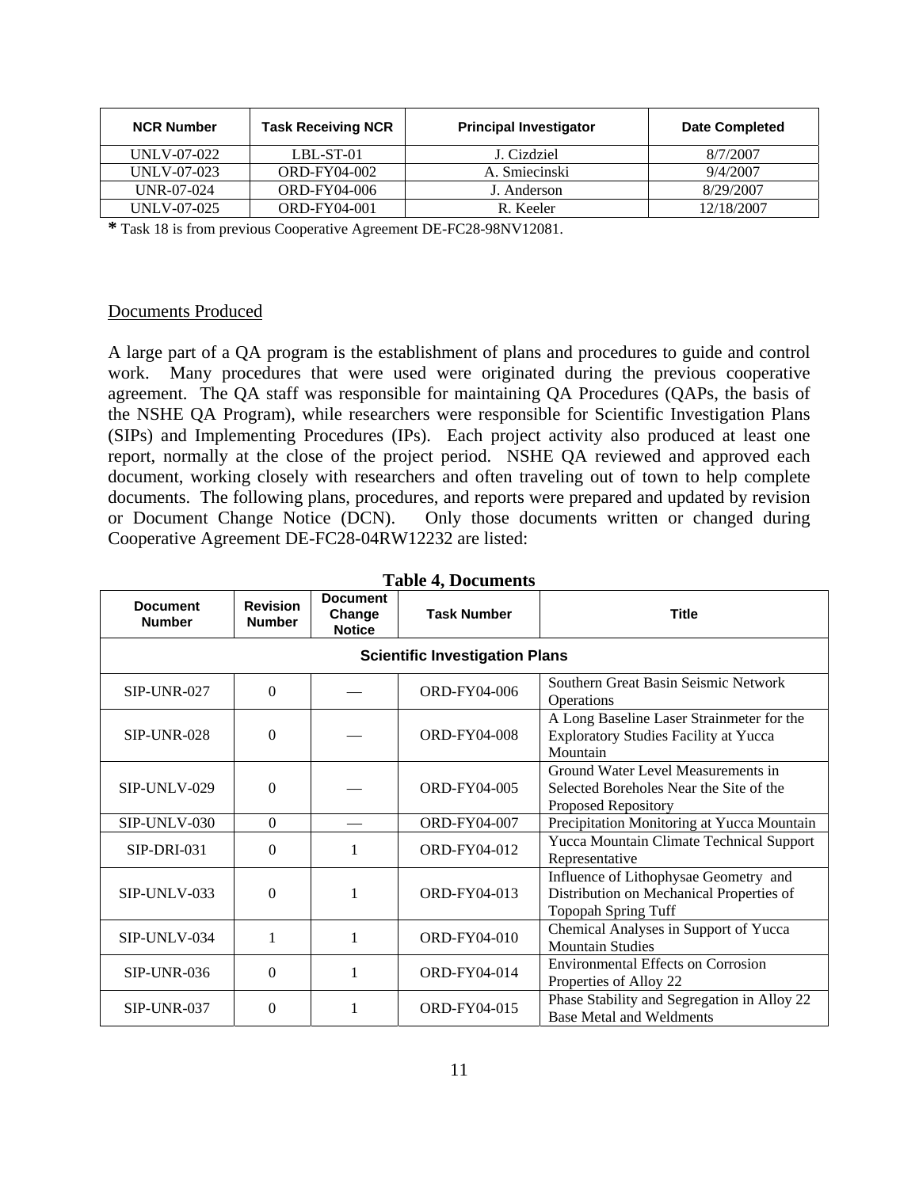| NCR Number | Task Receiving NCR | Principal Investigator | Date Completed |
|---|---|---|---|
| UNLV-07-022 | LBL-ST-01 | J. Cizdziel | 8/7/2007 |
| UNLV-07-023 | ORD-FY04-002 | A. Smiecinski | 9/4/2007 |
| UNR-07-024 | ORD-FY04-006 | J. Anderson | 8/29/2007 |
| UNLV-07-025 | ORD-FY04-001 | R. Keeler | 12/18/2007 |

**\*** Task 18 is from previous Cooperative Agreement DE-FC28-98NV12081.

Documents Produced

A large part of a QA program is the establishment of plans and procedures to guide and control work. Many procedures that were used were originated during the previous cooperative agreement. The QA staff was responsible for maintaining QA Procedures (QAPs, the basis of the NSHE QA Program), while researchers were responsible for Scientific Investigation Plans (SIPs) and Implementing Procedures (IPs). Each project activity also produced at least one report, normally at the close of the project period. NSHE QA reviewed and approved each document, working closely with researchers and often traveling out of town to help complete documents. The following plans, procedures, and reports were prepared and updated by revision or Document Change Notice (DCN). Only those documents written or changed during Cooperative Agreement DE-FC28-04RW12232 are listed:

**Table 4, Documents**

| Document Number | Revision Number | Document Change Notice | Task Number | Title |
|---|---|---|---|---|
| **Scientific Investigation Plans** | | | | |
| SIP-UNR-027 | 0 | — | ORD-FY04-006 | Southern Great Basin Seismic Network Operations |
| SIP-UNR-028 | 0 | — | ORD-FY04-008 | A Long Baseline Laser Strainmeter for the Exploratory Studies Facility at Yucca Mountain |
| SIP-UNLV-029 | 0 | — | ORD-FY04-005 | Ground Water Level Measurements in Selected Boreholes Near the Site of the Proposed Repository |
| SIP-UNLV-030 | 0 | — | ORD-FY04-007 | Precipitation Monitoring at Yucca Mountain |
| SIP-DRI-031 | 0 | 1 | ORD-FY04-012 | Yucca Mountain Climate Technical Support Representative |
| SIP-UNLV-033 | 0 | 1 | ORD-FY04-013 | Influence of Lithophysae Geometry and Distribution on Mechanical Properties of Topopah Spring Tuff |
| SIP-UNLV-034 | 1 | 1 | ORD-FY04-010 | Chemical Analyses in Support of Yucca Mountain Studies |
| SIP-UNR-036 | 0 | 1 | ORD-FY04-014 | Environmental Effects on Corrosion Properties of Alloy 22 |
| SIP-UNR-037 | 0 | 1 | ORD-FY04-015 | Phase Stability and Segregation in Alloy 22 Base Metal and Weldments |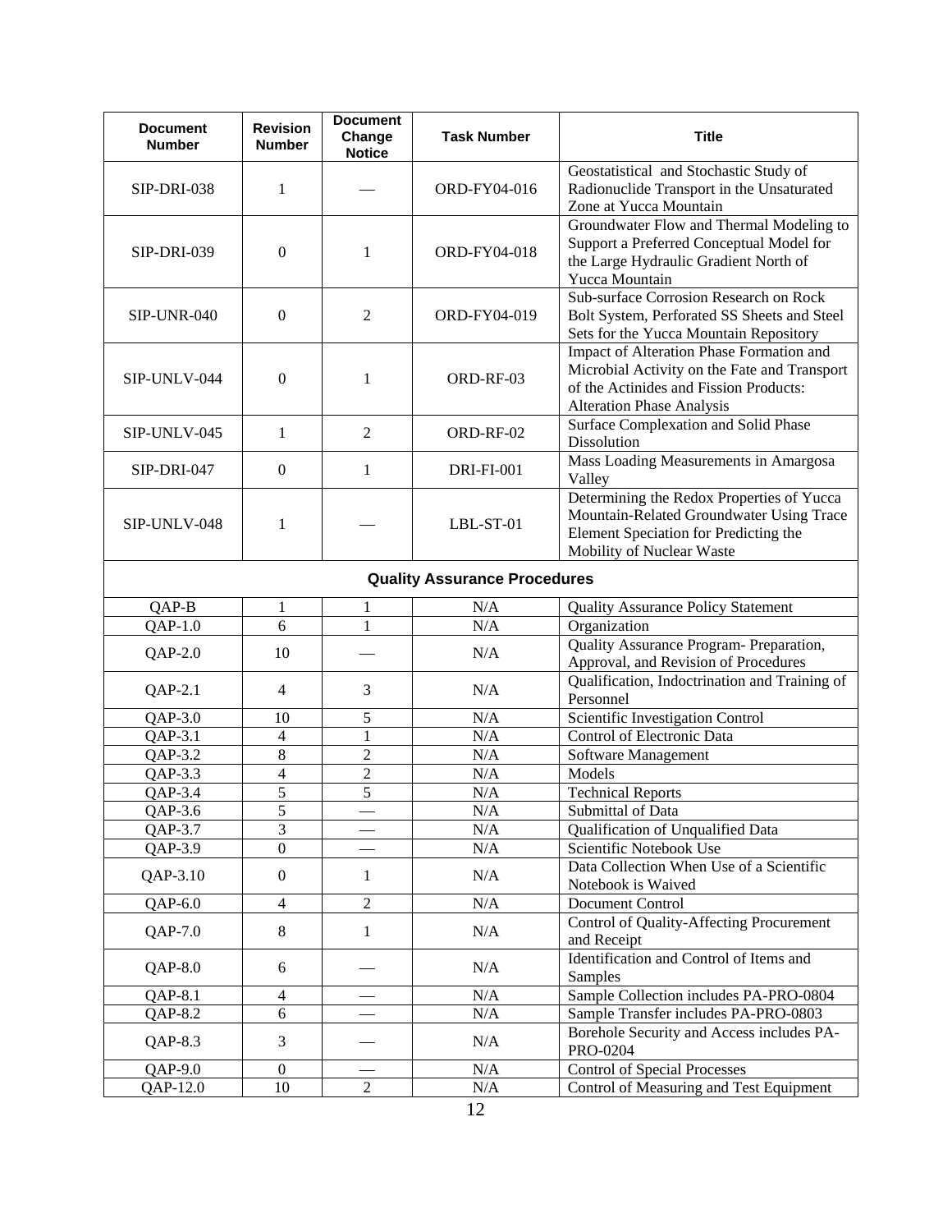| Document Number | Revision Number | Document Change Notice | Task Number | Title |
|---|---|---|---|---|
| SIP-DRI-038 | 1 | — | ORD-FY04-016 | Geostatistical and Stochastic Study of Radionuclide Transport in the Unsaturated Zone at Yucca Mountain |
| SIP-DRI-039 | 0 | 1 | ORD-FY04-018 | Groundwater Flow and Thermal Modeling to Support a Preferred Conceptual Model for the Large Hydraulic Gradient North of Yucca Mountain |
| SIP-UNR-040 | 0 | 2 | ORD-FY04-019 | Sub-surface Corrosion Research on Rock Bolt System, Perforated SS Sheets and Steel Sets for the Yucca Mountain Repository |
| SIP-UNLV-044 | 0 | 1 | ORD-RF-03 | Impact of Alteration Phase Formation and Microbial Activity on the Fate and Transport of the Actinides and Fission Products: Alteration Phase Analysis |
| SIP-UNLV-045 | 1 | 2 | ORD-RF-02 | Surface Complexation and Solid Phase Dissolution |
| SIP-DRI-047 | 0 | 1 | DRI-FI-001 | Mass Loading Measurements in Amargosa Valley |
| SIP-UNLV-048 | 1 | — | LBL-ST-01 | Determining the Redox Properties of Yucca Mountain-Related Groundwater Using Trace Element Speciation for Predicting the Mobility of Nuclear Waste |
| **Quality Assurance Procedures** | | | | |
| QAP-B | 1 | 1 | N/A | Quality Assurance Policy Statement |
| QAP-1.0 | 6 | 1 | N/A | Organization |
| QAP-2.0 | 10 | — | N/A | Quality Assurance Program- Preparation, Approval, and Revision of Procedures |
| QAP-2.1 | 4 | 3 | N/A | Qualification, Indoctrination and Training of Personnel |
| QAP-3.0 | 10 | 5 | N/A | Scientific Investigation Control |
| QAP-3.1 | 4 | 1 | N/A | Control of Electronic Data |
| QAP-3.2 | 8 | 2 | N/A | Software Management |
| QAP-3.3 | 4 | 2 | N/A | Models |
| QAP-3.4 | 5 | 5 | N/A | Technical Reports |
| QAP-3.6 | 5 | — | N/A | Submittal of Data |
| QAP-3.7 | 3 | — | N/A | Qualification of Unqualified Data |
| QAP-3.9 | 0 | — | N/A | Scientific Notebook Use |
| QAP-3.10 | 0 | 1 | N/A | Data Collection When Use of a Scientific Notebook is Waived |
| QAP-6.0 | 4 | 2 | N/A | Document Control |
| QAP-7.0 | 8 | 1 | N/A | Control of Quality-Affecting Procurement and Receipt |
| QAP-8.0 | 6 | — | N/A | Identification and Control of Items and Samples |
| QAP-8.1 | 4 | — | N/A | Sample Collection includes PA-PRO-0804 |
| QAP-8.2 | 6 | — | N/A | Sample Transfer includes PA-PRO-0803 |
| QAP-8.3 | 3 | — | N/A | Borehole Security and Access includes PA-PRO-0204 |
| QAP-9.0 | 0 | — | N/A | Control of Special Processes |
| QAP-12.0 | 10 | 2 | N/A | Control of Measuring and Test Equipment |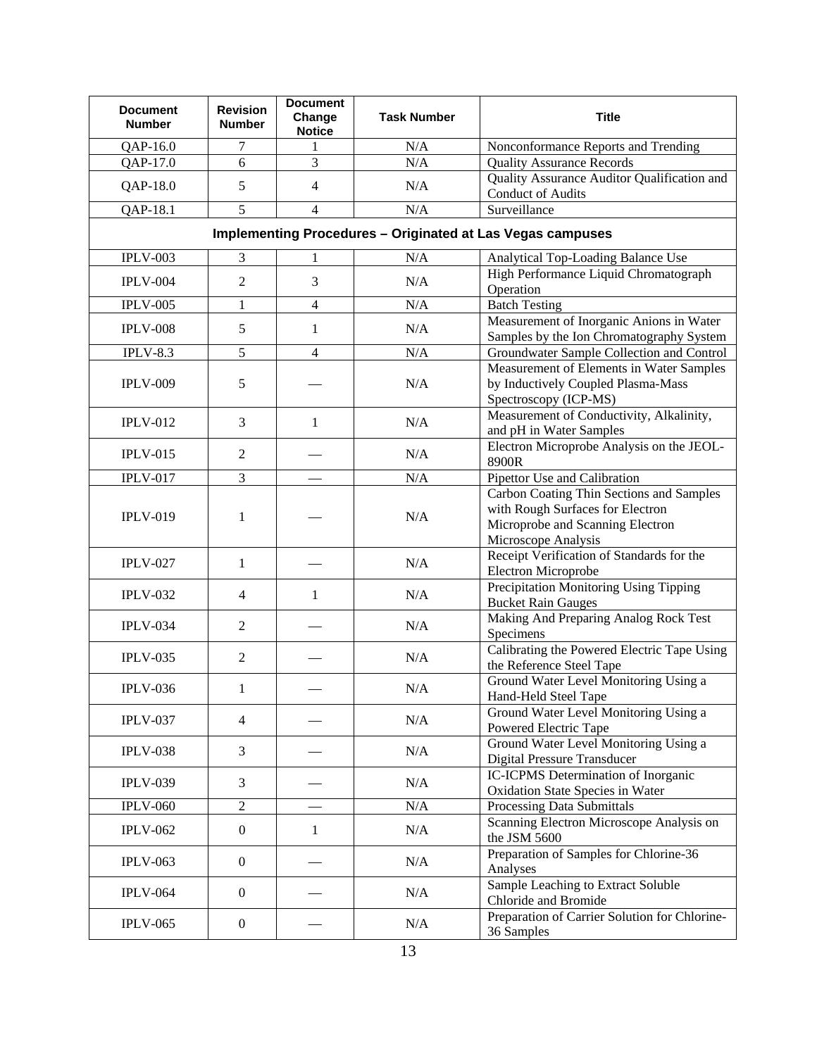| Document Number | Revision Number | Document Change Notice | Task Number | Title |
|---|---|---|---|---|
| QAP-16.0 | 7 | 1 | N/A | Nonconformance Reports and Trending |
| QAP-17.0 | 6 | 3 | N/A | Quality Assurance Records |
| QAP-18.0 | 5 | 4 | N/A | Quality Assurance Auditor Qualification and Conduct of Audits |
| QAP-18.1 | 5 | 4 | N/A | Surveillance |
| **Implementing Procedures – Originated at Las Vegas campuses** | | | | |
| IPLV-003 | 3 | 1 | N/A | Analytical Top-Loading Balance Use |
| IPLV-004 | 2 | 3 | N/A | High Performance Liquid Chromatograph Operation |
| IPLV-005 | 1 | 4 | N/A | Batch Testing |
| IPLV-008 | 5 | 1 | N/A | Measurement of Inorganic Anions in Water Samples by the Ion Chromatography System |
| IPLV-8.3 | 5 | 4 | N/A | Groundwater Sample Collection and Control |
| IPLV-009 | 5 | — | N/A | Measurement of Elements in Water Samples by Inductively Coupled Plasma-Mass Spectroscopy (ICP-MS) |
| IPLV-012 | 3 | 1 | N/A | Measurement of Conductivity, Alkalinity, and pH in Water Samples |
| IPLV-015 | 2 | — | N/A | Electron Microprobe Analysis on the JEOL-8900R |
| IPLV-017 | 3 | — | N/A | Pipettor Use and Calibration |
| IPLV-019 | 1 | — | N/A | Carbon Coating Thin Sections and Samples with Rough Surfaces for Electron Microprobe and Scanning Electron Microscope Analysis |
| IPLV-027 | 1 | — | N/A | Receipt Verification of Standards for the Electron Microprobe |
| IPLV-032 | 4 | 1 | N/A | Precipitation Monitoring Using Tipping Bucket Rain Gauges |
| IPLV-034 | 2 | — | N/A | Making And Preparing Analog Rock Test Specimens |
| IPLV-035 | 2 | — | N/A | Calibrating the Powered Electric Tape Using the Reference Steel Tape |
| IPLV-036 | 1 | — | N/A | Ground Water Level Monitoring Using a Hand-Held Steel Tape |
| IPLV-037 | 4 | — | N/A | Ground Water Level Monitoring Using a Powered Electric Tape |
| IPLV-038 | 3 | — | N/A | Ground Water Level Monitoring Using a Digital Pressure Transducer |
| IPLV-039 | 3 | — | N/A | IC-ICPMS Determination of Inorganic Oxidation State Species in Water |
| IPLV-060 | 2 | — | N/A | Processing Data Submittals |
| IPLV-062 | 0 | 1 | N/A | Scanning Electron Microscope Analysis on the JSM 5600 |
| IPLV-063 | 0 | — | N/A | Preparation of Samples for Chlorine-36 Analyses |
| IPLV-064 | 0 | — | N/A | Sample Leaching to Extract Soluble Chloride and Bromide |
| IPLV-065 | 0 | — | N/A | Preparation of Carrier Solution for Chlorine-36 Samples |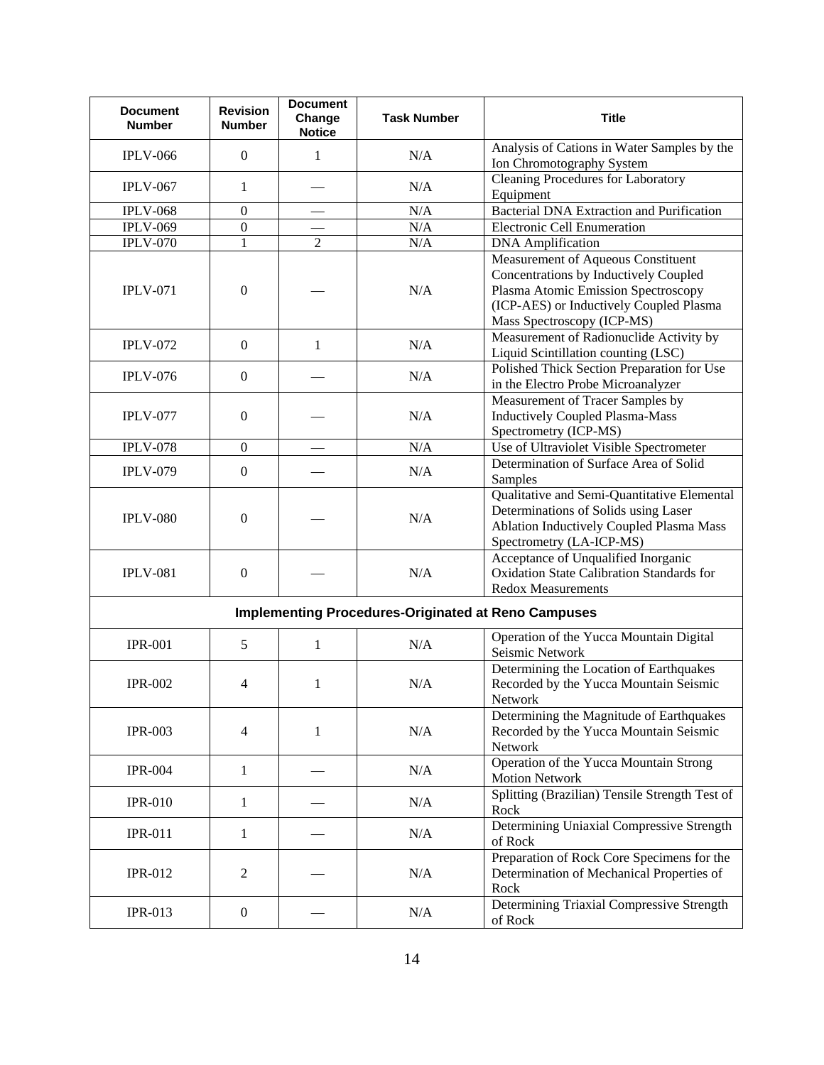| Document Number | Revision Number | Document Change Notice | Task Number | Title |
|---|---|---|---|---|
| IPLV-066 | 0 | 1 | N/A | Analysis of Cations in Water Samples by the Ion Chromatography System |
| IPLV-067 | 1 | — | N/A | Cleaning Procedures for Laboratory Equipment |
| IPLV-068 | 0 | — | N/A | Bacterial DNA Extraction and Purification |
| IPLV-069 | 0 | — | N/A | Electronic Cell Enumeration |
| IPLV-070 | 1 | 2 | N/A | DNA Amplification |
| IPLV-071 | 0 | — | N/A | Measurement of Aqueous Constituent Concentrations by Inductively Coupled Plasma Atomic Emission Spectroscopy (ICP-AES) or Inductively Coupled Plasma Mass Spectroscopy (ICP-MS) |
| IPLV-072 | 0 | 1 | N/A | Measurement of Radionuclide Activity by Liquid Scintillation counting (LSC) |
| IPLV-076 | 0 | — | N/A | Polished Thick Section Preparation for Use in the Electro Probe Microanalyzer |
| IPLV-077 | 0 | — | N/A | Measurement of Tracer Samples by Inductively Coupled Plasma-Mass Spectrometry (ICP-MS) |
| IPLV-078 | 0 | — | N/A | Use of Ultraviolet Visible Spectrometer |
| IPLV-079 | 0 | — | N/A | Determination of Surface Area of Solid Samples |
| IPLV-080 | 0 | — | N/A | Qualitative and Semi-Quantitative Elemental Determinations of Solids using Laser Ablation Inductively Coupled Plasma Mass Spectrometry (LA-ICP-MS) |
| IPLV-081 | 0 | — | N/A | Acceptance of Unqualified Inorganic Oxidation State Calibration Standards for Redox Measurements |
| **Implementing Procedures-Originated at Reno Campuses** | | | | |
| IPR-001 | 5 | 1 | N/A | Operation of the Yucca Mountain Digital Seismic Network |
| IPR-002 | 4 | 1 | N/A | Determining the Location of Earthquakes Recorded by the Yucca Mountain Seismic Network |
| IPR-003 | 4 | 1 | N/A | Determining the Magnitude of Earthquakes Recorded by the Yucca Mountain Seismic Network |
| IPR-004 | 1 | — | N/A | Operation of the Yucca Mountain Strong Motion Network |
| IPR-010 | 1 | — | N/A | Splitting (Brazilian) Tensile Strength Test of Rock |
| IPR-011 | 1 | — | N/A | Determining Uniaxial Compressive Strength of Rock |
| IPR-012 | 2 | — | N/A | Preparation of Rock Core Specimens for the Determination of Mechanical Properties of Rock |
| IPR-013 | 0 | — | N/A | Determining Triaxial Compressive Strength of Rock |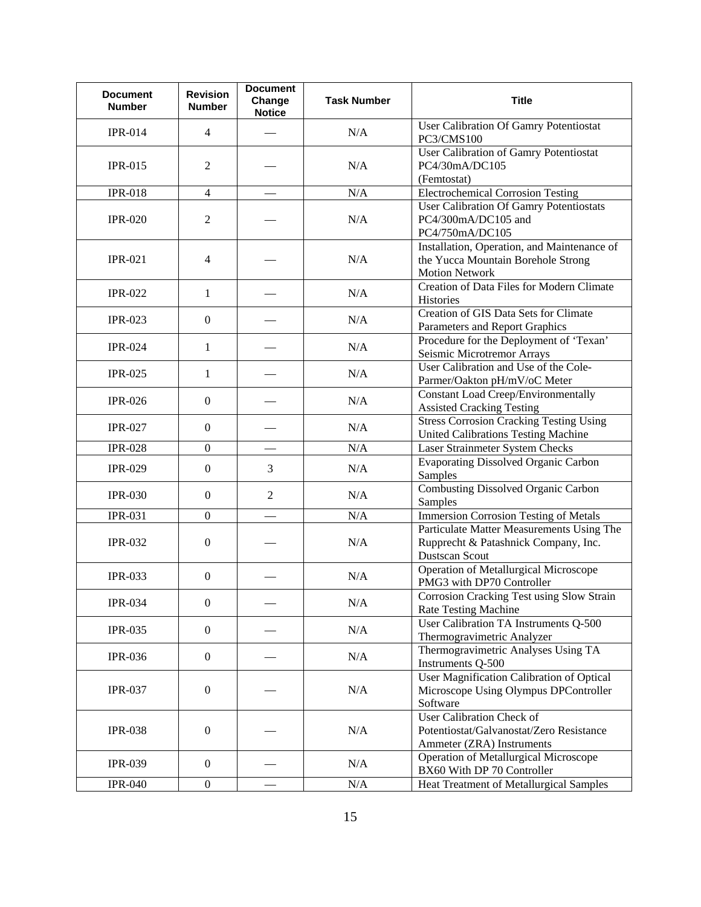| Document Number | Revision Number | Document Change Notice | Task Number | Title |
|---|---|---|---|---|
| IPR-014 | 4 | — | N/A | User Calibration Of Gamry Potentiostat PC3/CMS100 |
| IPR-015 | 2 | — | N/A | User Calibration of Gamry Potentiostat PC4/30mA/DC105 (Femtostat) |
| IPR-018 | 4 | — | N/A | Electrochemical Corrosion Testing |
| IPR-020 | 2 | — | N/A | User Calibration Of Gamry Potentiostats PC4/300mA/DC105 and PC4/750mA/DC105 |
| IPR-021 | 4 | — | N/A | Installation, Operation, and Maintenance of the Yucca Mountain Borehole Strong Motion Network |
| IPR-022 | 1 | — | N/A | Creation of Data Files for Modern Climate Histories |
| IPR-023 | 0 | — | N/A | Creation of GIS Data Sets for Climate Parameters and Report Graphics |
| IPR-024 | 1 | — | N/A | Procedure for the Deployment of 'Texan' Seismic Microtremor Arrays |
| IPR-025 | 1 | — | N/A | User Calibration and Use of the Cole-Parmer/Oakton pH/mV/oC Meter |
| IPR-026 | 0 | — | N/A | Constant Load Creep/Environmentally Assisted Cracking Testing |
| IPR-027 | 0 | — | N/A | Stress Corrosion Cracking Testing Using United Calibrations Testing Machine |
| IPR-028 | 0 | — | N/A | Laser Strainmeter System Checks |
| IPR-029 | 0 | 3 | N/A | Evaporating Dissolved Organic Carbon Samples |
| IPR-030 | 0 | 2 | N/A | Combusting Dissolved Organic Carbon Samples |
| IPR-031 | 0 | — | N/A | Immersion Corrosion Testing of Metals |
| IPR-032 | 0 | — | N/A | Particulate Matter Measurements Using The Rupprecht & Patashnick Company, Inc. Dustscan Scout |
| IPR-033 | 0 | — | N/A | Operation of Metallurgical Microscope PMG3 with DP70 Controller |
| IPR-034 | 0 | — | N/A | Corrosion Cracking Test using Slow Strain Rate Testing Machine |
| IPR-035 | 0 | — | N/A | User Calibration TA Instruments Q-500 Thermogravimetric Analyzer |
| IPR-036 | 0 | — | N/A | Thermogravimetric Analyses Using TA Instruments Q-500 |
| IPR-037 | 0 | — | N/A | User Magnification Calibration of Optical Microscope Using Olympus DPController Software |
| IPR-038 | 0 | — | N/A | User Calibration Check of Potentiostat/Galvanostat/Zero Resistance Ammeter (ZRA) Instruments |
| IPR-039 | 0 | — | N/A | Operation of Metallurgical Microscope BX60 With DP 70 Controller |
| IPR-040 | 0 | — | N/A | Heat Treatment of Metallurgical Samples |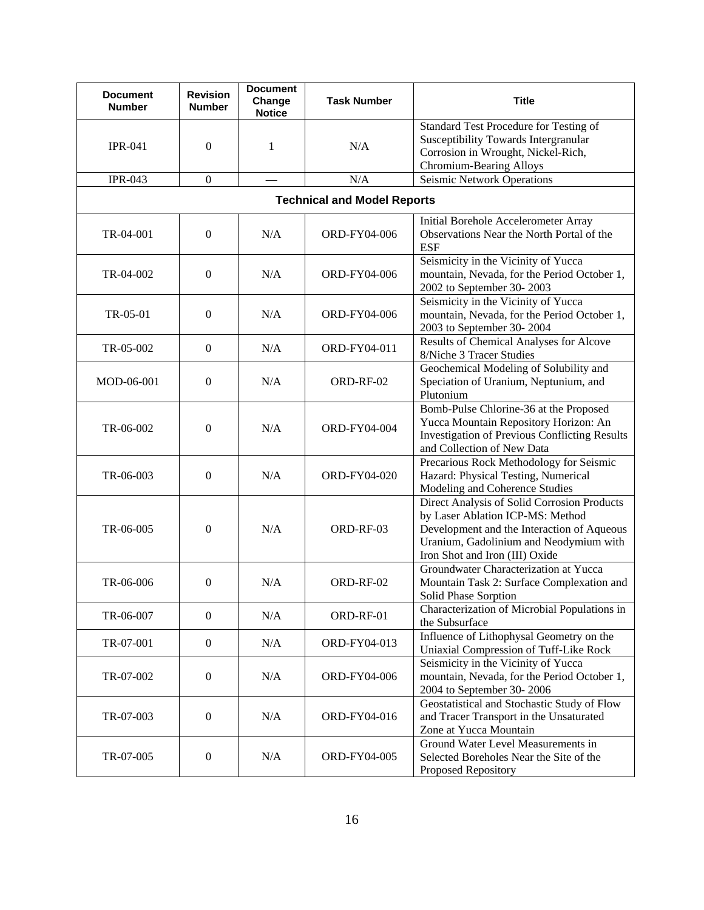| Document Number | Revision Number | Document Change Notice | Task Number | Title |
|---|---|---|---|---|
| IPR-041 | 0 | 1 | N/A | Standard Test Procedure for Testing of Susceptibility Towards Intergranular Corrosion in Wrought, Nickel-Rich, Chromium-Bearing Alloys |
| IPR-043 | 0 | — | N/A | Seismic Network Operations |
| **Technical and Model Reports** | | | | |
| TR-04-001 | 0 | N/A | ORD-FY04-006 | Initial Borehole Accelerometer Array Observations Near the North Portal of the ESF |
| TR-04-002 | 0 | N/A | ORD-FY04-006 | Seismicity in the Vicinity of Yucca mountain, Nevada, for the Period October 1, 2002 to September 30- 2003 |
| TR-05-01 | 0 | N/A | ORD-FY04-006 | Seismicity in the Vicinity of Yucca mountain, Nevada, for the Period October 1, 2003 to September 30- 2004 |
| TR-05-002 | 0 | N/A | ORD-FY04-011 | Results of Chemical Analyses for Alcove 8/Niche 3 Tracer Studies |
| MOD-06-001 | 0 | N/A | ORD-RF-02 | Geochemical Modeling of Solubility and Speciation of Uranium, Neptunium, and Plutonium |
| TR-06-002 | 0 | N/A | ORD-FY04-004 | Bomb-Pulse Chlorine-36 at the Proposed Yucca Mountain Repository Horizon: An Investigation of Previous Conflicting Results and Collection of New Data |
| TR-06-003 | 0 | N/A | ORD-FY04-020 | Precarious Rock Methodology for Seismic Hazard: Physical Testing, Numerical Modeling and Coherence Studies |
| TR-06-005 | 0 | N/A | ORD-RF-03 | Direct Analysis of Solid Corrosion Products by Laser Ablation ICP-MS: Method Development and the Interaction of Aqueous Uranium, Gadolinium and Neodymium with Iron Shot and Iron (III) Oxide |
| TR-06-006 | 0 | N/A | ORD-RF-02 | Groundwater Characterization at Yucca Mountain Task 2: Surface Complexation and Solid Phase Sorption |
| TR-06-007 | 0 | N/A | ORD-RF-01 | Characterization of Microbial Populations in the Subsurface |
| TR-07-001 | 0 | N/A | ORD-FY04-013 | Influence of Lithophysal Geometry on the Uniaxial Compression of Tuff-Like Rock |
| TR-07-002 | 0 | N/A | ORD-FY04-006 | Seismicity in the Vicinity of Yucca mountain, Nevada, for the Period October 1, 2004 to September 30- 2006 |
| TR-07-003 | 0 | N/A | ORD-FY04-016 | Geostatistical and Stochastic Study of Flow and Tracer Transport in the Unsaturated Zone at Yucca Mountain |
| TR-07-005 | 0 | N/A | ORD-FY04-005 | Ground Water Level Measurements in Selected Boreholes Near the Site of the Proposed Repository |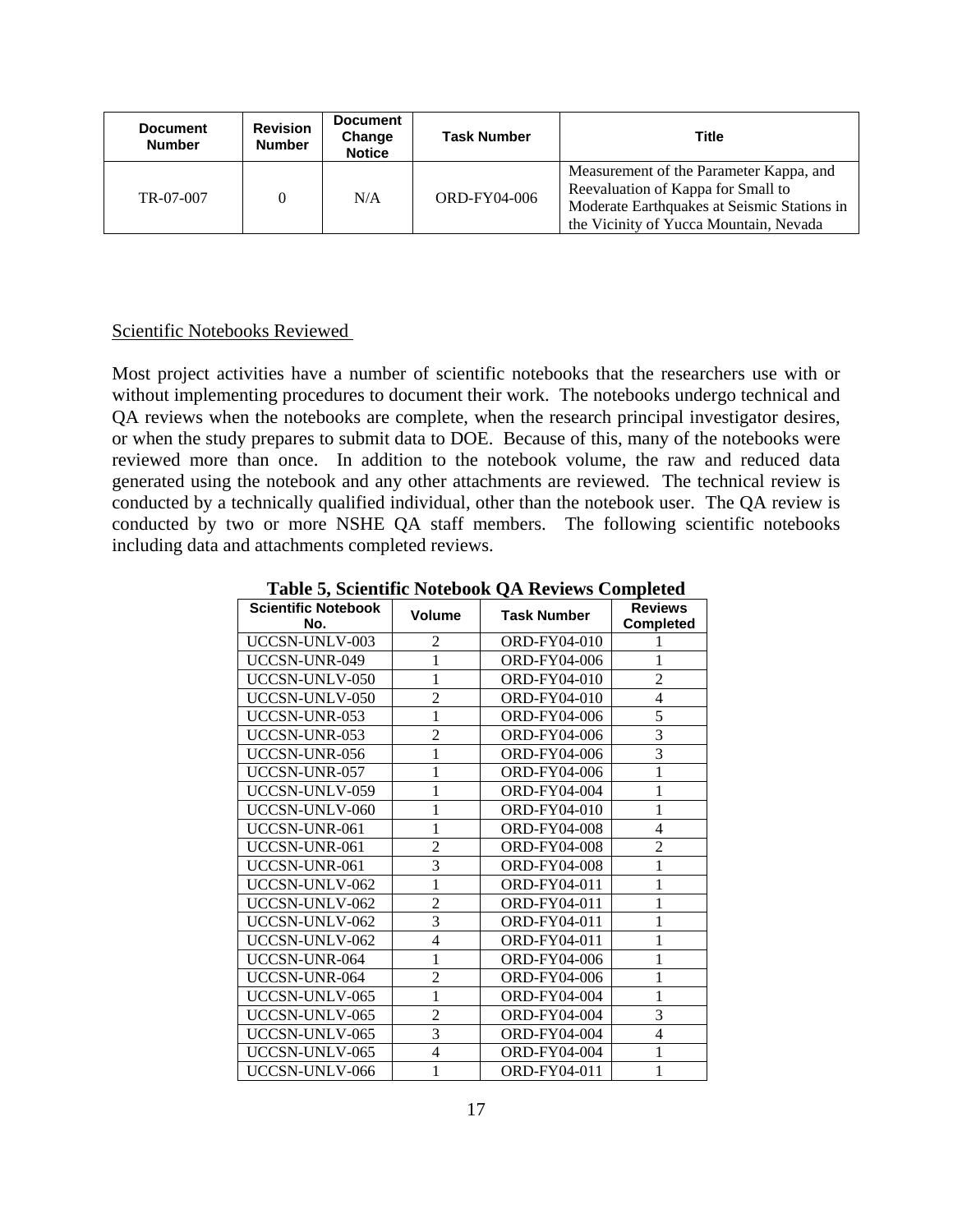| Document Number | Revision Number | Document Change Notice | Task Number | Title |
|---|---|---|---|---|
| TR-07-007 | 0 | N/A | ORD-FY04-006 | Measurement of the Parameter Kappa, and Reevaluation of Kappa for Small to Moderate Earthquakes at Seismic Stations in the Vicinity of Yucca Mountain, Nevada |

Scientific Notebooks Reviewed

Most project activities have a number of scientific notebooks that the researchers use with or without implementing procedures to document their work. The notebooks undergo technical and QA reviews when the notebooks are complete, when the research principal investigator desires, or when the study prepares to submit data to DOE. Because of this, many of the notebooks were reviewed more than once. In addition to the notebook volume, the raw and reduced data generated using the notebook and any other attachments are reviewed. The technical review is conducted by a technically qualified individual, other than the notebook user. The QA review is conducted by two or more NSHE QA staff members. The following scientific notebooks including data and attachments completed reviews.

**Table 5, Scientific Notebook QA Reviews Completed**

| Scientific Notebook No. | Volume | Task Number | Reviews Completed |
|---|---|---|---|
| UCCSN-UNLV-003 | 2 | ORD-FY04-010 | 1 |
| UCCSN-UNR-049 | 1 | ORD-FY04-006 | 1 |
| UCCSN-UNLV-050 | 1 | ORD-FY04-010 | 2 |
| UCCSN-UNLV-050 | 2 | ORD-FY04-010 | 4 |
| UCCSN-UNR-053 | 1 | ORD-FY04-006 | 5 |
| UCCSN-UNR-053 | 2 | ORD-FY04-006 | 3 |
| UCCSN-UNR-056 | 1 | ORD-FY04-006 | 3 |
| UCCSN-UNR-057 | 1 | ORD-FY04-006 | 1 |
| UCCSN-UNLV-059 | 1 | ORD-FY04-004 | 1 |
| UCCSN-UNLV-060 | 1 | ORD-FY04-010 | 1 |
| UCCSN-UNR-061 | 1 | ORD-FY04-008 | 4 |
| UCCSN-UNR-061 | 2 | ORD-FY04-008 | 2 |
| UCCSN-UNR-061 | 3 | ORD-FY04-008 | 1 |
| UCCSN-UNLV-062 | 1 | ORD-FY04-011 | 1 |
| UCCSN-UNLV-062 | 2 | ORD-FY04-011 | 1 |
| UCCSN-UNLV-062 | 3 | ORD-FY04-011 | 1 |
| UCCSN-UNLV-062 | 4 | ORD-FY04-011 | 1 |
| UCCSN-UNR-064 | 1 | ORD-FY04-006 | 1 |
| UCCSN-UNR-064 | 2 | ORD-FY04-006 | 1 |
| UCCSN-UNLV-065 | 1 | ORD-FY04-004 | 1 |
| UCCSN-UNLV-065 | 2 | ORD-FY04-004 | 3 |
| UCCSN-UNLV-065 | 3 | ORD-FY04-004 | 4 |
| UCCSN-UNLV-065 | 4 | ORD-FY04-004 | 1 |
| UCCSN-UNLV-066 | 1 | ORD-FY04-011 | 1 |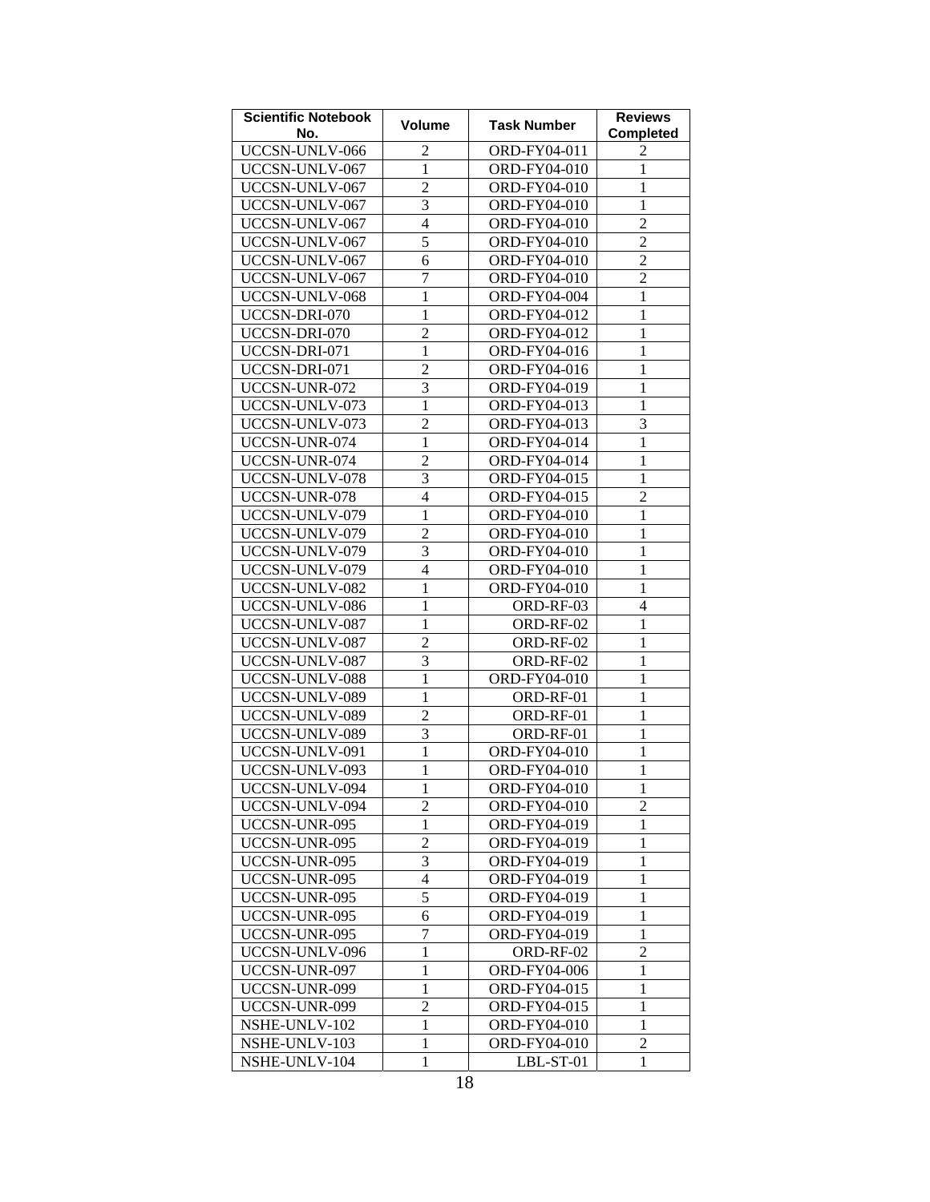| Scientific Notebook No. | Volume | Task Number | Reviews Completed |
|---|---|---|---|
| UCCSN-UNLV-066 | 2 | ORD-FY04-011 | 2 |
| UCCSN-UNLV-067 | 1 | ORD-FY04-010 | 1 |
| UCCSN-UNLV-067 | 2 | ORD-FY04-010 | 1 |
| UCCSN-UNLV-067 | 3 | ORD-FY04-010 | 1 |
| UCCSN-UNLV-067 | 4 | ORD-FY04-010 | 2 |
| UCCSN-UNLV-067 | 5 | ORD-FY04-010 | 2 |
| UCCSN-UNLV-067 | 6 | ORD-FY04-010 | 2 |
| UCCSN-UNLV-067 | 7 | ORD-FY04-010 | 2 |
| UCCSN-UNLV-068 | 1 | ORD-FY04-004 | 1 |
| UCCSN-DRI-070 | 1 | ORD-FY04-012 | 1 |
| UCCSN-DRI-070 | 2 | ORD-FY04-012 | 1 |
| UCCSN-DRI-071 | 1 | ORD-FY04-016 | 1 |
| UCCSN-DRI-071 | 2 | ORD-FY04-016 | 1 |
| UCCSN-UNR-072 | 3 | ORD-FY04-019 | 1 |
| UCCSN-UNLV-073 | 1 | ORD-FY04-013 | 1 |
| UCCSN-UNLV-073 | 2 | ORD-FY04-013 | 3 |
| UCCSN-UNR-074 | 1 | ORD-FY04-014 | 1 |
| UCCSN-UNR-074 | 2 | ORD-FY04-014 | 1 |
| UCCSN-UNLV-078 | 3 | ORD-FY04-015 | 1 |
| UCCSN-UNR-078 | 4 | ORD-FY04-015 | 2 |
| UCCSN-UNLV-079 | 1 | ORD-FY04-010 | 1 |
| UCCSN-UNLV-079 | 2 | ORD-FY04-010 | 1 |
| UCCSN-UNLV-079 | 3 | ORD-FY04-010 | 1 |
| UCCSN-UNLV-079 | 4 | ORD-FY04-010 | 1 |
| UCCSN-UNLV-082 | 1 | ORD-FY04-010 | 1 |
| UCCSN-UNLV-086 | 1 | ORD-RF-03 | 4 |
| UCCSN-UNLV-087 | 1 | ORD-RF-02 | 1 |
| UCCSN-UNLV-087 | 2 | ORD-RF-02 | 1 |
| UCCSN-UNLV-087 | 3 | ORD-RF-02 | 1 |
| UCCSN-UNLV-088 | 1 | ORD-FY04-010 | 1 |
| UCCSN-UNLV-089 | 1 | ORD-RF-01 | 1 |
| UCCSN-UNLV-089 | 2 | ORD-RF-01 | 1 |
| UCCSN-UNLV-089 | 3 | ORD-RF-01 | 1 |
| UCCSN-UNLV-091 | 1 | ORD-FY04-010 | 1 |
| UCCSN-UNLV-093 | 1 | ORD-FY04-010 | 1 |
| UCCSN-UNLV-094 | 1 | ORD-FY04-010 | 1 |
| UCCSN-UNLV-094 | 2 | ORD-FY04-010 | 2 |
| UCCSN-UNR-095 | 1 | ORD-FY04-019 | 1 |
| UCCSN-UNR-095 | 2 | ORD-FY04-019 | 1 |
| UCCSN-UNR-095 | 3 | ORD-FY04-019 | 1 |
| UCCSN-UNR-095 | 4 | ORD-FY04-019 | 1 |
| UCCSN-UNR-095 | 5 | ORD-FY04-019 | 1 |
| UCCSN-UNR-095 | 6 | ORD-FY04-019 | 1 |
| UCCSN-UNR-095 | 7 | ORD-FY04-019 | 1 |
| UCCSN-UNLV-096 | 1 | ORD-RF-02 | 2 |
| UCCSN-UNR-097 | 1 | ORD-FY04-006 | 1 |
| UCCSN-UNR-099 | 1 | ORD-FY04-015 | 1 |
| UCCSN-UNR-099 | 2 | ORD-FY04-015 | 1 |
| NSHE-UNLV-102 | 1 | ORD-FY04-010 | 1 |
| NSHE-UNLV-103 | 1 | ORD-FY04-010 | 2 |
| NSHE-UNLV-104 | 1 | LBL-ST-01 | 1 |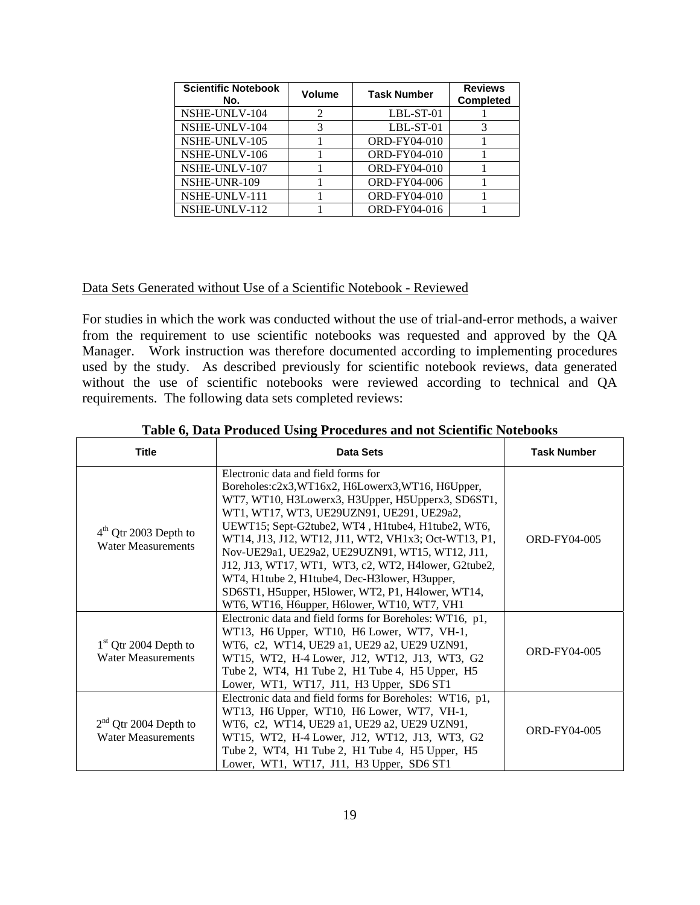| Scientific Notebook No. | Volume | Task Number | Reviews Completed |
|---|---|---|---|
| NSHE-UNLV-104 | 2 | LBL-ST-01 | 1 |
| NSHE-UNLV-104 | 3 | LBL-ST-01 | 3 |
| NSHE-UNLV-105 | 1 | ORD-FY04-010 | 1 |
| NSHE-UNLV-106 | 1 | ORD-FY04-010 | 1 |
| NSHE-UNLV-107 | 1 | ORD-FY04-010 | 1 |
| NSHE-UNR-109 | 1 | ORD-FY04-006 | 1 |
| NSHE-UNLV-111 | 1 | ORD-FY04-010 | 1 |
| NSHE-UNLV-112 | 1 | ORD-FY04-016 | 1 |

Data Sets Generated without Use of a Scientific Notebook - Reviewed

For studies in which the work was conducted without the use of trial-and-error methods, a waiver from the requirement to use scientific notebooks was requested and approved by the QA Manager. Work instruction was therefore documented according to implementing procedures used by the study. As described previously for scientific notebook reviews, data generated without the use of scientific notebooks were reviewed according to technical and QA requirements. The following data sets completed reviews:

**Table 6, Data Produced Using Procedures and not Scientific Notebooks**

| Title | Data Sets | Task Number |
|---|---|---|
| 4th Qtr 2003 Depth to Water Measurements | Electronic data and field forms for Boreholes:c2x3,WT16x2, H6Lowerx3,WT16, H6Upper, WT7, WT10, H3Lowerx3, H3Upper, H5Upperx3, SD6ST1, WT1, WT17, WT3, UE29UZN91, UE291, UE29a2, UEWT15; Sept-G2tube2, WT4 , H1tube4, H1tube2, WT6, WT14, J13, J12, WT12, J11, WT2, VH1x3; Oct-WT13, P1, Nov-UE29a1, UE29a2, UE29UZN91, WT15, WT12, J11, J12, J13, WT17, WT1, WT3, c2, WT2, H4lower, G2tube2, WT4, H1tube 2, H1tube4, Dec-H3lower, H3upper, SD6ST1, H5upper, H5lower, WT2, P1, H4lower, WT14, WT6, WT16, H6upper, H6lower, WT10, WT7, VH1 | ORD-FY04-005 |
| 1st Qtr 2004 Depth to Water Measurements | Electronic data and field forms for Boreholes: WT16, p1, WT13, H6 Upper, WT10, H6 Lower, WT7, VH-1, WT6, c2, WT14, UE29 a1, UE29 a2, UE29 UZN91, WT15, WT2, H-4 Lower, J12, WT12, J13, WT3, G2 Tube 2, WT4, H1 Tube 2, H1 Tube 4, H5 Upper, H5 Lower, WT1, WT17, J11, H3 Upper, SD6 ST1 | ORD-FY04-005 |
| 2nd Qtr 2004 Depth to Water Measurements | Electronic data and field forms for Boreholes: WT16, p1, WT13, H6 Upper, WT10, H6 Lower, WT7, VH-1, WT6, c2, WT14, UE29 a1, UE29 a2, UE29 UZN91, WT15, WT2, H-4 Lower, J12, WT12, J13, WT3, G2 Tube 2, WT4, H1 Tube 2, H1 Tube 4, H5 Upper, H5 Lower, WT1, WT17, J11, H3 Upper, SD6 ST1 | ORD-FY04-005 |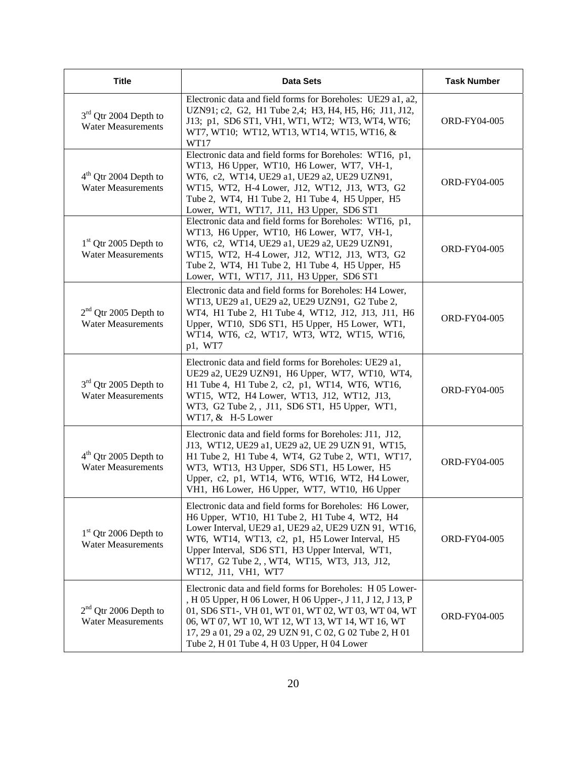| Title | Data Sets | Task Number |
|---|---|---|
| 3rd Qtr 2004 Depth to Water Measurements | Electronic data and field forms for Boreholes: UE29 a1, a2, UZN91; c2, G2, H1 Tube 2,4; H3, H4, H5, H6; J11, J12, J13; p1, SD6 ST1, VH1, WT1, WT2; WT3, WT4, WT6; WT7, WT10; WT12, WT13, WT14, WT15, WT16, & WT17 | ORD-FY04-005 |
| 4th Qtr 2004 Depth to Water Measurements | Electronic data and field forms for Boreholes: WT16, p1, WT13, H6 Upper, WT10, H6 Lower, WT7, VH-1, WT6, c2, WT14, UE29 a1, UE29 a2, UE29 UZN91, WT15, WT2, H-4 Lower, J12, WT12, J13, WT3, G2 Tube 2, WT4, H1 Tube 2, H1 Tube 4, H5 Upper, H5 Lower, WT1, WT17, J11, H3 Upper, SD6 ST1 | ORD-FY04-005 |
| 1st Qtr 2005 Depth to Water Measurements | Electronic data and field forms for Boreholes: WT16, p1, WT13, H6 Upper, WT10, H6 Lower, WT7, VH-1, WT6, c2, WT14, UE29 a1, UE29 a2, UE29 UZN91, WT15, WT2, H-4 Lower, J12, WT12, J13, WT3, G2 Tube 2, WT4, H1 Tube 2, H1 Tube 4, H5 Upper, H5 Lower, WT1, WT17, J11, H3 Upper, SD6 ST1 | ORD-FY04-005 |
| 2nd Qtr 2005 Depth to Water Measurements | Electronic data and field forms for Boreholes: H4 Lower, WT13, UE29 a1, UE29 a2, UE29 UZN91, G2 Tube 2, WT4, H1 Tube 2, H1 Tube 4, WT12, J12, J13, J11, H6 Upper, WT10, SD6 ST1, H5 Upper, H5 Lower, WT1, WT14, WT6, c2, WT17, WT3, WT2, WT15, WT16, p1, WT7 | ORD-FY04-005 |
| 3rd Qtr 2005 Depth to Water Measurements | Electronic data and field forms for Boreholes: UE29 a1, UE29 a2, UE29 UZN91, H6 Upper, WT7, WT10, WT4, H1 Tube 4, H1 Tube 2, c2, p1, WT14, WT6, WT16, WT15, WT2, H4 Lower, WT13, J12, WT12, J13, WT3, G2 Tube 2, , J11, SD6 ST1, H5 Upper, WT1, WT17, & H-5 Lower | ORD-FY04-005 |
| 4th Qtr 2005 Depth to Water Measurements | Electronic data and field forms for Boreholes: J11, J12, J13, WT12, UE29 a1, UE29 a2, UE 29 UZN 91, WT15, H1 Tube 2, H1 Tube 4, WT4, G2 Tube 2, WT1, WT17, WT3, WT13, H3 Upper, SD6 ST1, H5 Lower, H5 Upper, c2, p1, WT14, WT6, WT16, WT2, H4 Lower, VH1, H6 Lower, H6 Upper, WT7, WT10, H6 Upper | ORD-FY04-005 |
| 1st Qtr 2006 Depth to Water Measurements | Electronic data and field forms for Boreholes: H6 Lower, H6 Upper, WT10, H1 Tube 2, H1 Tube 4, WT2, H4 Lower Interval, UE29 a1, UE29 a2, UE29 UZN 91, WT16, WT6, WT14, WT13, c2, p1, H5 Lower Interval, H5 Upper Interval, SD6 ST1, H3 Upper Interval, WT1, WT17, G2 Tube 2, , WT4, WT15, WT3, J13, J12, WT12, J11, VH1, WT7 | ORD-FY04-005 |
| 2nd Qtr 2006 Depth to Water Measurements | Electronic data and field forms for Boreholes: H 05 Lower-, H 05 Upper, H 06 Lower, H 06 Upper-, J 11, J 12, J 13, P 01, SD6 ST1-, VH 01, WT 01, WT 02, WT 03, WT 04, WT 06, WT 07, WT 10, WT 12, WT 13, WT 14, WT 16, WT 17, 29 a 01, 29 a 02, 29 UZN 91, C 02, G 02 Tube 2, H 01 Tube 2, H 01 Tube 4, H 03 Upper, H 04 Lower | ORD-FY04-005 |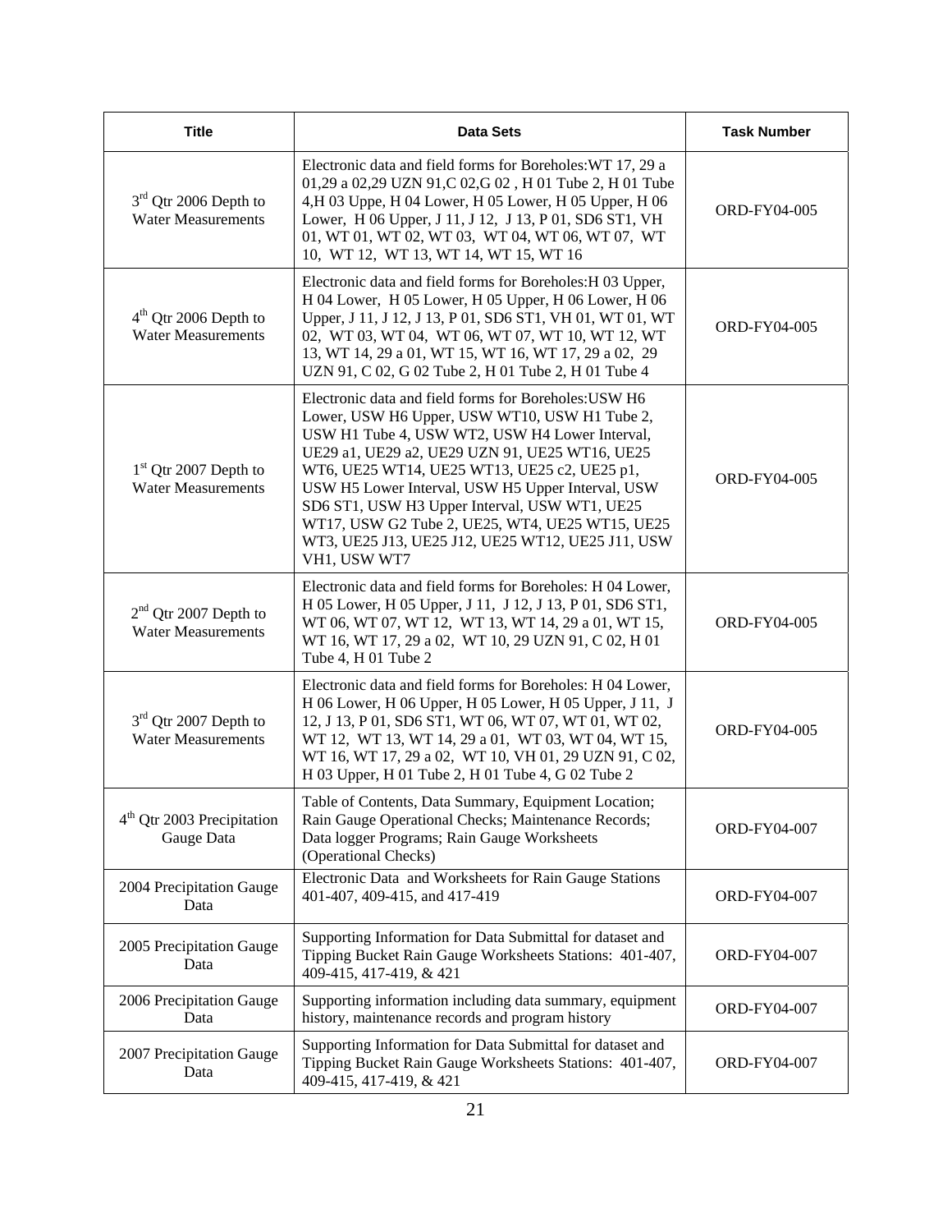| Title | Data Sets | Task Number |
|---|---|---|
| 3rd Qtr 2006 Depth to Water Measurements | Electronic data and field forms for Boreholes:WT 17, 29 a 01,29 a 02,29 UZN 91,C 02,G 02 , H 01 Tube 2, H 01 Tube 4,H 03 Uppe, H 04 Lower, H 05 Lower, H 05 Upper, H 06 Lower, H 06 Upper, J 11, J 12, J 13, P 01, SD6 ST1, VH 01, WT 01, WT 02, WT 03, WT 04, WT 06, WT 07, WT 10, WT 12, WT 13, WT 14, WT 15, WT 16 | ORD-FY04-005 |
| 4th Qtr 2006 Depth to Water Measurements | Electronic data and field forms for Boreholes:H 03 Upper, H 04 Lower, H 05 Lower, H 05 Upper, H 06 Lower, H 06 Upper, J 11, J 12, J 13, P 01, SD6 ST1, VH 01, WT 01, WT 02, WT 03, WT 04, WT 06, WT 07, WT 10, WT 12, WT 13, WT 14, 29 a 01, WT 15, WT 16, WT 17, 29 a 02, 29 UZN 91, C 02, G 02 Tube 2, H 01 Tube 2, H 01 Tube 4 | ORD-FY04-005 |
| 1st Qtr 2007 Depth to Water Measurements | Electronic data and field forms for Boreholes:USW H6 Lower, USW H6 Upper, USW WT10, USW H1 Tube 2, USW H1 Tube 4, USW WT2, USW H4 Lower Interval, UE29 a1, UE29 a2, UE29 UZN 91, UE25 WT16, UE25 WT6, UE25 WT14, UE25 WT13, UE25 c2, UE25 p1, USW H5 Lower Interval, USW H5 Upper Interval, USW SD6 ST1, USW H3 Upper Interval, USW WT1, UE25 WT17, USW G2 Tube 2, UE25, WT4, UE25 WT15, UE25 WT3, UE25 J13, UE25 J12, UE25 WT12, UE25 J11, USW VH1, USW WT7 | ORD-FY04-005 |
| 2nd Qtr 2007 Depth to Water Measurements | Electronic data and field forms for Boreholes: H 04 Lower, H 05 Lower, H 05 Upper, J 11, J 12, J 13, P 01, SD6 ST1, WT 06, WT 07, WT 12, WT 13, WT 14, 29 a 01, WT 15, WT 16, WT 17, 29 a 02, WT 10, 29 UZN 91, C 02, H 01 Tube 4, H 01 Tube 2 | ORD-FY04-005 |
| 3rd Qtr 2007 Depth to Water Measurements | Electronic data and field forms for Boreholes: H 04 Lower, H 06 Lower, H 06 Upper, H 05 Lower, H 05 Upper, J 11, J 12, J 13, P 01, SD6 ST1, WT 06, WT 07, WT 01, WT 02, WT 12, WT 13, WT 14, 29 a 01, WT 03, WT 04, WT 15, WT 16, WT 17, 29 a 02, WT 10, VH 01, 29 UZN 91, C 02, H 03 Upper, H 01 Tube 2, H 01 Tube 4, G 02 Tube 2 | ORD-FY04-005 |
| 4th Qtr 2003 Precipitation Gauge Data | Table of Contents, Data Summary, Equipment Location; Rain Gauge Operational Checks; Maintenance Records; Data logger Programs; Rain Gauge Worksheets (Operational Checks) | ORD-FY04-007 |
| 2004 Precipitation Gauge Data | Electronic Data and Worksheets for Rain Gauge Stations 401-407, 409-415, and 417-419 | ORD-FY04-007 |
| 2005 Precipitation Gauge Data | Supporting Information for Data Submittal for dataset and Tipping Bucket Rain Gauge Worksheets Stations: 401-407, 409-415, 417-419, & 421 | ORD-FY04-007 |
| 2006 Precipitation Gauge Data | Supporting information including data summary, equipment history, maintenance records and program history | ORD-FY04-007 |
| 2007 Precipitation Gauge Data | Supporting Information for Data Submittal for dataset and Tipping Bucket Rain Gauge Worksheets Stations: 401-407, 409-415, 417-419, & 421 | ORD-FY04-007 |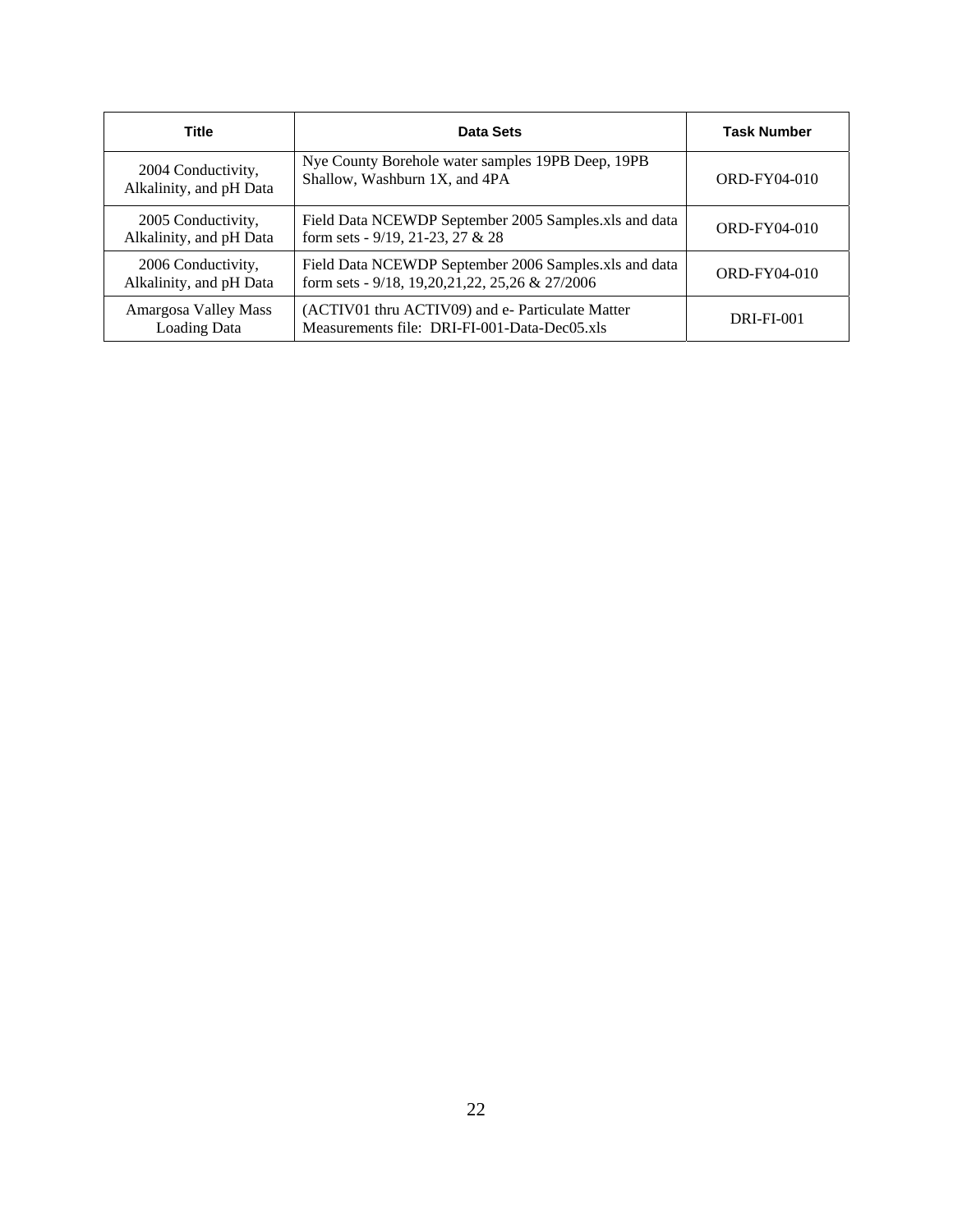| Title | Data Sets | Task Number |
| --- | --- | --- |
| 2004 Conductivity, Alkalinity, and pH Data | Nye County Borehole water samples 19PB Deep, 19PB Shallow, Washburn 1X, and 4PA | ORD-FY04-010 |
| 2005 Conductivity, Alkalinity, and pH Data | Field Data NCEWDP September 2005 Samples.xls and data form sets - 9/19, 21-23, 27 & 28 | ORD-FY04-010 |
| 2006 Conductivity, Alkalinity, and pH Data | Field Data NCEWDP September 2006 Samples.xls and data form sets - 9/18, 19,20,21,22, 25,26 & 27/2006 | ORD-FY04-010 |
| Amargosa Valley Mass Loading Data | (ACTIV01 thru ACTIV09) and e- Particulate Matter Measurements file: DRI-FI-001-Data-Dec05.xls | DRI-FI-001 |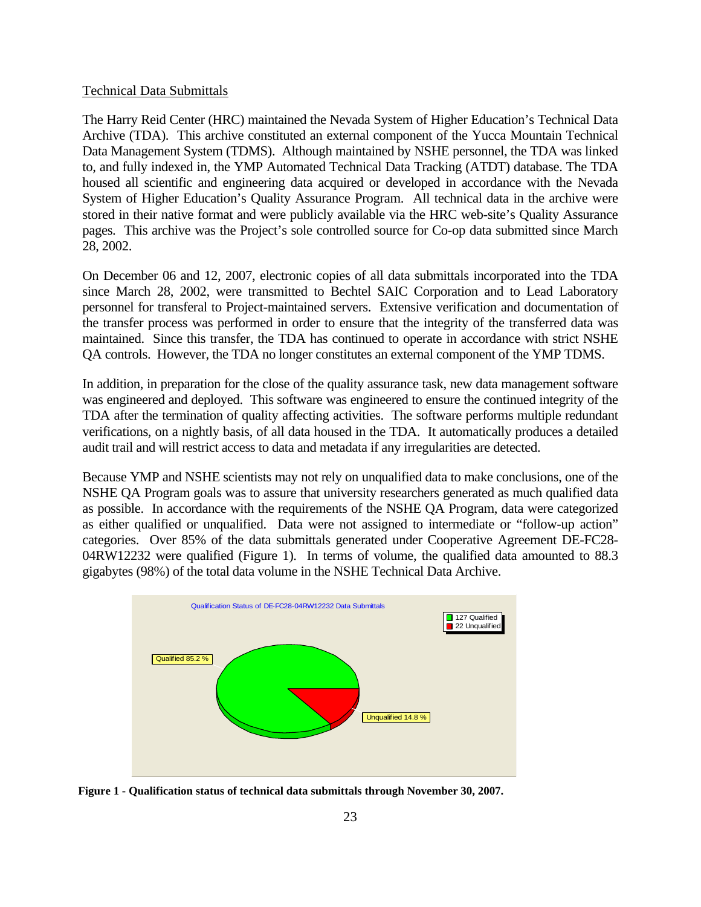Technical Data Submittals

The Harry Reid Center (HRC) maintained the Nevada System of Higher Education's Technical Data Archive (TDA). This archive constituted an external component of the Yucca Mountain Technical Data Management System (TDMS). Although maintained by NSHE personnel, the TDA was linked to, and fully indexed in, the YMP Automated Technical Data Tracking (ATDT) database. The TDA housed all scientific and engineering data acquired or developed in accordance with the Nevada System of Higher Education's Quality Assurance Program. All technical data in the archive were stored in their native format and were publicly available via the HRC web-site's Quality Assurance pages. This archive was the Project's sole controlled source for Co-op data submitted since March 28, 2002.

On December 06 and 12, 2007, electronic copies of all data submittals incorporated into the TDA since March 28, 2002, were transmitted to Bechtel SAIC Corporation and to Lead Laboratory personnel for transferal to Project-maintained servers. Extensive verification and documentation of the transfer process was performed in order to ensure that the integrity of the transferred data was maintained. Since this transfer, the TDA has continued to operate in accordance with strict NSHE QA controls. However, the TDA no longer constitutes an external component of the YMP TDMS.

In addition, in preparation for the close of the quality assurance task, new data management software was engineered and deployed. This software was engineered to ensure the continued integrity of the TDA after the termination of quality affecting activities. The software performs multiple redundant verifications, on a nightly basis, of all data housed in the TDA. It automatically produces a detailed audit trail and will restrict access to data and metadata if any irregularities are detected.

Because YMP and NSHE scientists may not rely on unqualified data to make conclusions, one of the NSHE QA Program goals was to assure that university researchers generated as much qualified data as possible. In accordance with the requirements of the NSHE QA Program, data were categorized as either qualified or unqualified. Data were not assigned to intermediate or "follow-up action" categories. Over 85% of the data submittals generated under Cooperative Agreement DE-FC28-04RW12232 were qualified (Figure 1). In terms of volume, the qualified data amounted to 88.3 gigabytes (98%) of the total data volume in the NSHE Technical Data Archive.

Qualification Status of DE-FC28-04RW12232 Data Submittals

- 127 Qualified
- 22 Unqualified

Qualified 85.2 %

Unqualified 14.8 %

**Figure 1 - Qualification status of technical data submittals through November 30, 2007.**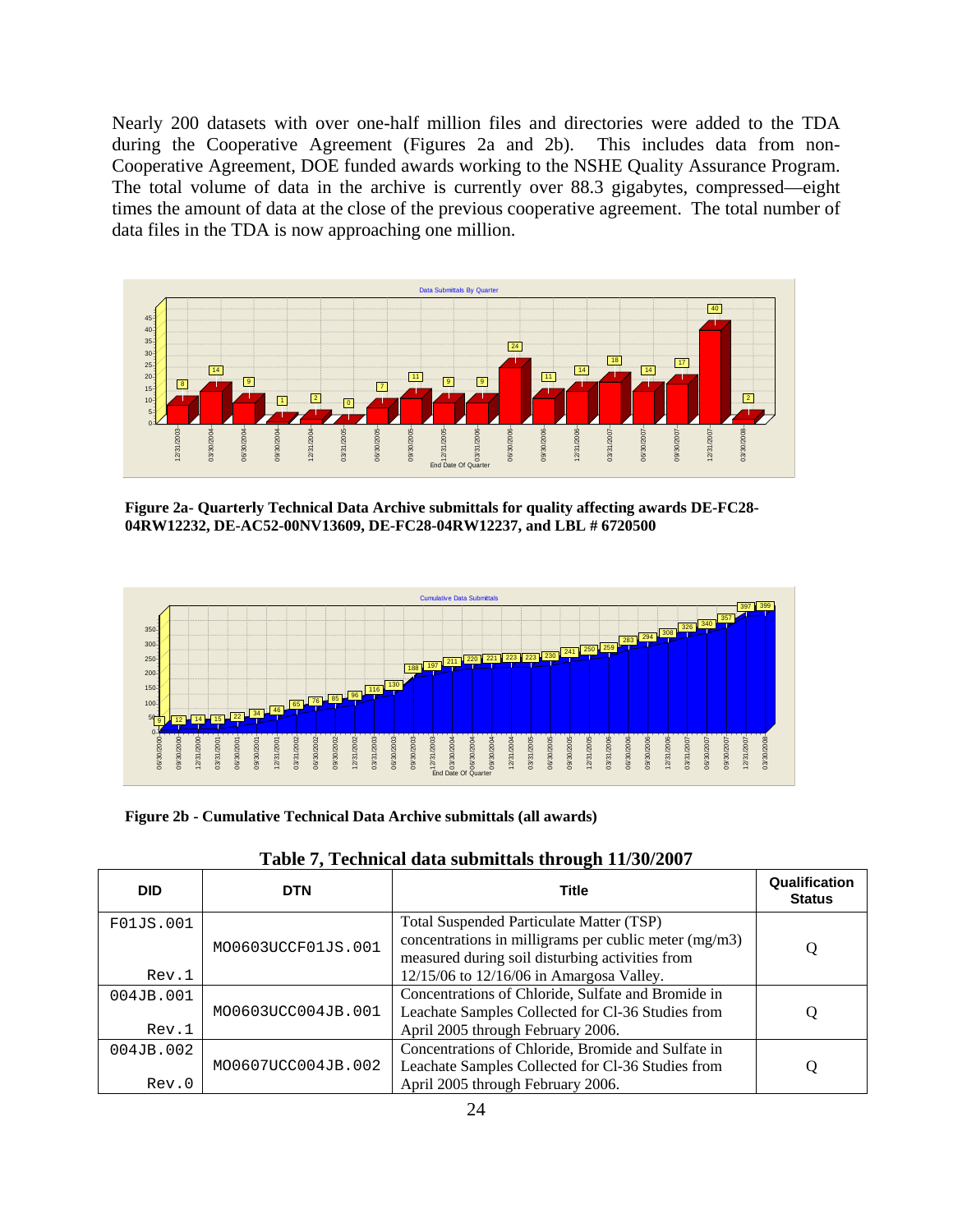Nearly 200 datasets with over one-half million files and directories were added to the TDA during the Cooperative Agreement (Figures 2a and 2b). This includes data from non-Cooperative Agreement, DOE funded awards working to the NSHE Quality Assurance Program. The total volume of data in the archive is currently over 88.3 gigabytes, compressed—eight times the amount of data at the close of the previous cooperative agreement. The total number of data files in the TDA is now approaching one million.

**Figure 2a- Quarterly Technical Data Archive submittals for quality affecting awards DE-FC28-04RW12232, DE-AC52-00NV13609, DE-FC28-04RW12237, and LBL # 6720500**

**Figure 2b - Cumulative Technical Data Archive submittals (all awards)**

**Table 7, Technical data submittals through 11/30/2007**

| DID | DTN | Title | Qualification Status |
|---|---|---|---|
| F01JS.001 Rev.1 | MO0603UCCF01JS.001 | Total Suspended Particulate Matter (TSP) concentrations in milligrams per cublic meter (mg/m3) measured during soil disturbing activities from 12/15/06 to 12/16/06 in Amargosa Valley. | Q |
| 004JB.001 Rev.1 | MO0603UCC004JB.001 | Concentrations of Chloride, Sulfate and Bromide in Leachate Samples Collected for Cl-36 Studies from April 2005 through February 2006. | Q |
| 004JB.002 Rev.0 | MO0607UCC004JB.002 | Concentrations of Chloride, Bromide and Sulfate in Leachate Samples Collected for Cl-36 Studies from April 2005 through February 2006. | Q |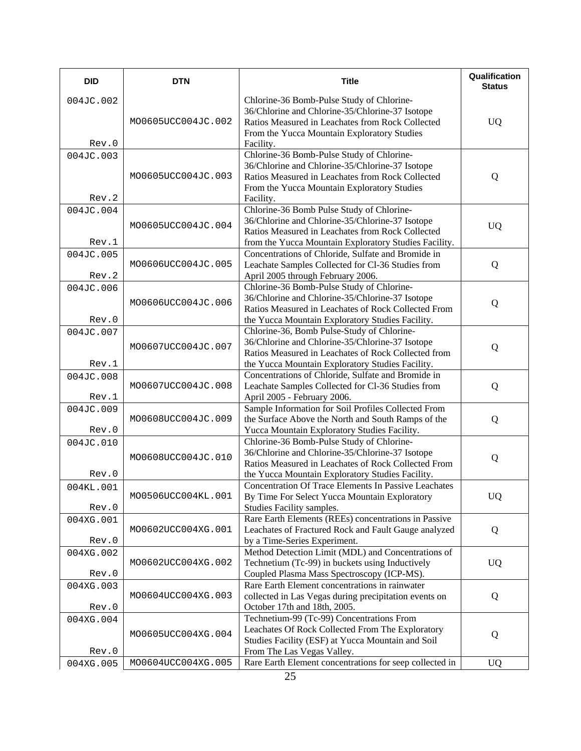| DID | DTN | Title | Qualification Status |
|---|---|---|---|
| 004JC.002 Rev.0 | MO0605UCC004JC.002 | Chlorine-36 Bomb-Pulse Study of Chlorine-36/Chlorine and Chlorine-35/Chlorine-37 Isotope Ratios Measured in Leachates from Rock Collected From the Yucca Mountain Exploratory Studies Facility. | UQ |
| 004JC.003 Rev.2 | MO0605UCC004JC.003 | Chlorine-36 Bomb-Pulse Study of Chlorine-36/Chlorine and Chlorine-35/Chlorine-37 Isotope Ratios Measured in Leachates from Rock Collected From the Yucca Mountain Exploratory Studies Facility. | Q |
| 004JC.004 Rev.1 | MO0605UCC004JC.004 | Chlorine-36 Bomb Pulse Study of Chlorine-36/Chlorine and Chlorine-35/Chlorine-37 Isotope Ratios Measured in Leachates from Rock Collected from the Yucca Mountain Exploratory Studies Facility. | UQ |
| 004JC.005 Rev.2 | MO0606UCC004JC.005 | Concentrations of Chloride, Sulfate and Bromide in Leachate Samples Collected for Cl-36 Studies from April 2005 through February 2006. | Q |
| 004JC.006 Rev.0 | MO0606UCC004JC.006 | Chlorine-36 Bomb-Pulse Study of Chlorine-36/Chlorine and Chlorine-35/Chlorine-37 Isotope Ratios Measured in Leachates of Rock Collected From the Yucca Mountain Exploratory Studies Facility. | Q |
| 004JC.007 Rev.1 | MO0607UCC004JC.007 | Chlorine-36, Bomb Pulse-Study of Chlorine-36/Chlorine and Chlorine-35/Chlorine-37 Isotope Ratios Measured in Leachates of Rock Collected from the Yucca Mountain Exploratory Studies Facility. | Q |
| 004JC.008 Rev.1 | MO0607UCC004JC.008 | Concentrations of Chloride, Sulfate and Bromide in Leachate Samples Collected for Cl-36 Studies from April 2005 - February 2006. | Q |
| 004JC.009 Rev.0 | MO0608UCC004JC.009 | Sample Information for Soil Profiles Collected From the Surface Above the North and South Ramps of the Yucca Mountain Exploratory Studies Facility. | Q |
| 004JC.010 Rev.0 | MO0608UCC004JC.010 | Chlorine-36 Bomb-Pulse Study of Chlorine-36/Chlorine and Chlorine-35/Chlorine-37 Isotope Ratios Measured in Leachates of Rock Collected From the Yucca Mountain Exploratory Studies Facility. | Q |
| 004KL.001 Rev.0 | MO0506UCC004KL.001 | Concentration Of Trace Elements In Passive Leachates By Time For Select Yucca Mountain Exploratory Studies Facility samples. | UQ |
| 004XG.001 Rev.0 | MO0602UCC004XG.001 | Rare Earth Elements (REEs) concentrations in Passive Leachates of Fractured Rock and Fault Gauge analyzed by a Time-Series Experiment. | Q |
| 004XG.002 Rev.0 | MO0602UCC004XG.002 | Method Detection Limit (MDL) and Concentrations of Technetium (Tc-99) in buckets using Inductively Coupled Plasma Mass Spectroscopy (ICP-MS). | UQ |
| 004XG.003 Rev.0 | MO0604UCC004XG.003 | Rare Earth Element concentrations in rainwater collected in Las Vegas during precipitation events on October 17th and 18th, 2005. | Q |
| 004XG.004 Rev.0 | MO0605UCC004XG.004 | Technetium-99 (Tc-99) Concentrations From Leachates Of Rock Collected From The Exploratory Studies Facility (ESF) at Yucca Mountain and Soil From The Las Vegas Valley. | Q |
| 004XG.005 | MO0604UCC004XG.005 | Rare Earth Element concentrations for seep collected in | UQ |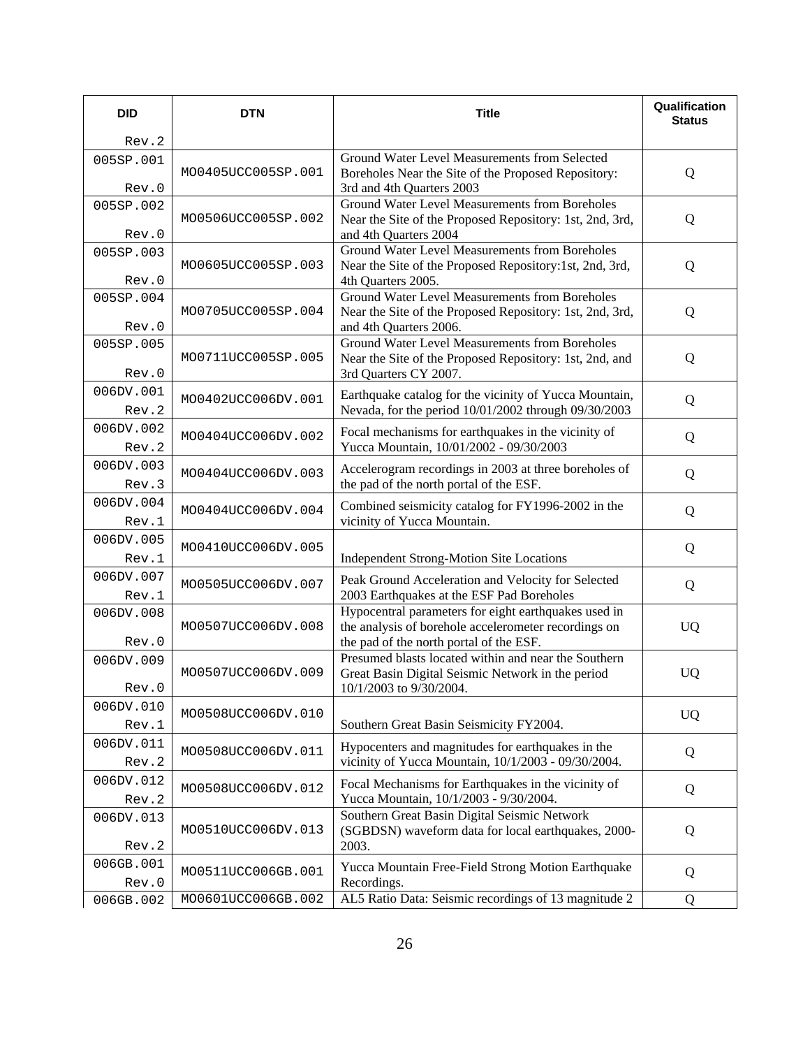| DID | DTN | Title | Qualification Status |
|---|---|---|---|
| Rev.2 | | | |
| 005SP.001 Rev.0 | MO0405UCC005SP.001 | Ground Water Level Measurements from Selected Boreholes Near the Site of the Proposed Repository: 3rd and 4th Quarters 2003 | Q |
| 005SP.002 Rev.0 | MO0506UCC005SP.002 | Ground Water Level Measurements from Boreholes Near the Site of the Proposed Repository: 1st, 2nd, 3rd, and 4th Quarters 2004 | Q |
| 005SP.003 Rev.0 | MO0605UCC005SP.003 | Ground Water Level Measurements from Boreholes Near the Site of the Proposed Repository:1st, 2nd, 3rd, 4th Quarters 2005. | Q |
| 005SP.004 Rev.0 | MO0705UCC005SP.004 | Ground Water Level Measurements from Boreholes Near the Site of the Proposed Repository: 1st, 2nd, 3rd, and 4th Quarters 2006. | Q |
| 005SP.005 Rev.0 | MO0711UCC005SP.005 | Ground Water Level Measurements from Boreholes Near the Site of the Proposed Repository: 1st, 2nd, and 3rd Quarters CY 2007. | Q |
| 006DV.001 Rev.2 | MO0402UCC006DV.001 | Earthquake catalog for the vicinity of Yucca Mountain, Nevada, for the period 10/01/2002 through 09/30/2003 | Q |
| 006DV.002 Rev.2 | MO0404UCC006DV.002 | Focal mechanisms for earthquakes in the vicinity of Yucca Mountain, 10/01/2002 - 09/30/2003 | Q |
| 006DV.003 Rev.3 | MO0404UCC006DV.003 | Accelerogram recordings in 2003 at three boreholes of the pad of the north portal of the ESF. | Q |
| 006DV.004 Rev.1 | MO0404UCC006DV.004 | Combined seismicity catalog for FY1996-2002 in the vicinity of Yucca Mountain. | Q |
| 006DV.005 Rev.1 | MO0410UCC006DV.005 | Independent Strong-Motion Site Locations | Q |
| 006DV.007 Rev.1 | MO0505UCC006DV.007 | Peak Ground Acceleration and Velocity for Selected 2003 Earthquakes at the ESF Pad Boreholes | Q |
| 006DV.008 Rev.0 | MO0507UCC006DV.008 | Hypocentral parameters for eight earthquakes used in the analysis of borehole accelerometer recordings on the pad of the north portal of the ESF. | UQ |
| 006DV.009 Rev.0 | MO0507UCC006DV.009 | Presumed blasts located within and near the Southern Great Basin Digital Seismic Network in the period 10/1/2003 to 9/30/2004. | UQ |
| 006DV.010 Rev.1 | MO0508UCC006DV.010 | Southern Great Basin Seismicity FY2004. | UQ |
| 006DV.011 Rev.2 | MO0508UCC006DV.011 | Hypocenters and magnitudes for earthquakes in the vicinity of Yucca Mountain, 10/1/2003 - 09/30/2004. | Q |
| 006DV.012 Rev.2 | MO0508UCC006DV.012 | Focal Mechanisms for Earthquakes in the vicinity of Yucca Mountain, 10/1/2003 - 9/30/2004. | Q |
| 006DV.013 Rev.2 | MO0510UCC006DV.013 | Southern Great Basin Digital Seismic Network (SGBDSN) waveform data for local earthquakes, 2000-2003. | Q |
| 006GB.001 Rev.0 | MO0511UCC006GB.001 | Yucca Mountain Free-Field Strong Motion Earthquake Recordings. | Q |
| 006GB.002 | MO0601UCC006GB.002 | AL5 Ratio Data: Seismic recordings of 13 magnitude 2 | Q |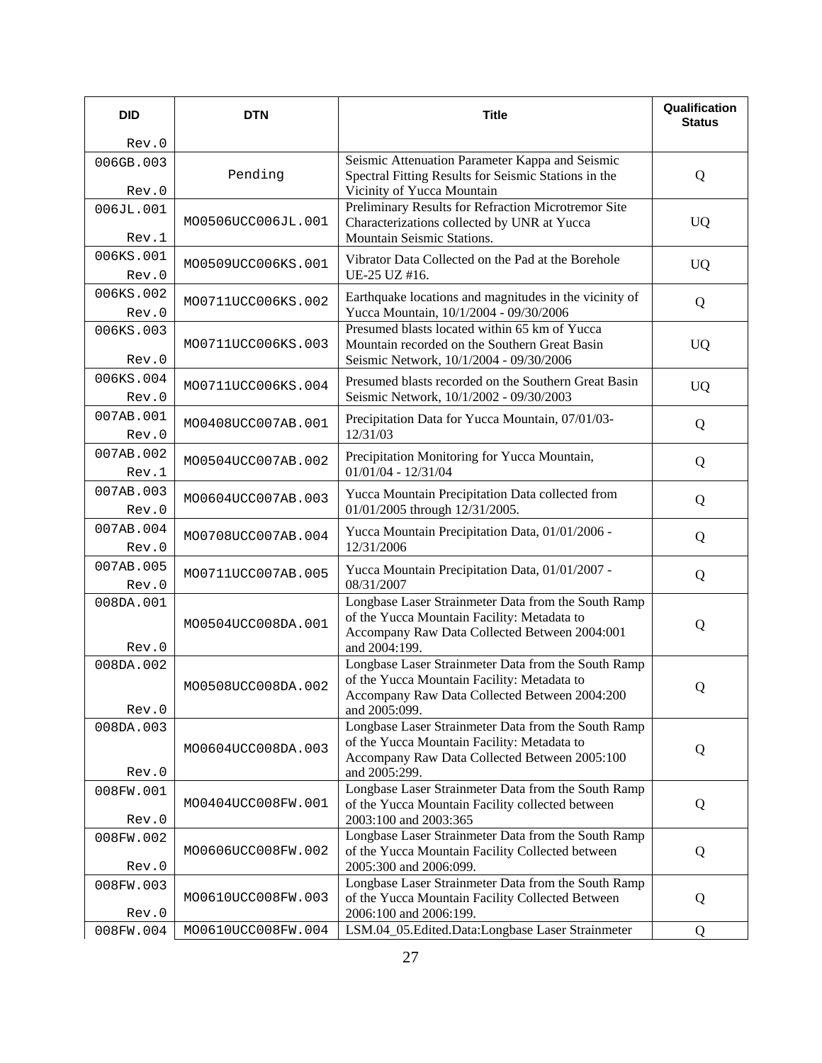| DID | DTN | Title | Qualification Status |
|---|---|---|---|
| Rev.0 | | | |
| 006GB.003 Rev.0 | Pending | Seismic Attenuation Parameter Kappa and Seismic Spectral Fitting Results for Seismic Stations in the Vicinity of Yucca Mountain | Q |
| 006JL.001 Rev.1 | MO0506UCC006JL.001 | Preliminary Results for Refraction Microtremor Site Characterizations collected by UNR at Yucca Mountain Seismic Stations. | UQ |
| 006KS.001 Rev.0 | MO0509UCC006KS.001 | Vibrator Data Collected on the Pad at the Borehole UE-25 UZ #16. | UQ |
| 006KS.002 Rev.0 | MO0711UCC006KS.002 | Earthquake locations and magnitudes in the vicinity of Yucca Mountain, 10/1/2004 - 09/30/2006 | Q |
| 006KS.003 Rev.0 | MO0711UCC006KS.003 | Presumed blasts located within 65 km of Yucca Mountain recorded on the Southern Great Basin Seismic Network, 10/1/2004 - 09/30/2006 | UQ |
| 006KS.004 Rev.0 | MO0711UCC006KS.004 | Presumed blasts recorded on the Southern Great Basin Seismic Network, 10/1/2002 - 09/30/2003 | UQ |
| 007AB.001 Rev.0 | MO0408UCC007AB.001 | Precipitation Data for Yucca Mountain, 07/01/03-12/31/03 | Q |
| 007AB.002 Rev.1 | MO0504UCC007AB.002 | Precipitation Monitoring for Yucca Mountain, 01/01/04 - 12/31/04 | Q |
| 007AB.003 Rev.0 | MO0604UCC007AB.003 | Yucca Mountain Precipitation Data collected from 01/01/2005 through 12/31/2005. | Q |
| 007AB.004 Rev.0 | MO0708UCC007AB.004 | Yucca Mountain Precipitation Data, 01/01/2006 - 12/31/2006 | Q |
| 007AB.005 Rev.0 | MO0711UCC007AB.005 | Yucca Mountain Precipitation Data, 01/01/2007 - 08/31/2007 | Q |
| 008DA.001 Rev.0 | MO0504UCC008DA.001 | Longbase Laser Strainmeter Data from the South Ramp of the Yucca Mountain Facility: Metadata to Accompany Raw Data Collected Between 2004:001 and 2004:199. | Q |
| 008DA.002 Rev.0 | MO0508UCC008DA.002 | Longbase Laser Strainmeter Data from the South Ramp of the Yucca Mountain Facility: Metadata to Accompany Raw Data Collected Between 2004:200 and 2005:099. | Q |
| 008DA.003 Rev.0 | MO0604UCC008DA.003 | Longbase Laser Strainmeter Data from the South Ramp of the Yucca Mountain Facility: Metadata to Accompany Raw Data Collected Between 2005:100 and 2005:299. | Q |
| 008FW.001 Rev.0 | MO0404UCC008FW.001 | Longbase Laser Strainmeter Data from the South Ramp of the Yucca Mountain Facility collected between 2003:100 and 2003:365 | Q |
| 008FW.002 Rev.0 | MO0606UCC008FW.002 | Longbase Laser Strainmeter Data from the South Ramp of the Yucca Mountain Facility Collected between 2005:300 and 2006:099. | Q |
| 008FW.003 Rev.0 | MO0610UCC008FW.003 | Longbase Laser Strainmeter Data from the South Ramp of the Yucca Mountain Facility Collected Between 2006:100 and 2006:199. | Q |
| 008FW.004 | MO0610UCC008FW.004 | LSM.04_05.Edited.Data:Longbase Laser Strainmeter | Q |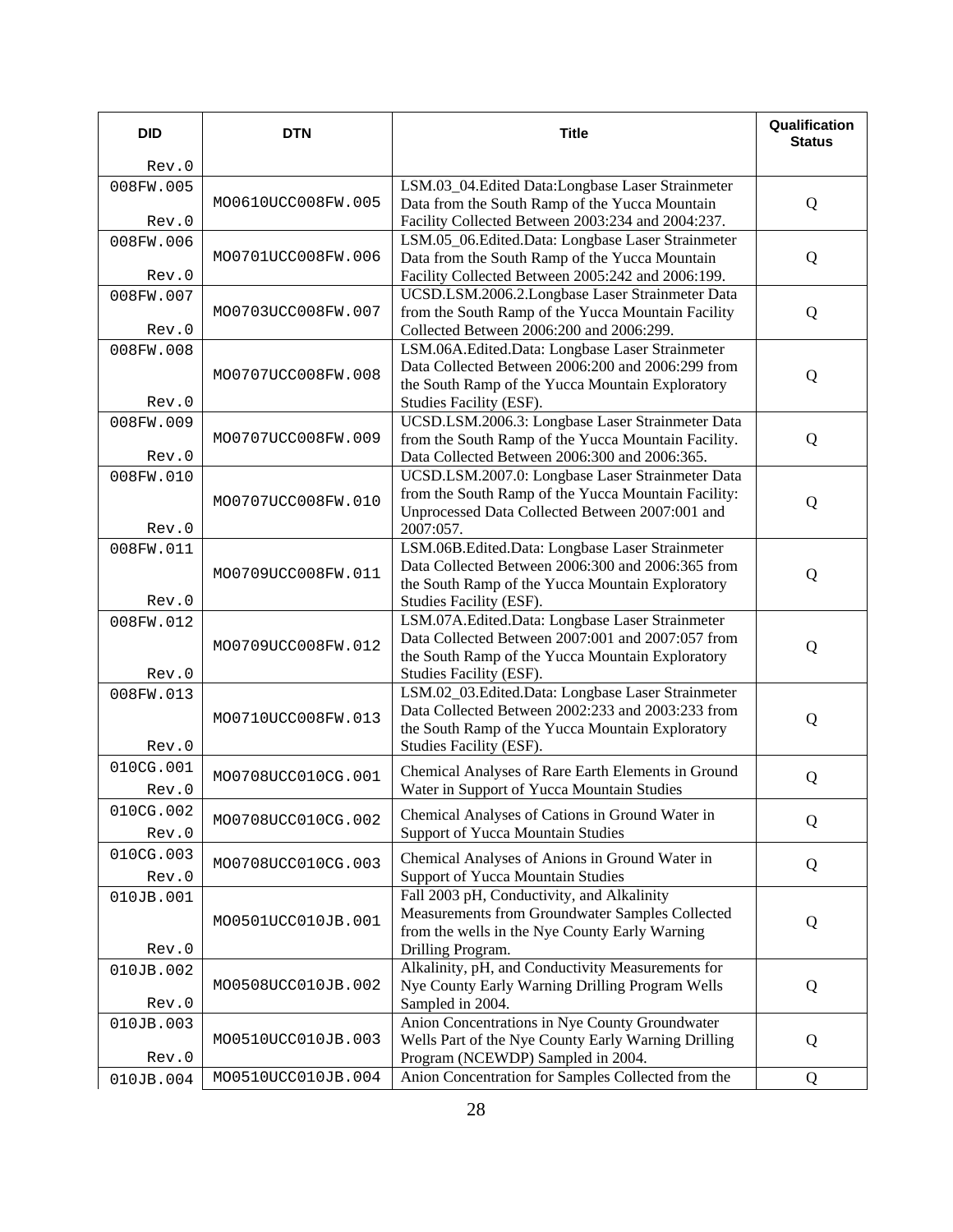| DID | DTN | Title | Qualification Status |
|---|---|---|---|
| Rev.0 | | | |
| 008FW.005 Rev.0 | MO0610UCC008FW.005 | LSM.03_04.Edited Data:Longbase Laser Strainmeter Data from the South Ramp of the Yucca Mountain Facility Collected Between 2003:234 and 2004:237. | Q |
| 008FW.006 Rev.0 | MO0701UCC008FW.006 | LSM.05_06.Edited.Data: Longbase Laser Strainmeter Data from the South Ramp of the Yucca Mountain Facility Collected Between 2005:242 and 2006:199. | Q |
| 008FW.007 Rev.0 | MO0703UCC008FW.007 | UCSD.LSM.2006.2.Longbase Laser Strainmeter Data from the South Ramp of the Yucca Mountain Facility Collected Between 2006:200 and 2006:299. | Q |
| 008FW.008 Rev.0 | MO0707UCC008FW.008 | LSM.06A.Edited.Data: Longbase Laser Strainmeter Data Collected Between 2006:200 and 2006:299 from the South Ramp of the Yucca Mountain Exploratory Studies Facility (ESF). | Q |
| 008FW.009 Rev.0 | MO0707UCC008FW.009 | UCSD.LSM.2006.3: Longbase Laser Strainmeter Data from the South Ramp of the Yucca Mountain Facility. Data Collected Between 2006:300 and 2006:365. | Q |
| 008FW.010 Rev.0 | MO0707UCC008FW.010 | UCSD.LSM.2007.0: Longbase Laser Strainmeter Data from the South Ramp of the Yucca Mountain Facility: Unprocessed Data Collected Between 2007:001 and 2007:057. | Q |
| 008FW.011 Rev.0 | MO0709UCC008FW.011 | LSM.06B.Edited.Data: Longbase Laser Strainmeter Data Collected Between 2006:300 and 2006:365 from the South Ramp of the Yucca Mountain Exploratory Studies Facility (ESF). | Q |
| 008FW.012 Rev.0 | MO0709UCC008FW.012 | LSM.07A.Edited.Data: Longbase Laser Strainmeter Data Collected Between 2007:001 and 2007:057 from the South Ramp of the Yucca Mountain Exploratory Studies Facility (ESF). | Q |
| 008FW.013 Rev.0 | MO0710UCC008FW.013 | LSM.02_03.Edited.Data: Longbase Laser Strainmeter Data Collected Between 2002:233 and 2003:233 from the South Ramp of the Yucca Mountain Exploratory Studies Facility (ESF). | Q |
| 010CG.001 Rev.0 | MO0708UCC010CG.001 | Chemical Analyses of Rare Earth Elements in Ground Water in Support of Yucca Mountain Studies | Q |
| 010CG.002 Rev.0 | MO0708UCC010CG.002 | Chemical Analyses of Cations in Ground Water in Support of Yucca Mountain Studies | Q |
| 010CG.003 Rev.0 | MO0708UCC010CG.003 | Chemical Analyses of Anions in Ground Water in Support of Yucca Mountain Studies | Q |
| 010JB.001 Rev.0 | MO0501UCC010JB.001 | Fall 2003 pH, Conductivity, and Alkalinity Measurements from Groundwater Samples Collected from the wells in the Nye County Early Warning Drilling Program. | Q |
| 010JB.002 Rev.0 | MO0508UCC010JB.002 | Alkalinity, pH, and Conductivity Measurements for Nye County Early Warning Drilling Program Wells Sampled in 2004. | Q |
| 010JB.003 Rev.0 | MO0510UCC010JB.003 | Anion Concentrations in Nye County Groundwater Wells Part of the Nye County Early Warning Drilling Program (NCEWDP) Sampled in 2004. | Q |
| 010JB.004 | MO0510UCC010JB.004 | Anion Concentration for Samples Collected from the | Q |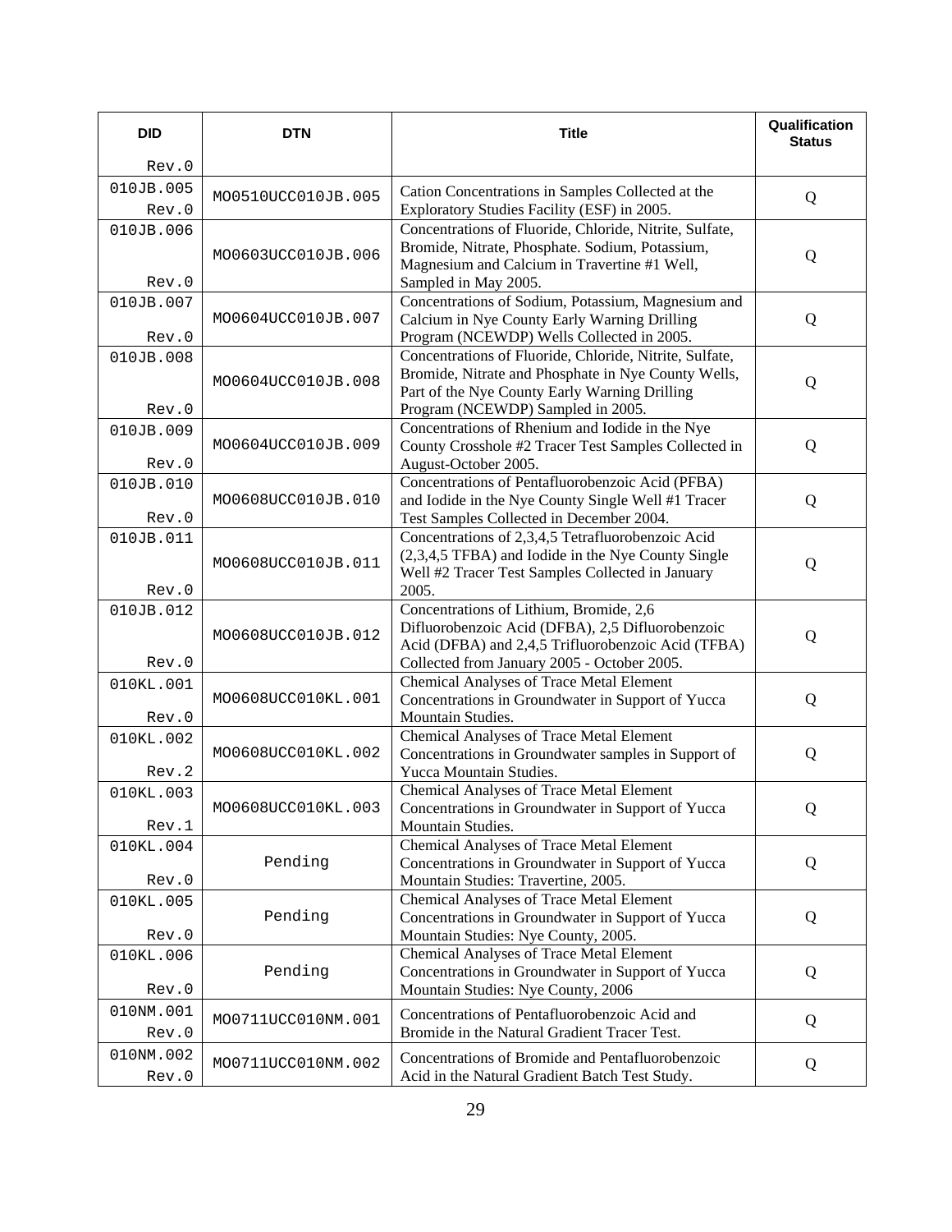| DID Rev.0 | DTN | Title | Qualification Status |
|---|---|---|---|
| 010JB.005 Rev.0 | MO0510UCC010JB.005 | Cation Concentrations in Samples Collected at the Exploratory Studies Facility (ESF) in 2005. | Q |
| 010JB.006 Rev.0 | MO0603UCC010JB.006 | Concentrations of Fluoride, Chloride, Nitrite, Sulfate, Bromide, Nitrate, Phosphate. Sodium, Potassium, Magnesium and Calcium in Travertine #1 Well, Sampled in May 2005. | Q |
| 010JB.007 Rev.0 | MO0604UCC010JB.007 | Concentrations of Sodium, Potassium, Magnesium and Calcium in Nye County Early Warning Drilling Program (NCEWDP) Wells Collected in 2005. | Q |
| 010JB.008 Rev.0 | MO0604UCC010JB.008 | Concentrations of Fluoride, Chloride, Nitrite, Sulfate, Bromide, Nitrate and Phosphate in Nye County Wells, Part of the Nye County Early Warning Drilling Program (NCEWDP) Sampled in 2005. | Q |
| 010JB.009 Rev.0 | MO0604UCC010JB.009 | Concentrations of Rhenium and Iodide in the Nye County Crosshole #2 Tracer Test Samples Collected in August-October 2005. | Q |
| 010JB.010 Rev.0 | MO0608UCC010JB.010 | Concentrations of Pentafluorobenzoic Acid (PFBA) and Iodide in the Nye County Single Well #1 Tracer Test Samples Collected in December 2004. | Q |
| 010JB.011 Rev.0 | MO0608UCC010JB.011 | Concentrations of 2,3,4,5 Tetrafluorobenzoic Acid (2,3,4,5 TFBA) and Iodide in the Nye County Single Well #2 Tracer Test Samples Collected in January 2005. | Q |
| 010JB.012 Rev.0 | MO0608UCC010JB.012 | Concentrations of Lithium, Bromide, 2,6 Difluorobenzoic Acid (DFBA), 2,5 Difluorobenzoic Acid (DFBA) and 2,4,5 Trifluorobenzoic Acid (TFBA) Collected from January 2005 - October 2005. | Q |
| 010KL.001 Rev.0 | MO0608UCC010KL.001 | Chemical Analyses of Trace Metal Element Concentrations in Groundwater in Support of Yucca Mountain Studies. | Q |
| 010KL.002 Rev.2 | MO0608UCC010KL.002 | Chemical Analyses of Trace Metal Element Concentrations in Groundwater samples in Support of Yucca Mountain Studies. | Q |
| 010KL.003 Rev.1 | MO0608UCC010KL.003 | Chemical Analyses of Trace Metal Element Concentrations in Groundwater in Support of Yucca Mountain Studies. | Q |
| 010KL.004 Rev.0 | Pending | Chemical Analyses of Trace Metal Element Concentrations in Groundwater in Support of Yucca Mountain Studies: Travertine, 2005. | Q |
| 010KL.005 Rev.0 | Pending | Chemical Analyses of Trace Metal Element Concentrations in Groundwater in Support of Yucca Mountain Studies: Nye County, 2005. | Q |
| 010KL.006 Rev.0 | Pending | Chemical Analyses of Trace Metal Element Concentrations in Groundwater in Support of Yucca Mountain Studies: Nye County, 2006 | Q |
| 010NM.001 Rev.0 | MO0711UCC010NM.001 | Concentrations of Pentafluorobenzoic Acid and Bromide in the Natural Gradient Tracer Test. | Q |
| 010NM.002 Rev.0 | MO0711UCC010NM.002 | Concentrations of Bromide and Pentafluorobenzoic Acid in the Natural Gradient Batch Test Study. | Q |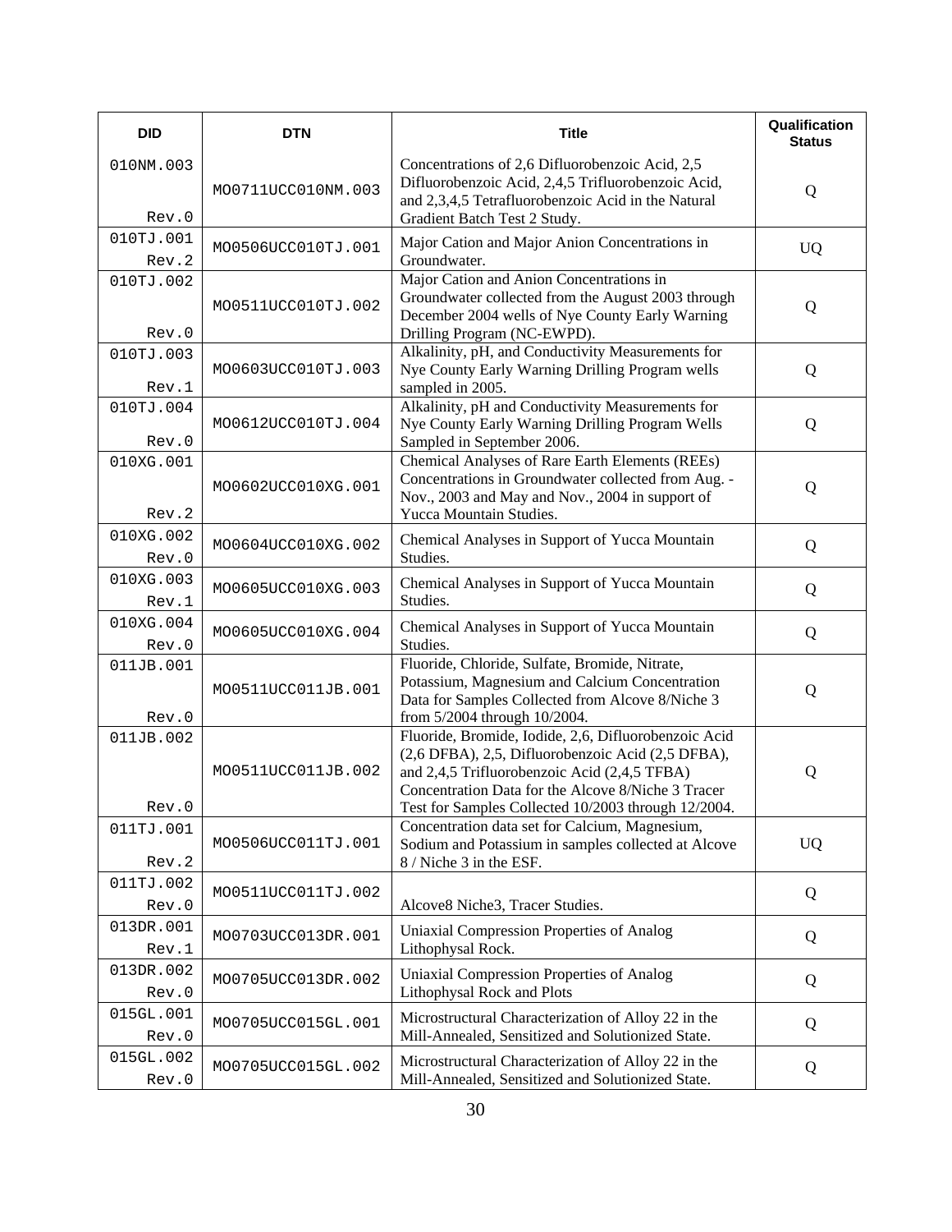| DID | DTN | Title | Qualification Status |
|---|---|---|---|
| 010NM.003 Rev.0 | MO0711UCC010NM.003 | Concentrations of 2,6 Difluorobenzoic Acid, 2,5 Difluorobenzoic Acid, 2,4,5 Trifluorobenzoic Acid, and 2,3,4,5 Tetrafluorobenzoic Acid in the Natural Gradient Batch Test 2 Study. | Q |
| 010TJ.001 Rev.2 | MO0506UCC010TJ.001 | Major Cation and Major Anion Concentrations in Groundwater. | UQ |
| 010TJ.002 Rev.0 | MO0511UCC010TJ.002 | Major Cation and Anion Concentrations in Groundwater collected from the August 2003 through December 2004 wells of Nye County Early Warning Drilling Program (NC-EWPD). | Q |
| 010TJ.003 Rev.1 | MO0603UCC010TJ.003 | Alkalinity, pH, and Conductivity Measurements for Nye County Early Warning Drilling Program wells sampled in 2005. | Q |
| 010TJ.004 Rev.0 | MO0612UCC010TJ.004 | Alkalinity, pH and Conductivity Measurements for Nye County Early Warning Drilling Program Wells Sampled in September 2006. | Q |
| 010XG.001 Rev.2 | MO0602UCC010XG.001 | Chemical Analyses of Rare Earth Elements (REEs) Concentrations in Groundwater collected from Aug. - Nov., 2003 and May and Nov., 2004 in support of Yucca Mountain Studies. | Q |
| 010XG.002 Rev.0 | MO0604UCC010XG.002 | Chemical Analyses in Support of Yucca Mountain Studies. | Q |
| 010XG.003 Rev.1 | MO0605UCC010XG.003 | Chemical Analyses in Support of Yucca Mountain Studies. | Q |
| 010XG.004 Rev.0 | MO0605UCC010XG.004 | Chemical Analyses in Support of Yucca Mountain Studies. | Q |
| 011JB.001 Rev.0 | MO0511UCC011JB.001 | Fluoride, Chloride, Sulfate, Bromide, Nitrate, Potassium, Magnesium and Calcium Concentration Data for Samples Collected from Alcove 8/Niche 3 from 5/2004 through 10/2004. | Q |
| 011JB.002 Rev.0 | MO0511UCC011JB.002 | Fluoride, Bromide, Iodide, 2,6, Difluorobenzoic Acid (2,6 DFBA), 2,5, Difluorobenzoic Acid (2,5 DFBA), and 2,4,5 Trifluorobenzoic Acid (2,4,5 TFBA) Concentration Data for the Alcove 8/Niche 3 Tracer Test for Samples Collected 10/2003 through 12/2004. | Q |
| 011TJ.001 Rev.2 | MO0506UCC011TJ.001 | Concentration data set for Calcium, Magnesium, Sodium and Potassium in samples collected at Alcove 8 / Niche 3 in the ESF. | UQ |
| 011TJ.002 Rev.0 | MO0511UCC011TJ.002 | Alcove8 Niche3, Tracer Studies. | Q |
| 013DR.001 Rev.1 | MO0703UCC013DR.001 | Uniaxial Compression Properties of Analog Lithophysal Rock. | Q |
| 013DR.002 Rev.0 | MO0705UCC013DR.002 | Uniaxial Compression Properties of Analog Lithophysal Rock and Plots | Q |
| 015GL.001 Rev.0 | MO0705UCC015GL.001 | Microstructural Characterization of Alloy 22 in the Mill-Annealed, Sensitized and Solutionized State. | Q |
| 015GL.002 Rev.0 | MO0705UCC015GL.002 | Microstructural Characterization of Alloy 22 in the Mill-Annealed, Sensitized and Solutionized State. | Q |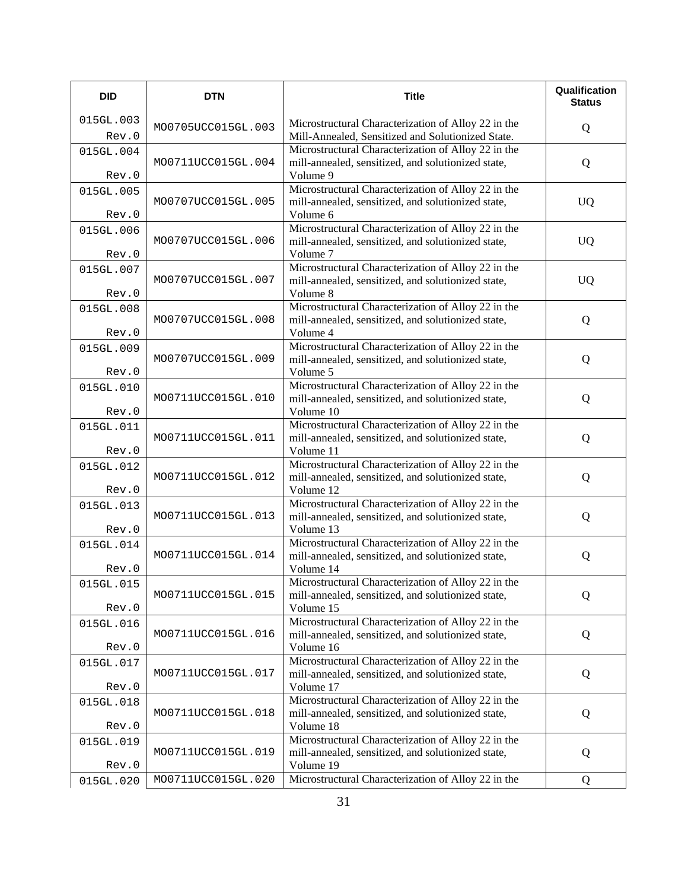| DID | DTN | Title | Qualification Status |
|---|---|---|---|
| 015GL.003 Rev.0 | MO0705UCC015GL.003 | Microstructural Characterization of Alloy 22 in the Mill-Annealed, Sensitized and Solutionized State. | Q |
| 015GL.004 Rev.0 | MO0711UCC015GL.004 | Microstructural Characterization of Alloy 22 in the mill-annealed, sensitized, and solutionized state, Volume 9 | Q |
| 015GL.005 Rev.0 | MO0707UCC015GL.005 | Microstructural Characterization of Alloy 22 in the mill-annealed, sensitized, and solutionized state, Volume 6 | UQ |
| 015GL.006 Rev.0 | MO0707UCC015GL.006 | Microstructural Characterization of Alloy 22 in the mill-annealed, sensitized, and solutionized state, Volume 7 | UQ |
| 015GL.007 Rev.0 | MO0707UCC015GL.007 | Microstructural Characterization of Alloy 22 in the mill-annealed, sensitized, and solutionized state, Volume 8 | UQ |
| 015GL.008 Rev.0 | MO0707UCC015GL.008 | Microstructural Characterization of Alloy 22 in the mill-annealed, sensitized, and solutionized state, Volume 4 | Q |
| 015GL.009 Rev.0 | MO0707UCC015GL.009 | Microstructural Characterization of Alloy 22 in the mill-annealed, sensitized, and solutionized state, Volume 5 | Q |
| 015GL.010 Rev.0 | MO0711UCC015GL.010 | Microstructural Characterization of Alloy 22 in the mill-annealed, sensitized, and solutionized state, Volume 10 | Q |
| 015GL.011 Rev.0 | MO0711UCC015GL.011 | Microstructural Characterization of Alloy 22 in the mill-annealed, sensitized, and solutionized state, Volume 11 | Q |
| 015GL.012 Rev.0 | MO0711UCC015GL.012 | Microstructural Characterization of Alloy 22 in the mill-annealed, sensitized, and solutionized state, Volume 12 | Q |
| 015GL.013 Rev.0 | MO0711UCC015GL.013 | Microstructural Characterization of Alloy 22 in the mill-annealed, sensitized, and solutionized state, Volume 13 | Q |
| 015GL.014 Rev.0 | MO0711UCC015GL.014 | Microstructural Characterization of Alloy 22 in the mill-annealed, sensitized, and solutionized state, Volume 14 | Q |
| 015GL.015 Rev.0 | MO0711UCC015GL.015 | Microstructural Characterization of Alloy 22 in the mill-annealed, sensitized, and solutionized state, Volume 15 | Q |
| 015GL.016 Rev.0 | MO0711UCC015GL.016 | Microstructural Characterization of Alloy 22 in the mill-annealed, sensitized, and solutionized state, Volume 16 | Q |
| 015GL.017 Rev.0 | MO0711UCC015GL.017 | Microstructural Characterization of Alloy 22 in the mill-annealed, sensitized, and solutionized state, Volume 17 | Q |
| 015GL.018 Rev.0 | MO0711UCC015GL.018 | Microstructural Characterization of Alloy 22 in the mill-annealed, sensitized, and solutionized state, Volume 18 | Q |
| 015GL.019 Rev.0 | MO0711UCC015GL.019 | Microstructural Characterization of Alloy 22 in the mill-annealed, sensitized, and solutionized state, Volume 19 | Q |
| 015GL.020 | MO0711UCC015GL.020 | Microstructural Characterization of Alloy 22 in the | Q |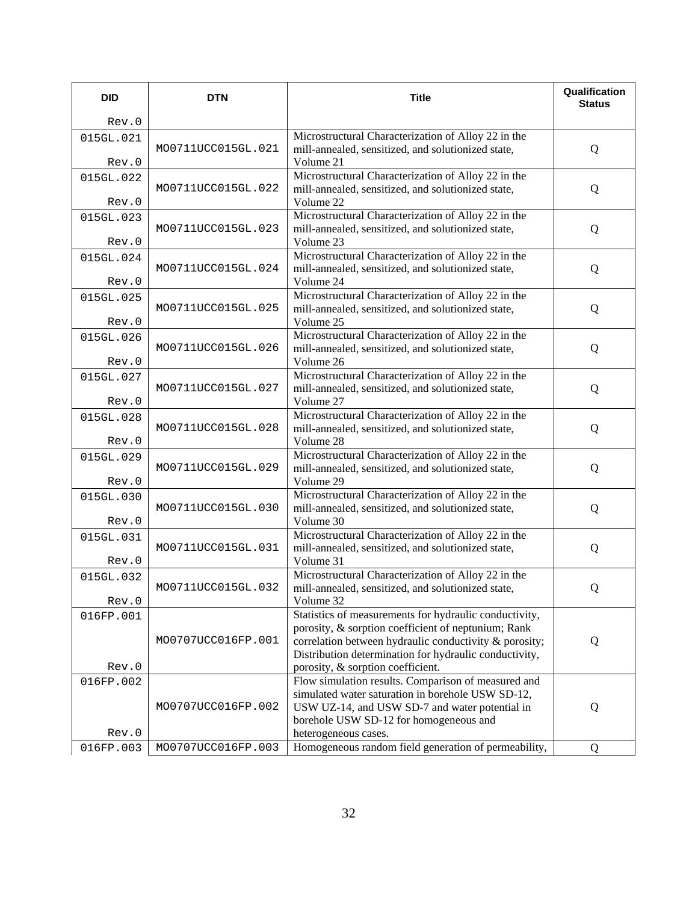| DID | DTN | Title | Qualification Status |
|---|---|---|---|
| Rev.0 | | | |
| 015GL.021 Rev.0 | MO0711UCC015GL.021 | Microstructural Characterization of Alloy 22 in the mill-annealed, sensitized, and solutionized state, Volume 21 | Q |
| 015GL.022 Rev.0 | MO0711UCC015GL.022 | Microstructural Characterization of Alloy 22 in the mill-annealed, sensitized, and solutionized state, Volume 22 | Q |
| 015GL.023 Rev.0 | MO0711UCC015GL.023 | Microstructural Characterization of Alloy 22 in the mill-annealed, sensitized, and solutionized state, Volume 23 | Q |
| 015GL.024 Rev.0 | MO0711UCC015GL.024 | Microstructural Characterization of Alloy 22 in the mill-annealed, sensitized, and solutionized state, Volume 24 | Q |
| 015GL.025 Rev.0 | MO0711UCC015GL.025 | Microstructural Characterization of Alloy 22 in the mill-annealed, sensitized, and solutionized state, Volume 25 | Q |
| 015GL.026 Rev.0 | MO0711UCC015GL.026 | Microstructural Characterization of Alloy 22 in the mill-annealed, sensitized, and solutionized state, Volume 26 | Q |
| 015GL.027 Rev.0 | MO0711UCC015GL.027 | Microstructural Characterization of Alloy 22 in the mill-annealed, sensitized, and solutionized state, Volume 27 | Q |
| 015GL.028 Rev.0 | MO0711UCC015GL.028 | Microstructural Characterization of Alloy 22 in the mill-annealed, sensitized, and solutionized state, Volume 28 | Q |
| 015GL.029 Rev.0 | MO0711UCC015GL.029 | Microstructural Characterization of Alloy 22 in the mill-annealed, sensitized, and solutionized state, Volume 29 | Q |
| 015GL.030 Rev.0 | MO0711UCC015GL.030 | Microstructural Characterization of Alloy 22 in the mill-annealed, sensitized, and solutionized state, Volume 30 | Q |
| 015GL.031 Rev.0 | MO0711UCC015GL.031 | Microstructural Characterization of Alloy 22 in the mill-annealed, sensitized, and solutionized state, Volume 31 | Q |
| 015GL.032 Rev.0 | MO0711UCC015GL.032 | Microstructural Characterization of Alloy 22 in the mill-annealed, sensitized, and solutionized state, Volume 32 | Q |
| 016FP.001 Rev.0 | MO0707UCC016FP.001 | Statistics of measurements for hydraulic conductivity, porosity, & sorption coefficient of neptunium; Rank correlation between hydraulic conductivity & porosity; Distribution determination for hydraulic conductivity, porosity, & sorption coefficient. | Q |
| 016FP.002 Rev.0 | MO0707UCC016FP.002 | Flow simulation results. Comparison of measured and simulated water saturation in borehole USW SD-12, USW UZ-14, and USW SD-7 and water potential in borehole USW SD-12 for homogeneous and heterogeneous cases. | Q |
| 016FP.003 | MO0707UCC016FP.003 | Homogeneous random field generation of permeability, | Q |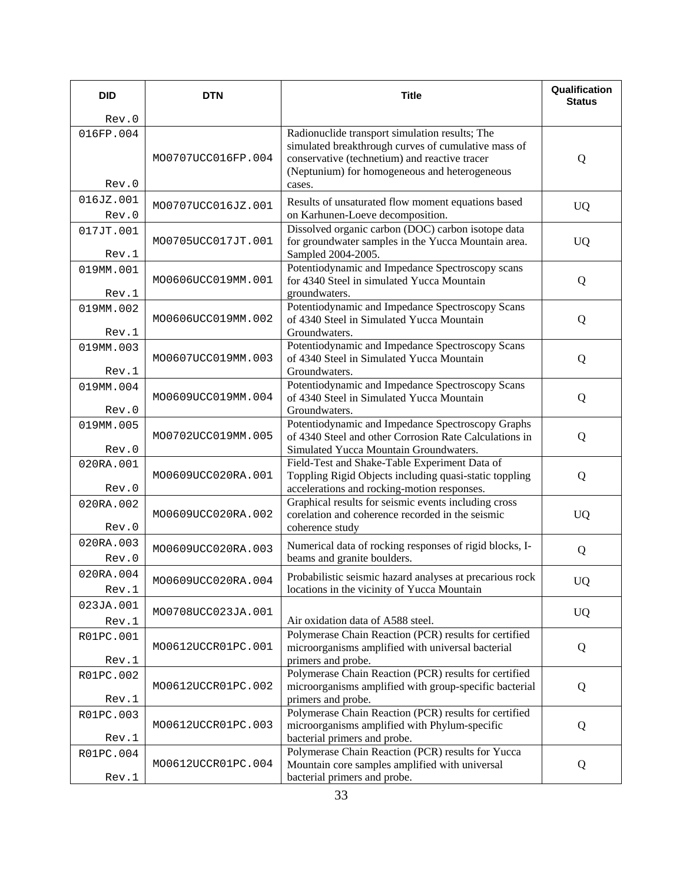| DID | DTN | Title | Qualification Status |
|---|---|---|---|
| Rev.0 | | | |
| 016FP.004 Rev.0 | MO0707UCC016FP.004 | Radionuclide transport simulation results; The simulated breakthrough curves of cumulative mass of conservative (technetium) and reactive tracer (Neptunium) for homogeneous and heterogeneous cases. | Q |
| 016JZ.001 Rev.0 | MO0707UCC016JZ.001 | Results of unsaturated flow moment equations based on Karhunen-Loeve decomposition. | UQ |
| 017JT.001 Rev.1 | MO0705UCC017JT.001 | Dissolved organic carbon (DOC) carbon isotope data for groundwater samples in the Yucca Mountain area. Sampled 2004-2005. | UQ |
| 019MM.001 Rev.1 | MO0606UCC019MM.001 | Potentiodynamic and Impedance Spectroscopy scans for 4340 Steel in simulated Yucca Mountain groundwaters. | Q |
| 019MM.002 Rev.1 | MO0606UCC019MM.002 | Potentiodynamic and Impedance Spectroscopy Scans of 4340 Steel in Simulated Yucca Mountain Groundwaters. | Q |
| 019MM.003 Rev.1 | MO0607UCC019MM.003 | Potentiodynamic and Impedance Spectroscopy Scans of 4340 Steel in Simulated Yucca Mountain Groundwaters. | Q |
| 019MM.004 Rev.0 | MO0609UCC019MM.004 | Potentiodynamic and Impedance Spectroscopy Scans of 4340 Steel in Simulated Yucca Mountain Groundwaters. | Q |
| 019MM.005 Rev.0 | MO0702UCC019MM.005 | Potentiodynamic and Impedance Spectroscopy Graphs of 4340 Steel and other Corrosion Rate Calculations in Simulated Yucca Mountain Groundwaters. | Q |
| 020RA.001 Rev.0 | MO0609UCC020RA.001 | Field-Test and Shake-Table Experiment Data of Toppling Rigid Objects including quasi-static toppling accelerations and rocking-motion responses. | Q |
| 020RA.002 Rev.0 | MO0609UCC020RA.002 | Graphical results for seismic events including cross corelation and coherence recorded in the seismic coherence study | UQ |
| 020RA.003 Rev.0 | MO0609UCC020RA.003 | Numerical data of rocking responses of rigid blocks, I-beams and granite boulders. | Q |
| 020RA.004 Rev.1 | MO0609UCC020RA.004 | Probabilistic seismic hazard analyses at precarious rock locations in the vicinity of Yucca Mountain | UQ |
| 023JA.001 Rev.1 | MO0708UCC023JA.001 | Air oxidation data of A588 steel. | UQ |
| R01PC.001 Rev.1 | MO0612UCCR01PC.001 | Polymerase Chain Reaction (PCR) results for certified microorganisms amplified with universal bacterial primers and probe. | Q |
| R01PC.002 Rev.1 | MO0612UCCR01PC.002 | Polymerase Chain Reaction (PCR) results for certified microorganisms amplified with group-specific bacterial primers and probe. | Q |
| R01PC.003 Rev.1 | MO0612UCCR01PC.003 | Polymerase Chain Reaction (PCR) results for certified microorganisms amplified with Phylum-specific bacterial primers and probe. | Q |
| R01PC.004 Rev.1 | MO0612UCCR01PC.004 | Polymerase Chain Reaction (PCR) results for Yucca Mountain core samples amplified with universal bacterial primers and probe. | Q |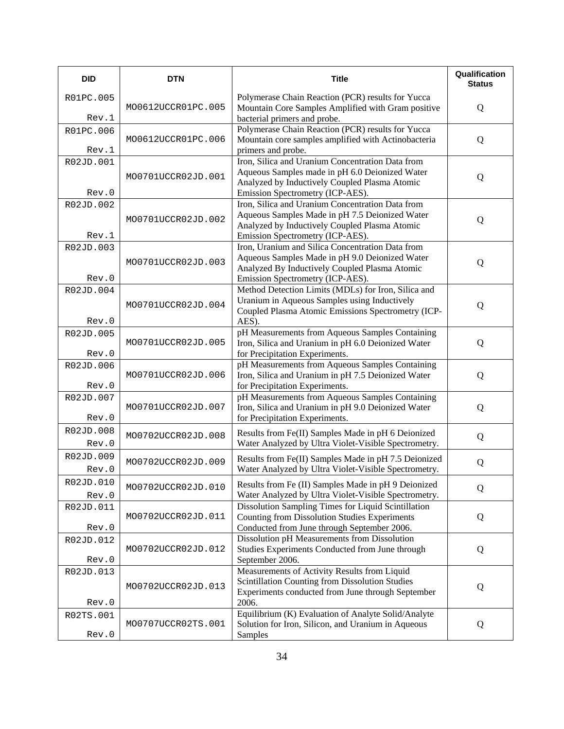| DID | DTN | Title | Qualification Status |
|---|---|---|---|
| R01PC.005 Rev.1 | MO0612UCCR01PC.005 | Polymerase Chain Reaction (PCR) results for Yucca Mountain Core Samples Amplified with Gram positive bacterial primers and probe. | Q |
| R01PC.006 Rev.1 | MO0612UCCR01PC.006 | Polymerase Chain Reaction (PCR) results for Yucca Mountain core samples amplified with Actinobacteria primers and probe. | Q |
| R02JD.001 Rev.0 | MO0701UCCR02JD.001 | Iron, Silica and Uranium Concentration Data from Aqueous Samples made in pH 6.0 Deionized Water Analyzed by Inductively Coupled Plasma Atomic Emission Spectrometry (ICP-AES). | Q |
| R02JD.002 Rev.1 | MO0701UCCR02JD.002 | Iron, Silica and Uranium Concentration Data from Aqueous Samples Made in pH 7.5 Deionized Water Analyzed by Inductively Coupled Plasma Atomic Emission Spectrometry (ICP-AES). | Q |
| R02JD.003 Rev.0 | MO0701UCCR02JD.003 | Iron, Uranium and Silica Concentration Data from Aqueous Samples Made in pH 9.0 Deionized Water Analyzed By Inductively Coupled Plasma Atomic Emission Spectrometry (ICP-AES). | Q |
| R02JD.004 Rev.0 | MO0701UCCR02JD.004 | Method Detection Limits (MDLs) for Iron, Silica and Uranium in Aqueous Samples using Inductively Coupled Plasma Atomic Emissions Spectrometry (ICP-AES). | Q |
| R02JD.005 Rev.0 | MO0701UCCR02JD.005 | pH Measurements from Aqueous Samples Containing Iron, Silica and Uranium in pH 6.0 Deionized Water for Precipitation Experiments. | Q |
| R02JD.006 Rev.0 | MO0701UCCR02JD.006 | pH Measurements from Aqueous Samples Containing Iron, Silica and Uranium in pH 7.5 Deionized Water for Precipitation Experiments. | Q |
| R02JD.007 Rev.0 | MO0701UCCR02JD.007 | pH Measurements from Aqueous Samples Containing Iron, Silica and Uranium in pH 9.0 Deionized Water for Precipitation Experiments. | Q |
| R02JD.008 Rev.0 | MO0702UCCR02JD.008 | Results from Fe(II) Samples Made in pH 6 Deionized Water Analyzed by Ultra Violet-Visible Spectrometry. | Q |
| R02JD.009 Rev.0 | MO0702UCCR02JD.009 | Results from Fe(II) Samples Made in pH 7.5 Deionized Water Analyzed by Ultra Violet-Visible Spectrometry. | Q |
| R02JD.010 Rev.0 | MO0702UCCR02JD.010 | Results from Fe (II) Samples Made in pH 9 Deionized Water Analyzed by Ultra Violet-Visible Spectrometry. | Q |
| R02JD.011 Rev.0 | MO0702UCCR02JD.011 | Dissolution Sampling Times for Liquid Scintillation Counting from Dissolution Studies Experiments Conducted from June through September 2006. | Q |
| R02JD.012 Rev.0 | MO0702UCCR02JD.012 | Dissolution pH Measurements from Dissolution Studies Experiments Conducted from June through September 2006. | Q |
| R02JD.013 Rev.0 | MO0702UCCR02JD.013 | Measurements of Activity Results from Liquid Scintillation Counting from Dissolution Studies Experiments conducted from June through September 2006. | Q |
| R02TS.001 Rev.0 | MO0707UCCR02TS.001 | Equilibrium (K) Evaluation of Analyte Solid/Analyte Solution for Iron, Silicon, and Uranium in Aqueous Samples | Q |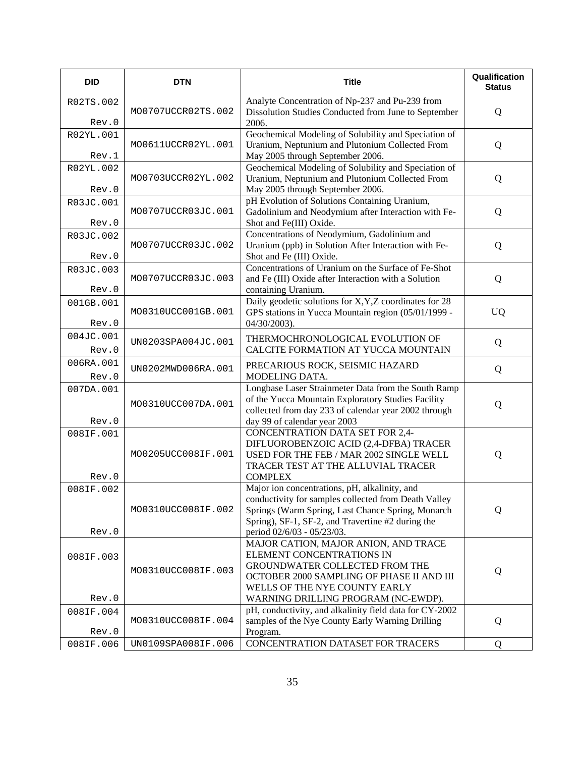| DID | DTN | Title | Qualification Status |
|---|---|---|---|
| R02TS.002 Rev.0 | MO0707UCCR02TS.002 | Analyte Concentration of Np-237 and Pu-239 from Dissolution Studies Conducted from June to September 2006. | Q |
| R02YL.001 Rev.1 | MO0611UCCR02YL.001 | Geochemical Modeling of Solubility and Speciation of Uranium, Neptunium and Plutonium Collected From May 2005 through September 2006. | Q |
| R02YL.002 Rev.0 | MO0703UCCR02YL.002 | Geochemical Modeling of Solubility and Speciation of Uranium, Neptunium and Plutonium Collected From May 2005 through September 2006. | Q |
| R03JC.001 Rev.0 | MO0707UCCR03JC.001 | pH Evolution of Solutions Containing Uranium, Gadolinium and Neodymium after Interaction with Fe-Shot and Fe(III) Oxide. | Q |
| R03JC.002 Rev.0 | MO0707UCCR03JC.002 | Concentrations of Neodymium, Gadolinium and Uranium (ppb) in Solution After Interaction with Fe-Shot and Fe (III) Oxide. | Q |
| R03JC.003 Rev.0 | MO0707UCCR03JC.003 | Concentrations of Uranium on the Surface of Fe-Shot and Fe (III) Oxide after Interaction with a Solution containing Uranium. | Q |
| 001GB.001 Rev.0 | MO0310UCC001GB.001 | Daily geodetic solutions for X,Y,Z coordinates for 28 GPS stations in Yucca Mountain region (05/01/1999 - 04/30/2003). | UQ |
| 004JC.001 Rev.0 | UN0203SPA004JC.001 | THERMOCHRONOLOGICAL EVOLUTION OF CALCITE FORMATION AT YUCCA MOUNTAIN | Q |
| 006RA.001 Rev.0 | UN0202MWD006RA.001 | PRECARIOUS ROCK, SEISMIC HAZARD MODELING DATA. | Q |
| 007DA.001 Rev.0 | MO0310UCC007DA.001 | Longbase Laser Strainmeter Data from the South Ramp of the Yucca Mountain Exploratory Studies Facility collected from day 233 of calendar year 2002 through day 99 of calendar year 2003 | Q |
| 008IF.001 Rev.0 | MO0205UCC008IF.001 | CONCENTRATION DATA SET FOR 2,4-DIFLUOROBENZOIC ACID (2,4-DFBA) TRACER USED FOR THE FEB / MAR 2002 SINGLE WELL TRACER TEST AT THE ALLUVIAL TRACER COMPLEX | Q |
| 008IF.002 Rev.0 | MO0310UCC008IF.002 | Major ion concentrations, pH, alkalinity, and conductivity for samples collected from Death Valley Springs (Warm Spring, Last Chance Spring, Monarch Spring), SF-1, SF-2, and Travertine #2 during the period 02/6/03 - 05/23/03. | Q |
| 008IF.003 Rev.0 | MO0310UCC008IF.003 | MAJOR CATION, MAJOR ANION, AND TRACE ELEMENT CONCENTRATIONS IN GROUNDWATER COLLECTED FROM THE OCTOBER 2000 SAMPLING OF PHASE II AND III WELLS OF THE NYE COUNTY EARLY WARNING DRILLING PROGRAM (NC-EWDP). | Q |
| 008IF.004 Rev.0 | MO0310UCC008IF.004 | pH, conductivity, and alkalinity field data for CY-2002 samples of the Nye County Early Warning Drilling Program. | Q |
| 008IF.006 | UN0109SPA008IF.006 | CONCENTRATION DATASET FOR TRACERS | Q |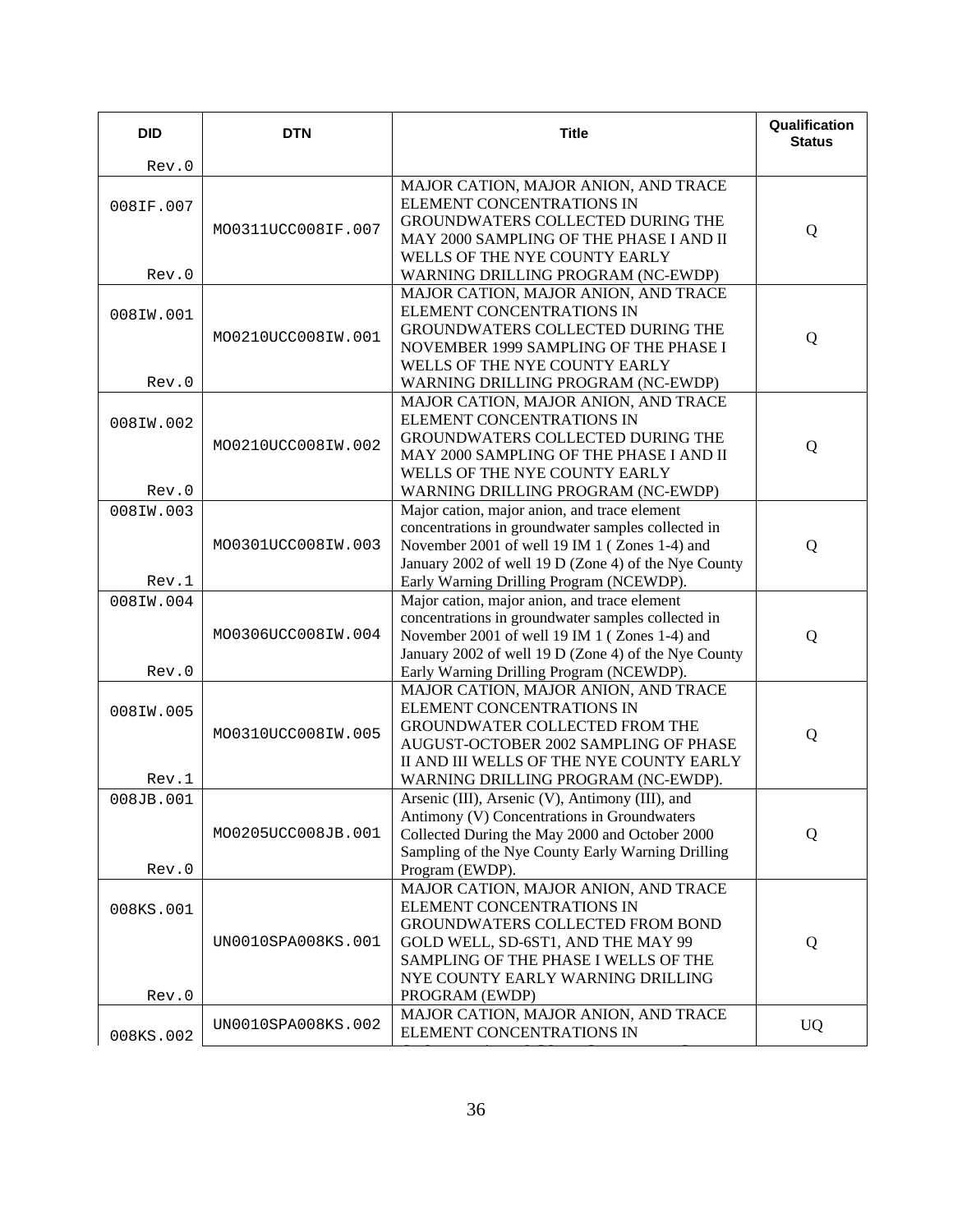| DID Rev.0 | DTN | Title | Qualification Status |
|---|---|---|---|
| 008IF.007 Rev.0 | MO0311UCC008IF.007 | MAJOR CATION, MAJOR ANION, AND TRACE ELEMENT CONCENTRATIONS IN GROUNDWATERS COLLECTED DURING THE MAY 2000 SAMPLING OF THE PHASE I AND II WELLS OF THE NYE COUNTY EARLY WARNING DRILLING PROGRAM (NC-EWDP) | Q |
| 008IW.001 Rev.0 | MO0210UCC008IW.001 | MAJOR CATION, MAJOR ANION, AND TRACE ELEMENT CONCENTRATIONS IN GROUNDWATERS COLLECTED DURING THE NOVEMBER 1999 SAMPLING OF THE PHASE I WELLS OF THE NYE COUNTY EARLY WARNING DRILLING PROGRAM (NC-EWDP) | Q |
| 008IW.002 Rev.0 | MO0210UCC008IW.002 | MAJOR CATION, MAJOR ANION, AND TRACE ELEMENT CONCENTRATIONS IN GROUNDWATERS COLLECTED DURING THE MAY 2000 SAMPLING OF THE PHASE I AND II WELLS OF THE NYE COUNTY EARLY WARNING DRILLING PROGRAM (NC-EWDP) | Q |
| 008IW.003 Rev.1 | MO0301UCC008IW.003 | Major cation, major anion, and trace element concentrations in groundwater samples collected in November 2001 of well 19 IM 1 ( Zones 1-4) and January 2002 of well 19 D (Zone 4) of the Nye County Early Warning Drilling Program (NCEWDP). | Q |
| 008IW.004 Rev.0 | MO0306UCC008IW.004 | Major cation, major anion, and trace element concentrations in groundwater samples collected in November 2001 of well 19 IM 1 ( Zones 1-4) and January 2002 of well 19 D (Zone 4) of the Nye County Early Warning Drilling Program (NCEWDP). | Q |
| 008IW.005 Rev.1 | MO0310UCC008IW.005 | MAJOR CATION, MAJOR ANION, AND TRACE ELEMENT CONCENTRATIONS IN GROUNDWATER COLLECTED FROM THE AUGUST-OCTOBER 2002 SAMPLING OF PHASE II AND III WELLS OF THE NYE COUNTY EARLY WARNING DRILLING PROGRAM (NC-EWDP). | Q |
| 008JB.001 Rev.0 | MO0205UCC008JB.001 | Arsenic (III), Arsenic (V), Antimony (III), and Antimony (V) Concentrations in Groundwaters Collected During the May 2000 and October 2000 Sampling of the Nye County Early Warning Drilling Program (EWDP). | Q |
| 008KS.001 Rev.0 | UN0010SPA008KS.001 | MAJOR CATION, MAJOR ANION, AND TRACE ELEMENT CONCENTRATIONS IN GROUNDWATERS COLLECTED FROM BOND GOLD WELL, SD-6ST1, AND THE MAY 99 SAMPLING OF THE PHASE I WELLS OF THE NYE COUNTY EARLY WARNING DRILLING PROGRAM (EWDP) | Q |
| 008KS.002 | UN0010SPA008KS.002 | MAJOR CATION, MAJOR ANION, AND TRACE ELEMENT CONCENTRATIONS IN | UQ |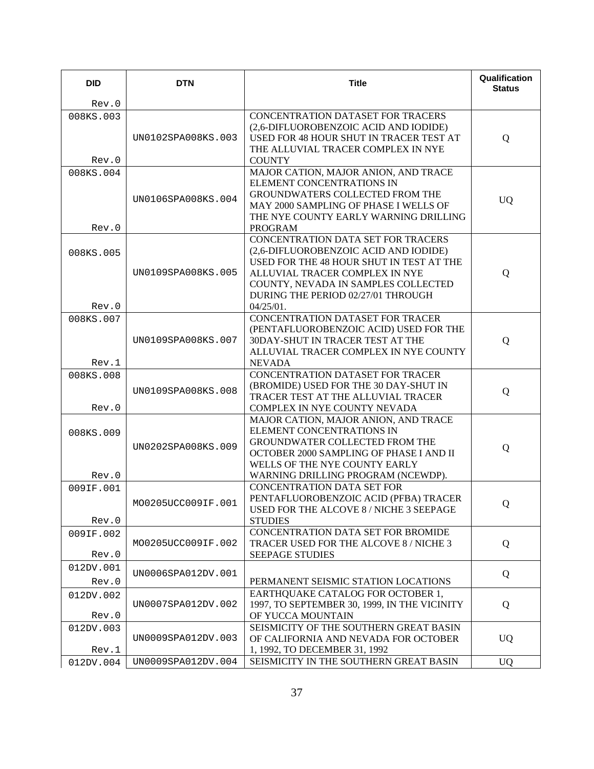| DID | DTN | Title | Qualification Status |
|---|---|---|---|
| Rev.0 | | | |
| 008KS.003 Rev.0 | UN0102SPA008KS.003 | CONCENTRATION DATASET FOR TRACERS (2,6-DIFLUOROBENZOIC ACID AND IODIDE) USED FOR 48 HOUR SHUT IN TRACER TEST AT THE ALLUVIAL TRACER COMPLEX IN NYE COUNTY | Q |
| 008KS.004 Rev.0 | UN0106SPA008KS.004 | MAJOR CATION, MAJOR ANION, AND TRACE ELEMENT CONCENTRATIONS IN GROUNDWATERS COLLECTED FROM THE MAY 2000 SAMPLING OF PHASE I WELLS OF THE NYE COUNTY EARLY WARNING DRILLING PROGRAM | UQ |
| 008KS.005 Rev.0 | UN0109SPA008KS.005 | CONCENTRATION DATA SET FOR TRACERS (2,6-DIFLUOROBENZOIC ACID AND IODIDE) USED FOR THE 48 HOUR SHUT IN TEST AT THE ALLUVIAL TRACER COMPLEX IN NYE COUNTY, NEVADA IN SAMPLES COLLECTED DURING THE PERIOD 02/27/01 THROUGH 04/25/01. | Q |
| 008KS.007 Rev.1 | UN0109SPA008KS.007 | CONCENTRATION DATASET FOR TRACER (PENTAFLUOROBENZOIC ACID) USED FOR THE 30DAY-SHUT IN TRACER TEST AT THE ALLUVIAL TRACER COMPLEX IN NYE COUNTY NEVADA | Q |
| 008KS.008 Rev.0 | UN0109SPA008KS.008 | CONCENTRATION DATASET FOR TRACER (BROMIDE) USED FOR THE 30 DAY-SHUT IN TRACER TEST AT THE ALLUVIAL TRACER COMPLEX IN NYE COUNTY NEVADA | Q |
| 008KS.009 Rev.0 | UN0202SPA008KS.009 | MAJOR CATION, MAJOR ANION, AND TRACE ELEMENT CONCENTRATIONS IN GROUNDWATER COLLECTED FROM THE OCTOBER 2000 SAMPLING OF PHASE I AND II WELLS OF THE NYE COUNTY EARLY WARNING DRILLING PROGRAM (NCEWDP). | Q |
| 009IF.001 Rev.0 | MO0205UCC009IF.001 | CONCENTRATION DATA SET FOR PENTAFLUOROBENZOIC ACID (PFBA) TRACER USED FOR THE ALCOVE 8 / NICHE 3 SEEPAGE STUDIES | Q |
| 009IF.002 Rev.0 | MO0205UCC009IF.002 | CONCENTRATION DATA SET FOR BROMIDE TRACER USED FOR THE ALCOVE 8 / NICHE 3 SEEPAGE STUDIES | Q |
| 012DV.001 Rev.0 | UN0006SPA012DV.001 | PERMANENT SEISMIC STATION LOCATIONS | Q |
| 012DV.002 Rev.0 | UN0007SPA012DV.002 | EARTHQUAKE CATALOG FOR OCTOBER 1, 1997, TO SEPTEMBER 30, 1999, IN THE VICINITY OF YUCCA MOUNTAIN | Q |
| 012DV.003 Rev.1 | UN0009SPA012DV.003 | SEISMICITY OF THE SOUTHERN GREAT BASIN OF CALIFORNIA AND NEVADA FOR OCTOBER 1, 1992, TO DECEMBER 31, 1992 | UQ |
| 012DV.004 | UN0009SPA012DV.004 | SEISMICITY IN THE SOUTHERN GREAT BASIN | UQ |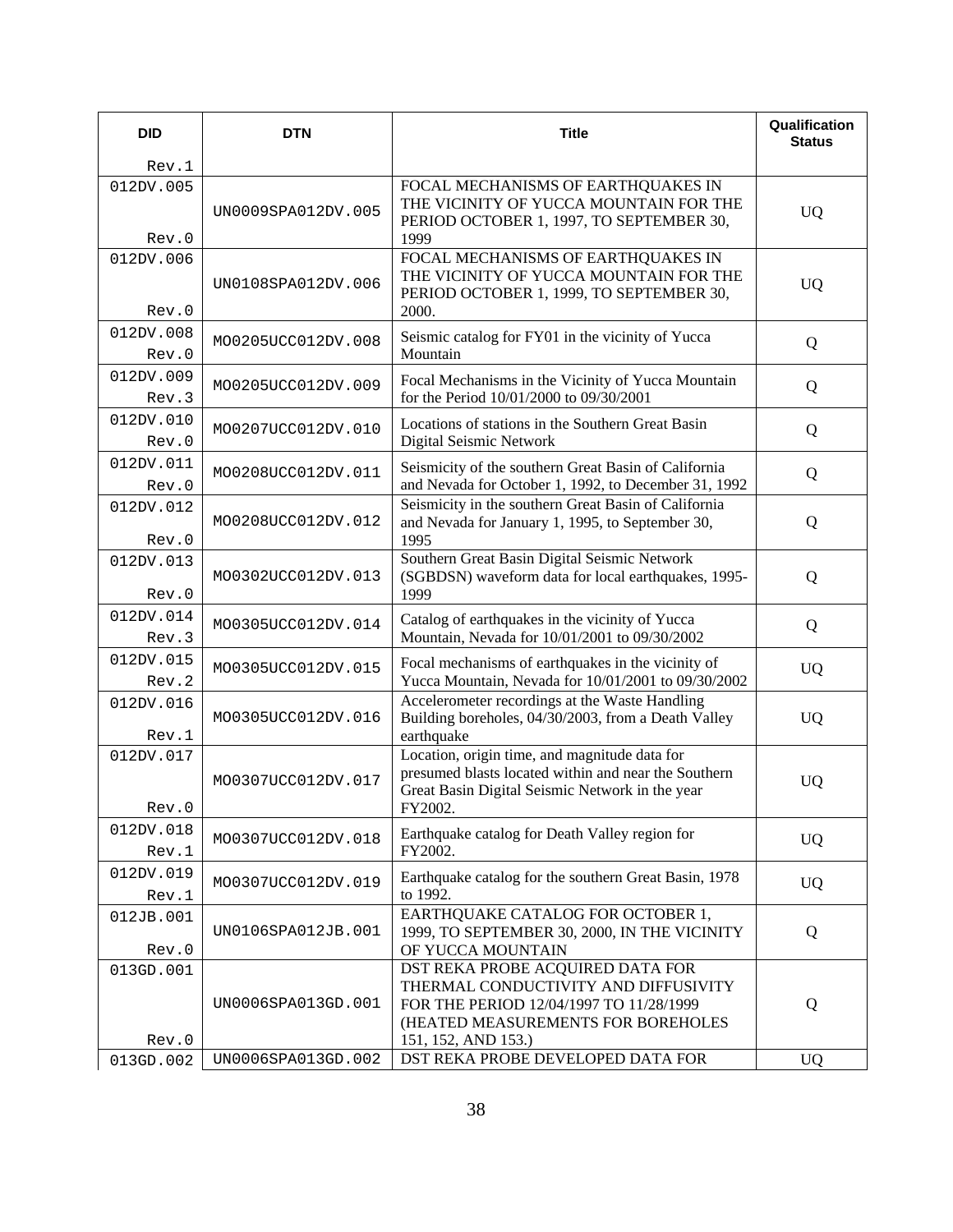| DID | DTN | Title | Qualification Status |
|---|---|---|---|
| Rev.1 | | | |
| 012DV.005 Rev.0 | UN0009SPA012DV.005 | FOCAL MECHANISMS OF EARTHQUAKES IN THE VICINITY OF YUCCA MOUNTAIN FOR THE PERIOD OCTOBER 1, 1997, TO SEPTEMBER 30, 1999 | UQ |
| 012DV.006 Rev.0 | UN0108SPA012DV.006 | FOCAL MECHANISMS OF EARTHQUAKES IN THE VICINITY OF YUCCA MOUNTAIN FOR THE PERIOD OCTOBER 1, 1999, TO SEPTEMBER 30, 2000. | UQ |
| 012DV.008 Rev.0 | MO0205UCC012DV.008 | Seismic catalog for FY01 in the vicinity of Yucca Mountain | Q |
| 012DV.009 Rev.3 | MO0205UCC012DV.009 | Focal Mechanisms in the Vicinity of Yucca Mountain for the Period 10/01/2000 to 09/30/2001 | Q |
| 012DV.010 Rev.0 | MO0207UCC012DV.010 | Locations of stations in the Southern Great Basin Digital Seismic Network | Q |
| 012DV.011 Rev.0 | MO0208UCC012DV.011 | Seismicity of the southern Great Basin of California and Nevada for October 1, 1992, to December 31, 1992 | Q |
| 012DV.012 Rev.0 | MO0208UCC012DV.012 | Seismicity in the southern Great Basin of California and Nevada for January 1, 1995, to September 30, 1995 | Q |
| 012DV.013 Rev.0 | MO0302UCC012DV.013 | Southern Great Basin Digital Seismic Network (SGBDSN) waveform data for local earthquakes, 1995-1999 | Q |
| 012DV.014 Rev.3 | MO0305UCC012DV.014 | Catalog of earthquakes in the vicinity of Yucca Mountain, Nevada for 10/01/2001 to 09/30/2002 | Q |
| 012DV.015 Rev.2 | MO0305UCC012DV.015 | Focal mechanisms of earthquakes in the vicinity of Yucca Mountain, Nevada for 10/01/2001 to 09/30/2002 | UQ |
| 012DV.016 Rev.1 | MO0305UCC012DV.016 | Accelerometer recordings at the Waste Handling Building boreholes, 04/30/2003, from a Death Valley earthquake | UQ |
| 012DV.017 Rev.0 | MO0307UCC012DV.017 | Location, origin time, and magnitude data for presumed blasts located within and near the Southern Great Basin Digital Seismic Network in the year FY2002. | UQ |
| 012DV.018 Rev.1 | MO0307UCC012DV.018 | Earthquake catalog for Death Valley region for FY2002. | UQ |
| 012DV.019 Rev.1 | MO0307UCC012DV.019 | Earthquake catalog for the southern Great Basin, 1978 to 1992. | UQ |
| 012JB.001 Rev.0 | UN0106SPA012JB.001 | EARTHQUAKE CATALOG FOR OCTOBER 1, 1999, TO SEPTEMBER 30, 2000, IN THE VICINITY OF YUCCA MOUNTAIN | Q |
| 013GD.001 Rev.0 | UN0006SPA013GD.001 | DST REKA PROBE ACQUIRED DATA FOR THERMAL CONDUCTIVITY AND DIFFUSIVITY FOR THE PERIOD 12/04/1997 TO 11/28/1999 (HEATED MEASUREMENTS FOR BOREHOLES 151, 152, AND 153.) | Q |
| 013GD.002 | UN0006SPA013GD.002 | DST REKA PROBE DEVELOPED DATA FOR | UQ |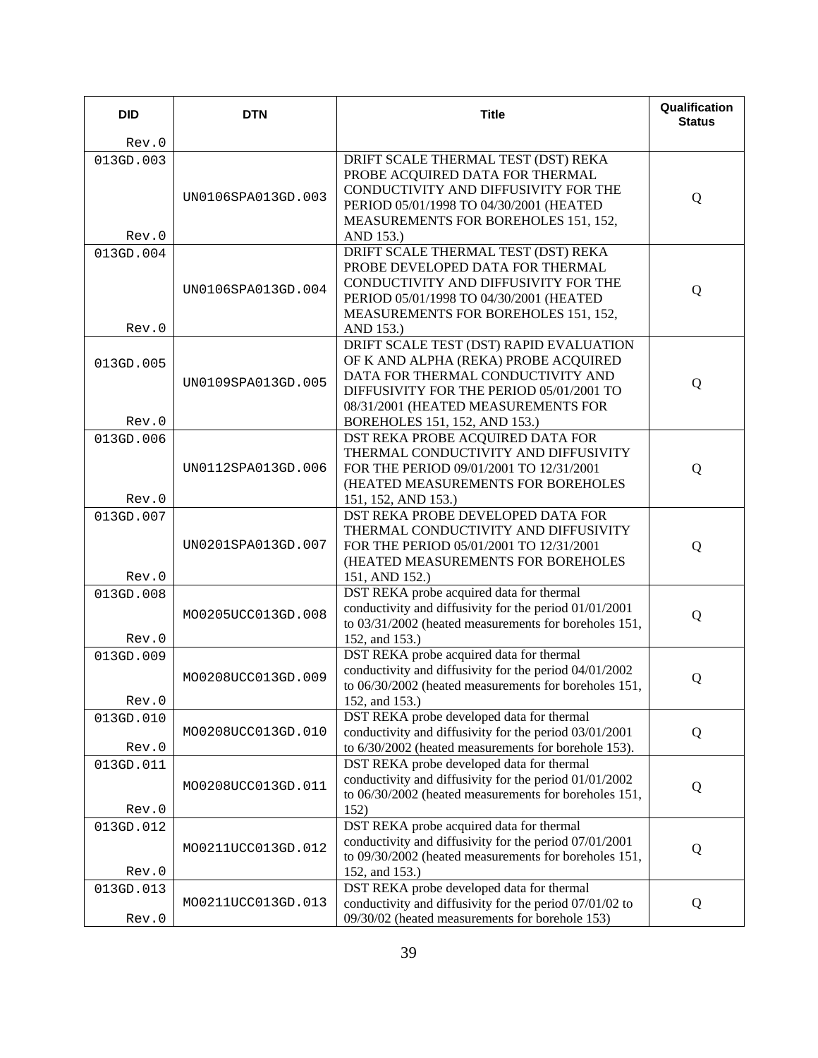| DID Rev.0 | DTN | Title | Qualification Status |
|---|---|---|---|
| 013GD.003 Rev.0 | UN0106SPA013GD.003 | DRIFT SCALE THERMAL TEST (DST) REKA PROBE ACQUIRED DATA FOR THERMAL CONDUCTIVITY AND DIFFUSIVITY FOR THE PERIOD 05/01/1998 TO 04/30/2001 (HEATED MEASUREMENTS FOR BOREHOLES 151, 152, AND 153.) | Q |
| 013GD.004 Rev.0 | UN0106SPA013GD.004 | DRIFT SCALE THERMAL TEST (DST) REKA PROBE DEVELOPED DATA FOR THERMAL CONDUCTIVITY AND DIFFUSIVITY FOR THE PERIOD 05/01/1998 TO 04/30/2001 (HEATED MEASUREMENTS FOR BOREHOLES 151, 152, AND 153.) | Q |
| 013GD.005 Rev.0 | UN0109SPA013GD.005 | DRIFT SCALE TEST (DST) RAPID EVALUATION OF K AND ALPHA (REKA) PROBE ACQUIRED DATA FOR THERMAL CONDUCTIVITY AND DIFFUSIVITY FOR THE PERIOD 05/01/2001 TO 08/31/2001 (HEATED MEASUREMENTS FOR BOREHOLES 151, 152, AND 153.) | Q |
| 013GD.006 Rev.0 | UN0112SPA013GD.006 | DST REKA PROBE ACQUIRED DATA FOR THERMAL CONDUCTIVITY AND DIFFUSIVITY FOR THE PERIOD 09/01/2001 TO 12/31/2001 (HEATED MEASUREMENTS FOR BOREHOLES 151, 152, AND 153.) | Q |
| 013GD.007 Rev.0 | UN0201SPA013GD.007 | DST REKA PROBE DEVELOPED DATA FOR THERMAL CONDUCTIVITY AND DIFFUSIVITY FOR THE PERIOD 05/01/2001 TO 12/31/2001 (HEATED MEASUREMENTS FOR BOREHOLES 151, AND 152.) | Q |
| 013GD.008 Rev.0 | MO0205UCC013GD.008 | DST REKA probe acquired data for thermal conductivity and diffusivity for the period 01/01/2001 to 03/31/2002 (heated measurements for boreholes 151, 152, and 153.) | Q |
| 013GD.009 Rev.0 | MO0208UCC013GD.009 | DST REKA probe acquired data for thermal conductivity and diffusivity for the period 04/01/2002 to 06/30/2002 (heated measurements for boreholes 151, 152, and 153.) | Q |
| 013GD.010 Rev.0 | MO0208UCC013GD.010 | DST REKA probe developed data for thermal conductivity and diffusivity for the period 03/01/2001 to 6/30/2002 (heated measurements for borehole 153). | Q |
| 013GD.011 Rev.0 | MO0208UCC013GD.011 | DST REKA probe developed data for thermal conductivity and diffusivity for the period 01/01/2002 to 06/30/2002 (heated measurements for boreholes 151, 152) | Q |
| 013GD.012 Rev.0 | MO0211UCC013GD.012 | DST REKA probe acquired data for thermal conductivity and diffusivity for the period 07/01/2001 to 09/30/2002 (heated measurements for boreholes 151, 152, and 153.) | Q |
| 013GD.013 Rev.0 | MO0211UCC013GD.013 | DST REKA probe developed data for thermal conductivity and diffusivity for the period 07/01/02 to 09/30/02 (heated measurements for borehole 153) | Q |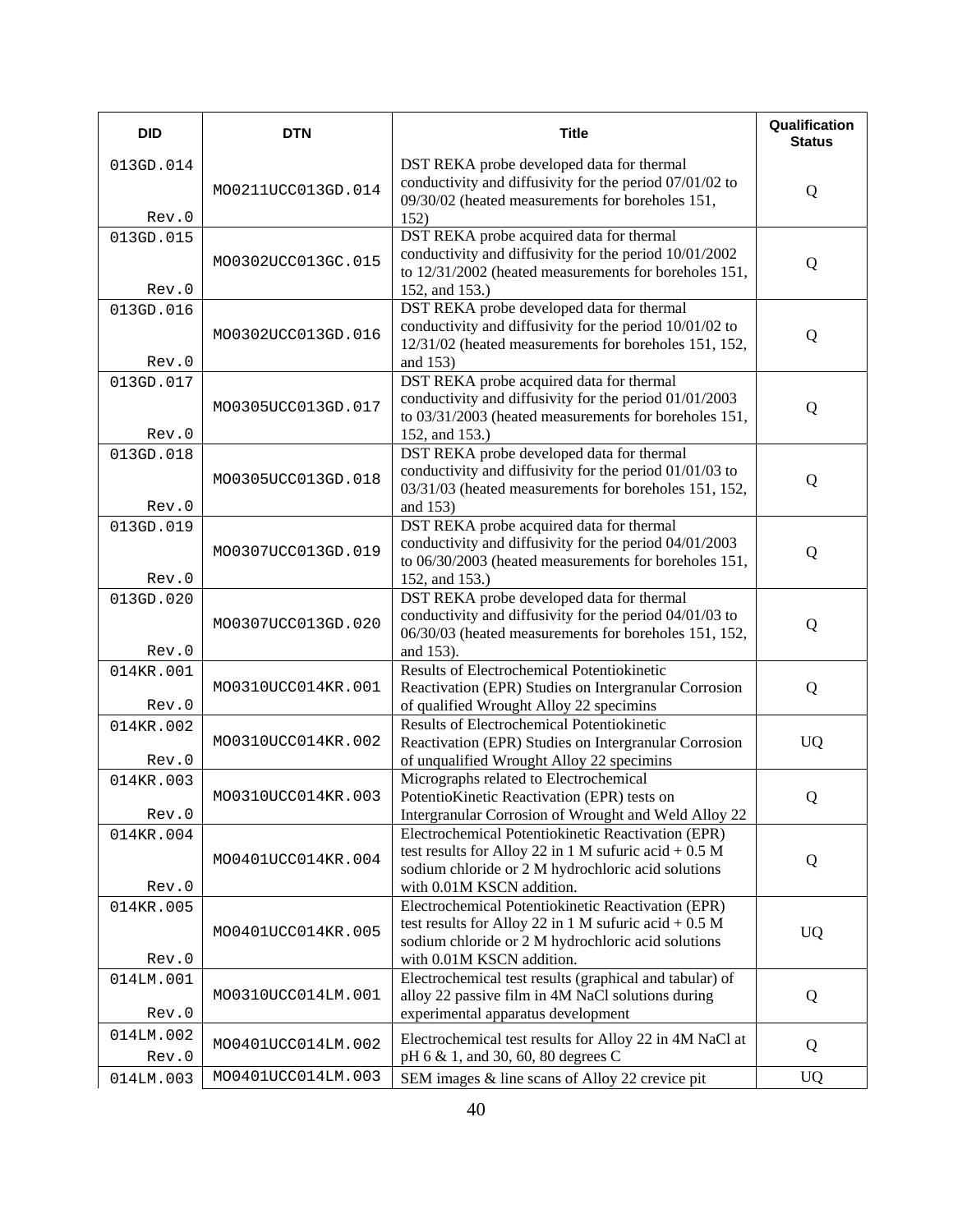| DID | DTN | Title | Qualification Status |
|---|---|---|---|
| 013GD.014 Rev.0 | MO0211UCC013GD.014 | DST REKA probe developed data for thermal conductivity and diffusivity for the period 07/01/02 to 09/30/02 (heated measurements for boreholes 151, 152) | Q |
| 013GD.015 Rev.0 | MO0302UCC013GC.015 | DST REKA probe acquired data for thermal conductivity and diffusivity for the period 10/01/2002 to 12/31/2002 (heated measurements for boreholes 151, 152, and 153.) | Q |
| 013GD.016 Rev.0 | MO0302UCC013GD.016 | DST REKA probe developed data for thermal conductivity and diffusivity for the period 10/01/02 to 12/31/02 (heated measurements for boreholes 151, 152, and 153) | Q |
| 013GD.017 Rev.0 | MO0305UCC013GD.017 | DST REKA probe acquired data for thermal conductivity and diffusivity for the period 01/01/2003 to 03/31/2003 (heated measurements for boreholes 151, 152, and 153.) | Q |
| 013GD.018 Rev.0 | MO0305UCC013GD.018 | DST REKA probe developed data for thermal conductivity and diffusivity for the period 01/01/03 to 03/31/03 (heated measurements for boreholes 151, 152, and 153) | Q |
| 013GD.019 Rev.0 | MO0307UCC013GD.019 | DST REKA probe acquired data for thermal conductivity and diffusivity for the period 04/01/2003 to 06/30/2003 (heated measurements for boreholes 151, 152, and 153.) | Q |
| 013GD.020 Rev.0 | MO0307UCC013GD.020 | DST REKA probe developed data for thermal conductivity and diffusivity for the period 04/01/03 to 06/30/03 (heated measurements for boreholes 151, 152, and 153). | Q |
| 014KR.001 Rev.0 | MO0310UCC014KR.001 | Results of Electrochemical Potentiokinetic Reactivation (EPR) Studies on Intergranular Corrosion of qualified Wrought Alloy 22 specimins | Q |
| 014KR.002 Rev.0 | MO0310UCC014KR.002 | Results of Electrochemical Potentiokinetic Reactivation (EPR) Studies on Intergranular Corrosion of unqualified Wrought Alloy 22 specimins | UQ |
| 014KR.003 Rev.0 | MO0310UCC014KR.003 | Micrographs related to Electrochemical PotentioKinetic Reactivation (EPR) tests on Intergranular Corrosion of Wrought and Weld Alloy 22 | Q |
| 014KR.004 Rev.0 | MO0401UCC014KR.004 | Electrochemical Potentiokinetic Reactivation (EPR) test results for Alloy 22 in 1 M sufuric acid + 0.5 M sodium chloride or 2 M hydrochloric acid solutions with 0.01M KSCN addition. | Q |
| 014KR.005 Rev.0 | MO0401UCC014KR.005 | Electrochemical Potentiokinetic Reactivation (EPR) test results for Alloy 22 in 1 M sufuric acid + 0.5 M sodium chloride or 2 M hydrochloric acid solutions with 0.01M KSCN addition. | UQ |
| 014LM.001 Rev.0 | MO0310UCC014LM.001 | Electrochemical test results (graphical and tabular) of alloy 22 passive film in 4M NaCl solutions during experimental apparatus development | Q |
| 014LM.002 Rev.0 | MO0401UCC014LM.002 | Electrochemical test results for Alloy 22 in 4M NaCl at pH 6 & 1, and 30, 60, 80 degrees C | Q |
| 014LM.003 | MO0401UCC014LM.003 | SEM images & line scans of Alloy 22 crevice pit | UQ |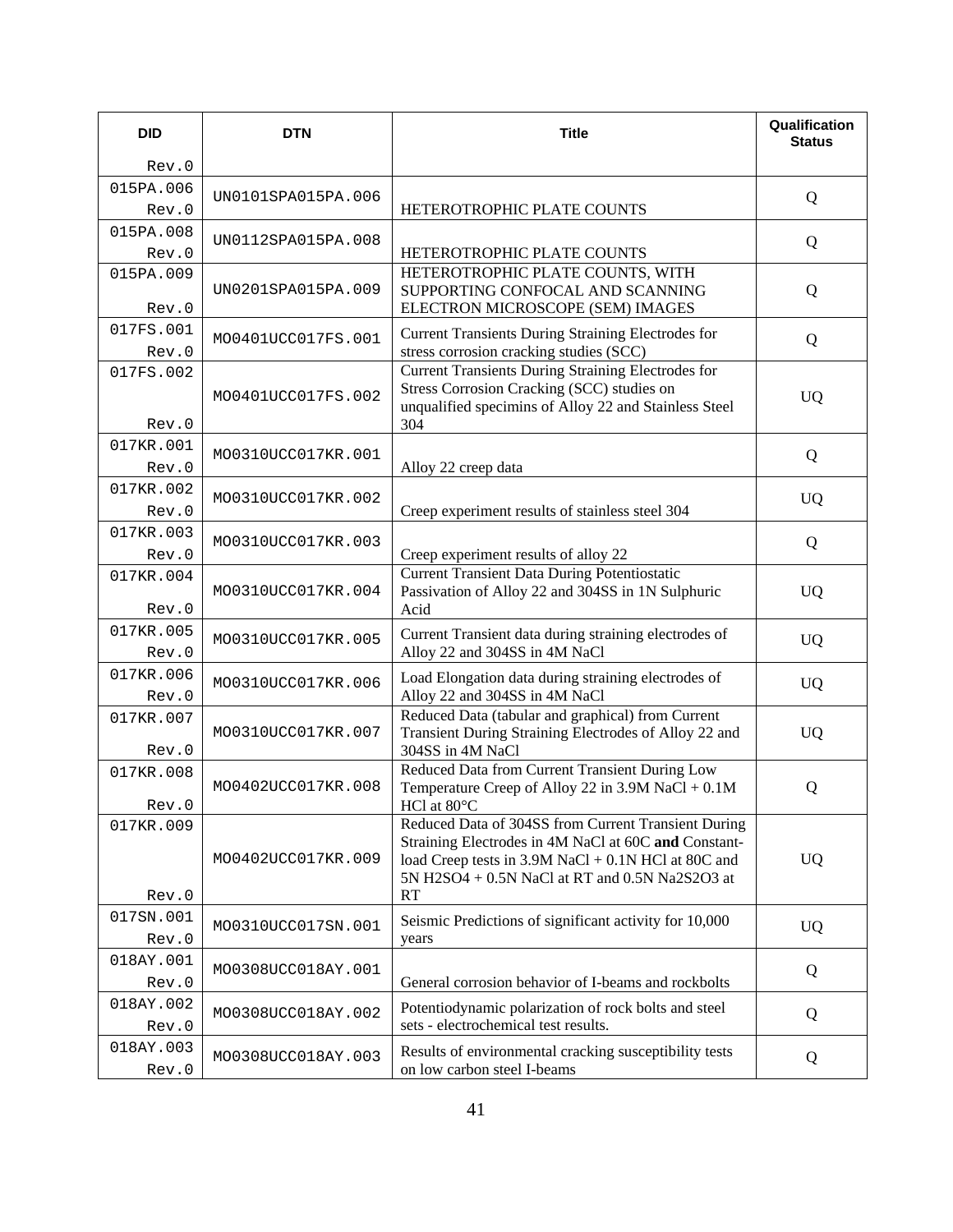| DID Rev.0 | DTN | Title | Qualification Status |
| --- | --- | --- | --- |
| 015PA.006 Rev.0 | UN0101SPA015PA.006 | HETEROTROPHIC PLATE COUNTS | Q |
| 015PA.008 Rev.0 | UN0112SPA015PA.008 | HETEROTROPHIC PLATE COUNTS | Q |
| 015PA.009 Rev.0 | UN0201SPA015PA.009 | HETEROTROPHIC PLATE COUNTS, WITH SUPPORTING CONFOCAL AND SCANNING ELECTRON MICROSCOPE (SEM) IMAGES | Q |
| 017FS.001 Rev.0 | MO0401UCC017FS.001 | Current Transients During Straining Electrodes for stress corrosion cracking studies (SCC) | Q |
| 017FS.002 Rev.0 | MO0401UCC017FS.002 | Current Transients During Straining Electrodes for Stress Corrosion Cracking (SCC) studies on unqualified specimins of Alloy 22 and Stainless Steel 304 | UQ |
| 017KR.001 Rev.0 | MO0310UCC017KR.001 | Alloy 22 creep data | Q |
| 017KR.002 Rev.0 | MO0310UCC017KR.002 | Creep experiment results of stainless steel 304 | UQ |
| 017KR.003 Rev.0 | MO0310UCC017KR.003 | Creep experiment results of alloy 22 | Q |
| 017KR.004 Rev.0 | MO0310UCC017KR.004 | Current Transient Data During Potentiostatic Passivation of Alloy 22 and 304SS in 1N Sulphuric Acid | UQ |
| 017KR.005 Rev.0 | MO0310UCC017KR.005 | Current Transient data during straining electrodes of Alloy 22 and 304SS in 4M NaCl | UQ |
| 017KR.006 Rev.0 | MO0310UCC017KR.006 | Load Elongation data during straining electrodes of Alloy 22 and 304SS in 4M NaCl | UQ |
| 017KR.007 Rev.0 | MO0310UCC017KR.007 | Reduced Data (tabular and graphical) from Current Transient During Straining Electrodes of Alloy 22 and 304SS in 4M NaCl | UQ |
| 017KR.008 Rev.0 | MO0402UCC017KR.008 | Reduced Data from Current Transient During Low Temperature Creep of Alloy 22 in 3.9M NaCl + 0.1M HCl at 80°C | Q |
| 017KR.009 Rev.0 | MO0402UCC017KR.009 | Reduced Data of 304SS from Current Transient During Straining Electrodes in 4M NaCl at 60C **and** Constant-load Creep tests in 3.9M NaCl + 0.1N HCl at 80C and 5N H2SO4 + 0.5N NaCl at RT and 0.5N Na2S2O3 at RT | UQ |
| 017SN.001 Rev.0 | MO0310UCC017SN.001 | Seismic Predictions of significant activity for 10,000 years | UQ |
| 018AY.001 Rev.0 | MO0308UCC018AY.001 | General corrosion behavior of I-beams and rockbolts | Q |
| 018AY.002 Rev.0 | MO0308UCC018AY.002 | Potentiodynamic polarization of rock bolts and steel sets - electrochemical test results. | Q |
| 018AY.003 Rev.0 | MO0308UCC018AY.003 | Results of environmental cracking susceptibility tests on low carbon steel I-beams | Q |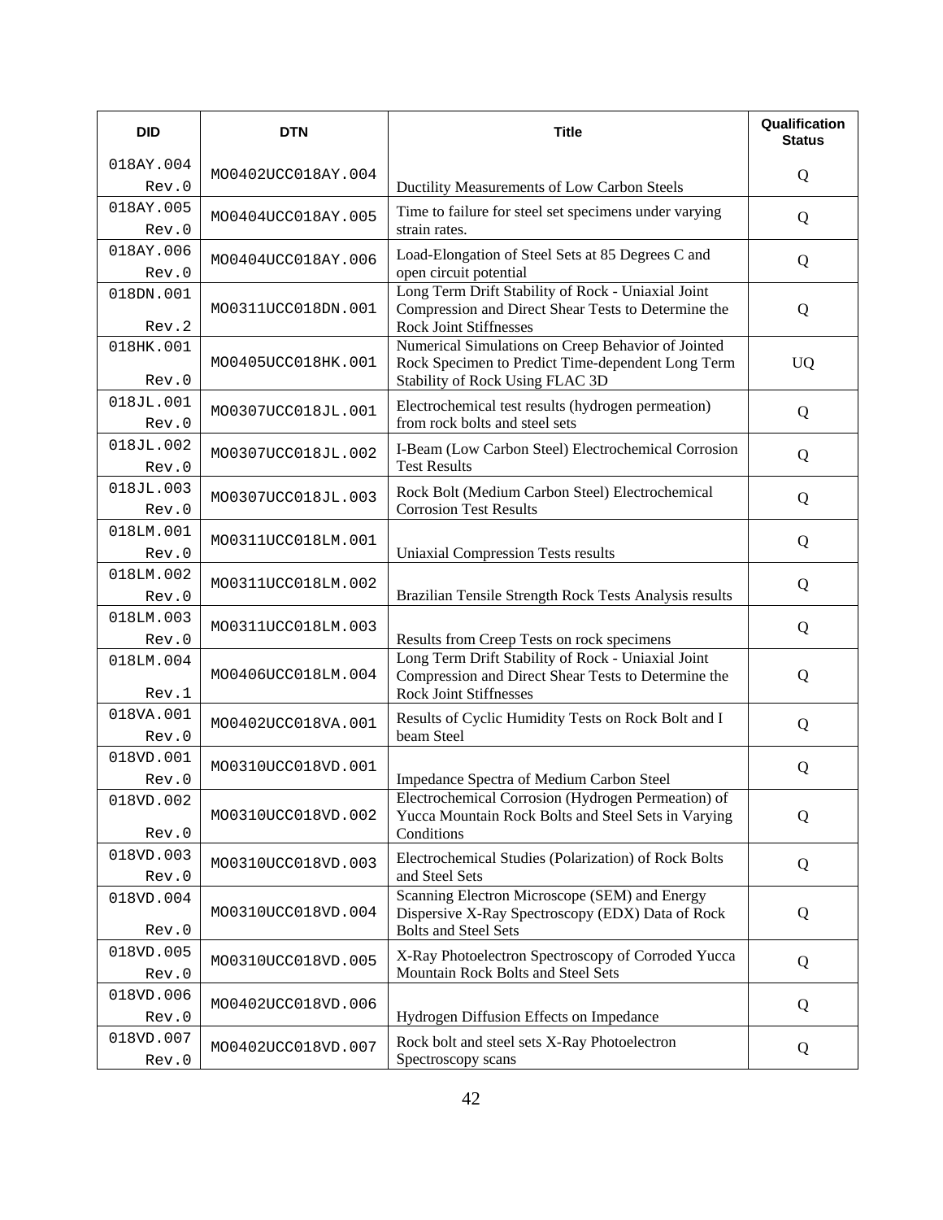| DID | DTN | Title | Qualification Status |
|---|---|---|---|
| 018AY.004 Rev.0 | MO0402UCC018AY.004 | Ductility Measurements of Low Carbon Steels | Q |
| 018AY.005 Rev.0 | MO0404UCC018AY.005 | Time to failure for steel set specimens under varying strain rates. | Q |
| 018AY.006 Rev.0 | MO0404UCC018AY.006 | Load-Elongation of Steel Sets at 85 Degrees C and open circuit potential | Q |
| 018DN.001 Rev.2 | MO0311UCC018DN.001 | Long Term Drift Stability of Rock - Uniaxial Joint Compression and Direct Shear Tests to Determine the Rock Joint Stiffnesses | Q |
| 018HK.001 Rev.0 | MO0405UCC018HK.001 | Numerical Simulations on Creep Behavior of Jointed Rock Specimen to Predict Time-dependent Long Term Stability of Rock Using FLAC 3D | UQ |
| 018JL.001 Rev.0 | MO0307UCC018JL.001 | Electrochemical test results (hydrogen permeation) from rock bolts and steel sets | Q |
| 018JL.002 Rev.0 | MO0307UCC018JL.002 | I-Beam (Low Carbon Steel) Electrochemical Corrosion Test Results | Q |
| 018JL.003 Rev.0 | MO0307UCC018JL.003 | Rock Bolt (Medium Carbon Steel) Electrochemical Corrosion Test Results | Q |
| 018LM.001 Rev.0 | MO0311UCC018LM.001 | Uniaxial Compression Tests results | Q |
| 018LM.002 Rev.0 | MO0311UCC018LM.002 | Brazilian Tensile Strength Rock Tests Analysis results | Q |
| 018LM.003 Rev.0 | MO0311UCC018LM.003 | Results from Creep Tests on rock specimens | Q |
| 018LM.004 Rev.1 | MO0406UCC018LM.004 | Long Term Drift Stability of Rock - Uniaxial Joint Compression and Direct Shear Tests to Determine the Rock Joint Stiffnesses | Q |
| 018VA.001 Rev.0 | MO0402UCC018VA.001 | Results of Cyclic Humidity Tests on Rock Bolt and I beam Steel | Q |
| 018VD.001 Rev.0 | MO0310UCC018VD.001 | Impedance Spectra of Medium Carbon Steel | Q |
| 018VD.002 Rev.0 | MO0310UCC018VD.002 | Electrochemical Corrosion (Hydrogen Permeation) of Yucca Mountain Rock Bolts and Steel Sets in Varying Conditions | Q |
| 018VD.003 Rev.0 | MO0310UCC018VD.003 | Electrochemical Studies (Polarization) of Rock Bolts and Steel Sets | Q |
| 018VD.004 Rev.0 | MO0310UCC018VD.004 | Scanning Electron Microscope (SEM) and Energy Dispersive X-Ray Spectroscopy (EDX) Data of Rock Bolts and Steel Sets | Q |
| 018VD.005 Rev.0 | MO0310UCC018VD.005 | X-Ray Photoelectron Spectroscopy of Corroded Yucca Mountain Rock Bolts and Steel Sets | Q |
| 018VD.006 Rev.0 | MO0402UCC018VD.006 | Hydrogen Diffusion Effects on Impedance | Q |
| 018VD.007 Rev.0 | MO0402UCC018VD.007 | Rock bolt and steel sets X-Ray Photoelectron Spectroscopy scans | Q |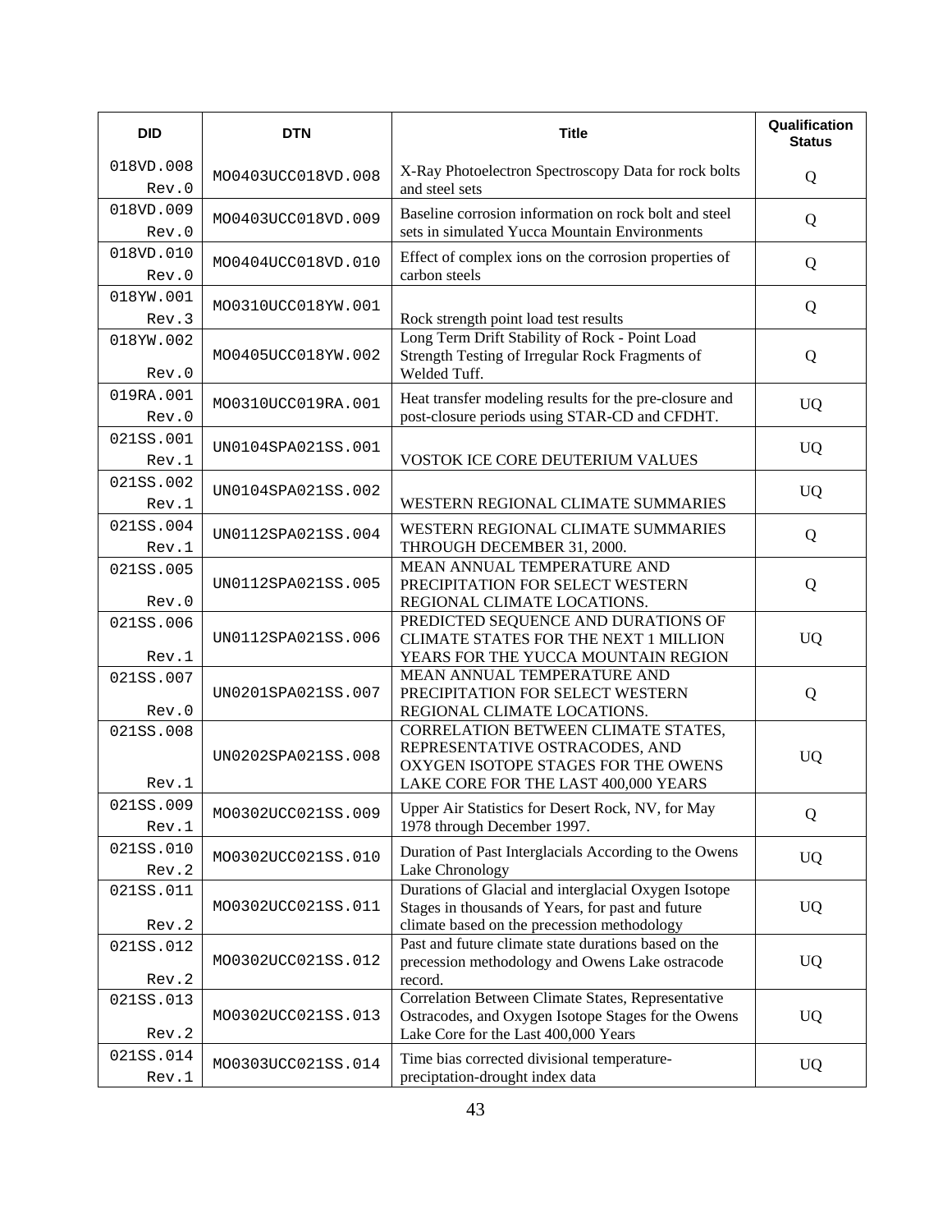| DID | DTN | Title | Qualification Status |
|---|---|---|---|
| 018VD.008 Rev.0 | MO0403UCC018VD.008 | X-Ray Photoelectron Spectroscopy Data for rock bolts and steel sets | Q |
| 018VD.009 Rev.0 | MO0403UCC018VD.009 | Baseline corrosion information on rock bolt and steel sets in simulated Yucca Mountain Environments | Q |
| 018VD.010 Rev.0 | MO0404UCC018VD.010 | Effect of complex ions on the corrosion properties of carbon steels | Q |
| 018YW.001 Rev.3 | MO0310UCC018YW.001 | Rock strength point load test results | Q |
| 018YW.002 Rev.0 | MO0405UCC018YW.002 | Long Term Drift Stability of Rock - Point Load Strength Testing of Irregular Rock Fragments of Welded Tuff. | Q |
| 019RA.001 Rev.0 | MO0310UCC019RA.001 | Heat transfer modeling results for the pre-closure and post-closure periods using STAR-CD and CFDHT. | UQ |
| 021SS.001 Rev.1 | UN0104SPA021SS.001 | VOSTOK ICE CORE DEUTERIUM VALUES | UQ |
| 021SS.002 Rev.1 | UN0104SPA021SS.002 | WESTERN REGIONAL CLIMATE SUMMARIES | UQ |
| 021SS.004 Rev.1 | UN0112SPA021SS.004 | WESTERN REGIONAL CLIMATE SUMMARIES THROUGH DECEMBER 31, 2000. | Q |
| 021SS.005 Rev.0 | UN0112SPA021SS.005 | MEAN ANNUAL TEMPERATURE AND PRECIPITATION FOR SELECT WESTERN REGIONAL CLIMATE LOCATIONS. | Q |
| 021SS.006 Rev.1 | UN0112SPA021SS.006 | PREDICTED SEQUENCE AND DURATIONS OF CLIMATE STATES FOR THE NEXT 1 MILLION YEARS FOR THE YUCCA MOUNTAIN REGION | UQ |
| 021SS.007 Rev.0 | UN0201SPA021SS.007 | MEAN ANNUAL TEMPERATURE AND PRECIPITATION FOR SELECT WESTERN REGIONAL CLIMATE LOCATIONS. | Q |
| 021SS.008 Rev.1 | UN0202SPA021SS.008 | CORRELATION BETWEEN CLIMATE STATES, REPRESENTATIVE OSTRACODES, AND OXYGEN ISOTOPE STAGES FOR THE OWENS LAKE CORE FOR THE LAST 400,000 YEARS | UQ |
| 021SS.009 Rev.1 | MO0302UCC021SS.009 | Upper Air Statistics for Desert Rock, NV, for May 1978 through December 1997. | Q |
| 021SS.010 Rev.2 | MO0302UCC021SS.010 | Duration of Past Interglacials According to the Owens Lake Chronology | UQ |
| 021SS.011 Rev.2 | MO0302UCC021SS.011 | Durations of Glacial and interglacial Oxygen Isotope Stages in thousands of Years, for past and future climate based on the precession methodology | UQ |
| 021SS.012 Rev.2 | MO0302UCC021SS.012 | Past and future climate state durations based on the precession methodology and Owens Lake ostracode record. | UQ |
| 021SS.013 Rev.2 | MO0302UCC021SS.013 | Correlation Between Climate States, Representative Ostracodes, and Oxygen Isotope Stages for the Owens Lake Core for the Last 400,000 Years | UQ |
| 021SS.014 Rev.1 | MO0303UCC021SS.014 | Time bias corrected divisional temperature-preciptation-drought index data | UQ |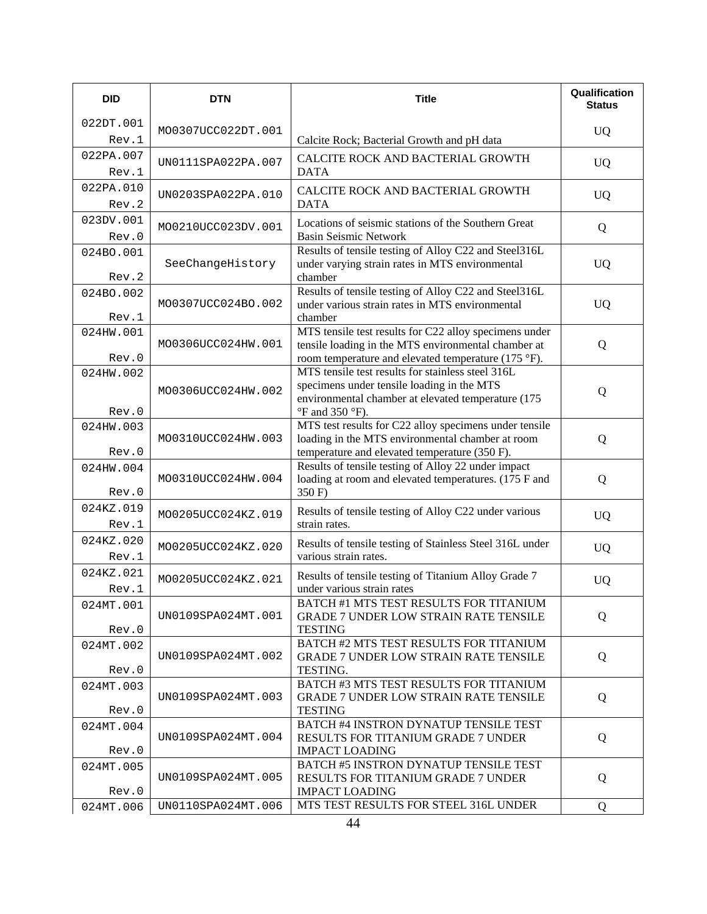| DID | DTN | Title | Qualification Status |
|---|---|---|---|
| 022DT.001 Rev.1 | MO0307UCC022DT.001 | Calcite Rock; Bacterial Growth and pH data | UQ |
| 022PA.007 Rev.1 | UN0111SPA022PA.007 | CALCITE ROCK AND BACTERIAL GROWTH DATA | UQ |
| 022PA.010 Rev.2 | UN0203SPA022PA.010 | CALCITE ROCK AND BACTERIAL GROWTH DATA | UQ |
| 023DV.001 Rev.0 | MO0210UCC023DV.001 | Locations of seismic stations of the Southern Great Basin Seismic Network | Q |
| 024BO.001 Rev.2 | SeeChangeHistory | Results of tensile testing of Alloy C22 and Steel316L under varying strain rates in MTS environmental chamber | UQ |
| 024BO.002 Rev.1 | MO0307UCC024BO.002 | Results of tensile testing of Alloy C22 and Steel316L under various strain rates in MTS environmental chamber | UQ |
| 024HW.001 Rev.0 | MO0306UCC024HW.001 | MTS tensile test results for C22 alloy specimens under tensile loading in the MTS environmental chamber at room temperature and elevated temperature (175 °F). | Q |
| 024HW.002 Rev.0 | MO0306UCC024HW.002 | MTS tensile test results for stainless steel 316L specimens under tensile loading in the MTS environmental chamber at elevated temperature (175 °F and 350 °F). | Q |
| 024HW.003 Rev.0 | MO0310UCC024HW.003 | MTS test results for C22 alloy specimens under tensile loading in the MTS environmental chamber at room temperature and elevated temperature (350 F). | Q |
| 024HW.004 Rev.0 | MO0310UCC024HW.004 | Results of tensile testing of Alloy 22 under impact loading at room and elevated temperatures. (175 F and 350 F) | Q |
| 024KZ.019 Rev.1 | MO0205UCC024KZ.019 | Results of tensile testing of Alloy C22 under various strain rates. | UQ |
| 024KZ.020 Rev.1 | MO0205UCC024KZ.020 | Results of tensile testing of Stainless Steel 316L under various strain rates. | UQ |
| 024KZ.021 Rev.1 | MO0205UCC024KZ.021 | Results of tensile testing of Titanium Alloy Grade 7 under various strain rates | UQ |
| 024MT.001 Rev.0 | UN0109SPA024MT.001 | BATCH #1 MTS TEST RESULTS FOR TITANIUM GRADE 7 UNDER LOW STRAIN RATE TENSILE TESTING | Q |
| 024MT.002 Rev.0 | UN0109SPA024MT.002 | BATCH #2 MTS TEST RESULTS FOR TITANIUM GRADE 7 UNDER LOW STRAIN RATE TENSILE TESTING. | Q |
| 024MT.003 Rev.0 | UN0109SPA024MT.003 | BATCH #3 MTS TEST RESULTS FOR TITANIUM GRADE 7 UNDER LOW STRAIN RATE TENSILE TESTING | Q |
| 024MT.004 Rev.0 | UN0109SPA024MT.004 | BATCH #4 INSTRON DYNATUP TENSILE TEST RESULTS FOR TITANIUM GRADE 7 UNDER IMPACT LOADING | Q |
| 024MT.005 Rev.0 | UN0109SPA024MT.005 | BATCH #5 INSTRON DYNATUP TENSILE TEST RESULTS FOR TITANIUM GRADE 7 UNDER IMPACT LOADING | Q |
| 024MT.006 | UN0110SPA024MT.006 | MTS TEST RESULTS FOR STEEL 316L UNDER | Q |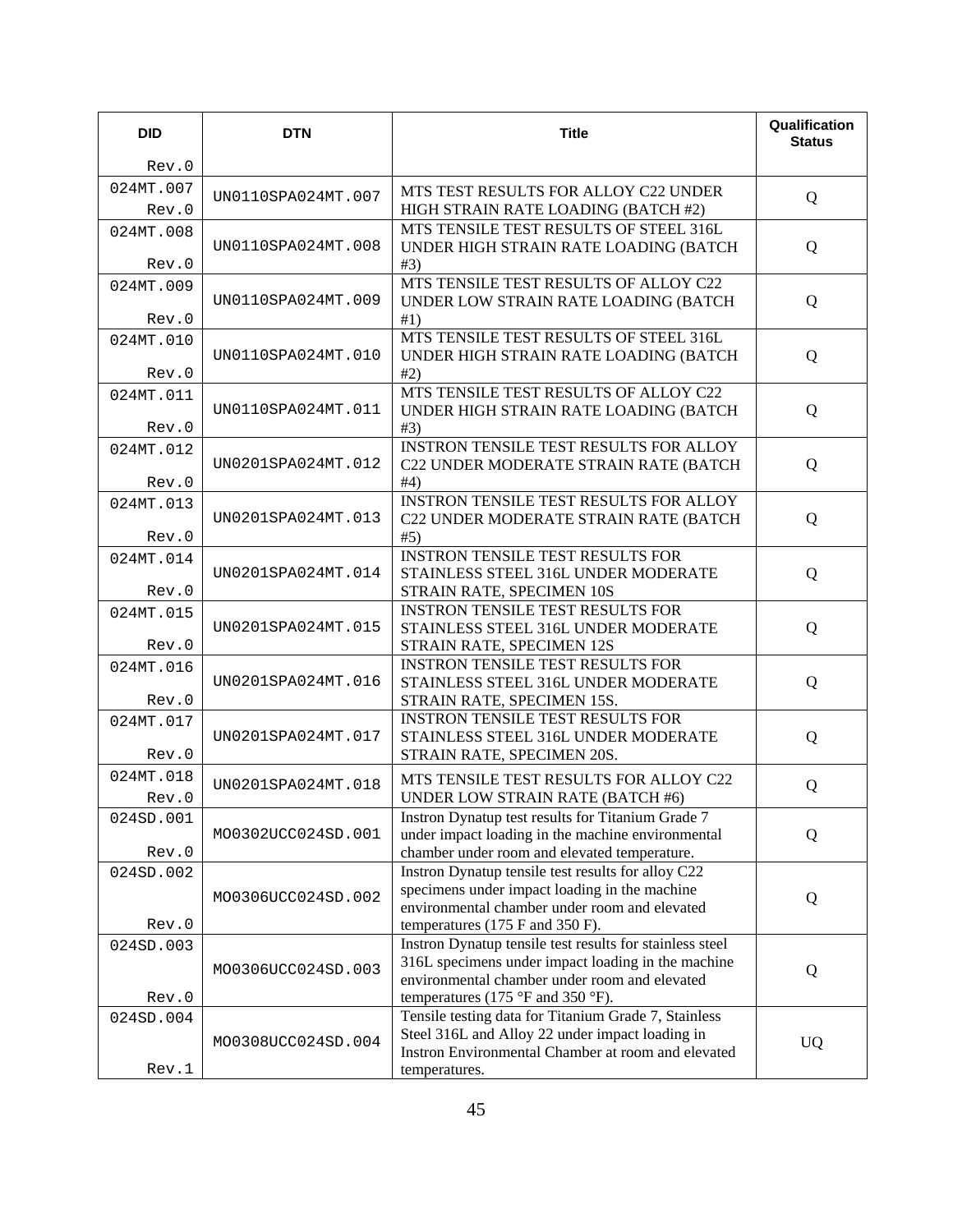| DID | DTN | Title | Qualification Status |
|---|---|---|---|
| Rev.0 | | | |
| 024MT.007 Rev.0 | UN0110SPA024MT.007 | MTS TEST RESULTS FOR ALLOY C22 UNDER HIGH STRAIN RATE LOADING (BATCH #2) | Q |
| 024MT.008 Rev.0 | UN0110SPA024MT.008 | MTS TENSILE TEST RESULTS OF STEEL 316L UNDER HIGH STRAIN RATE LOADING (BATCH #3) | Q |
| 024MT.009 Rev.0 | UN0110SPA024MT.009 | MTS TENSILE TEST RESULTS OF ALLOY C22 UNDER LOW STRAIN RATE LOADING (BATCH #1) | Q |
| 024MT.010 Rev.0 | UN0110SPA024MT.010 | MTS TENSILE TEST RESULTS OF STEEL 316L UNDER HIGH STRAIN RATE LOADING (BATCH #2) | Q |
| 024MT.011 Rev.0 | UN0110SPA024MT.011 | MTS TENSILE TEST RESULTS OF ALLOY C22 UNDER HIGH STRAIN RATE LOADING (BATCH #3) | Q |
| 024MT.012 Rev.0 | UN0201SPA024MT.012 | INSTRON TENSILE TEST RESULTS FOR ALLOY C22 UNDER MODERATE STRAIN RATE (BATCH #4) | Q |
| 024MT.013 Rev.0 | UN0201SPA024MT.013 | INSTRON TENSILE TEST RESULTS FOR ALLOY C22 UNDER MODERATE STRAIN RATE (BATCH #5) | Q |
| 024MT.014 Rev.0 | UN0201SPA024MT.014 | INSTRON TENSILE TEST RESULTS FOR STAINLESS STEEL 316L UNDER MODERATE STRAIN RATE, SPECIMEN 10S | Q |
| 024MT.015 Rev.0 | UN0201SPA024MT.015 | INSTRON TENSILE TEST RESULTS FOR STAINLESS STEEL 316L UNDER MODERATE STRAIN RATE, SPECIMEN 12S | Q |
| 024MT.016 Rev.0 | UN0201SPA024MT.016 | INSTRON TENSILE TEST RESULTS FOR STAINLESS STEEL 316L UNDER MODERATE STRAIN RATE, SPECIMEN 15S. | Q |
| 024MT.017 Rev.0 | UN0201SPA024MT.017 | INSTRON TENSILE TEST RESULTS FOR STAINLESS STEEL 316L UNDER MODERATE STRAIN RATE, SPECIMEN 20S. | Q |
| 024MT.018 Rev.0 | UN0201SPA024MT.018 | MTS TENSILE TEST RESULTS FOR ALLOY C22 UNDER LOW STRAIN RATE (BATCH #6) | Q |
| 024SD.001 Rev.0 | MO0302UCC024SD.001 | Instron Dynatup test results for Titanium Grade 7 under impact loading in the machine environmental chamber under room and elevated temperature. | Q |
| 024SD.002 Rev.0 | MO0306UCC024SD.002 | Instron Dynatup tensile test results for alloy C22 specimens under impact loading in the machine environmental chamber under room and elevated temperatures (175 F and 350 F). | Q |
| 024SD.003 Rev.0 | MO0306UCC024SD.003 | Instron Dynatup tensile test results for stainless steel 316L specimens under impact loading in the machine environmental chamber under room and elevated temperatures (175 °F and 350 °F). | Q |
| 024SD.004 Rev.1 | MO0308UCC024SD.004 | Tensile testing data for Titanium Grade 7, Stainless Steel 316L and Alloy 22 under impact loading in Instron Environmental Chamber at room and elevated temperatures. | UQ |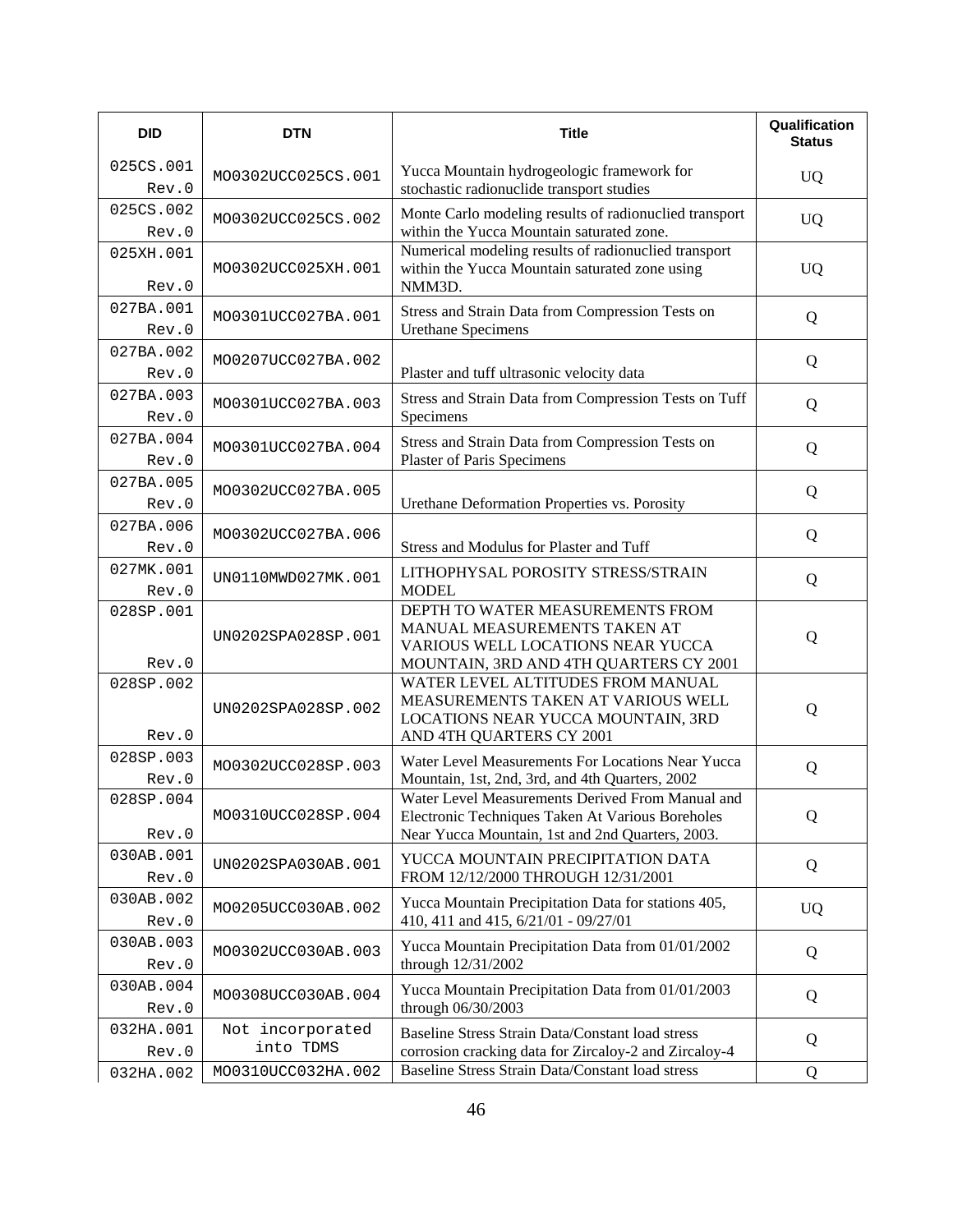| DID | DTN | Title | Qualification Status |
|---|---|---|---|
| 025CS.001 Rev.0 | MO0302UCC025CS.001 | Yucca Mountain hydrogeologic framework for stochastic radionuclide transport studies | UQ |
| 025CS.002 Rev.0 | MO0302UCC025CS.002 | Monte Carlo modeling results of radionuclied transport within the Yucca Mountain saturated zone. | UQ |
| 025XH.001 Rev.0 | MO0302UCC025XH.001 | Numerical modeling results of radionuclied transport within the Yucca Mountain saturated zone using NMM3D. | UQ |
| 027BA.001 Rev.0 | MO0301UCC027BA.001 | Stress and Strain Data from Compression Tests on Urethane Specimens | Q |
| 027BA.002 Rev.0 | MO0207UCC027BA.002 | Plaster and tuff ultrasonic velocity data | Q |
| 027BA.003 Rev.0 | MO0301UCC027BA.003 | Stress and Strain Data from Compression Tests on Tuff Specimens | Q |
| 027BA.004 Rev.0 | MO0301UCC027BA.004 | Stress and Strain Data from Compression Tests on Plaster of Paris Specimens | Q |
| 027BA.005 Rev.0 | MO0302UCC027BA.005 | Urethane Deformation Properties vs. Porosity | Q |
| 027BA.006 Rev.0 | MO0302UCC027BA.006 | Stress and Modulus for Plaster and Tuff | Q |
| 027MK.001 Rev.0 | UN0110MWD027MK.001 | LITHOPHYSAL POROSITY STRESS/STRAIN MODEL | Q |
| 028SP.001 Rev.0 | UN0202SPA028SP.001 | DEPTH TO WATER MEASUREMENTS FROM MANUAL MEASUREMENTS TAKEN AT VARIOUS WELL LOCATIONS NEAR YUCCA MOUNTAIN, 3RD AND 4TH QUARTERS CY 2001 | Q |
| 028SP.002 Rev.0 | UN0202SPA028SP.002 | WATER LEVEL ALTITUDES FROM MANUAL MEASUREMENTS TAKEN AT VARIOUS WELL LOCATIONS NEAR YUCCA MOUNTAIN, 3RD AND 4TH QUARTERS CY 2001 | Q |
| 028SP.003 Rev.0 | MO0302UCC028SP.003 | Water Level Measurements For Locations Near Yucca Mountain, 1st, 2nd, 3rd, and 4th Quarters, 2002 | Q |
| 028SP.004 Rev.0 | MO0310UCC028SP.004 | Water Level Measurements Derived From Manual and Electronic Techniques Taken At Various Boreholes Near Yucca Mountain, 1st and 2nd Quarters, 2003. | Q |
| 030AB.001 Rev.0 | UN0202SPA030AB.001 | YUCCA MOUNTAIN PRECIPITATION DATA FROM 12/12/2000 THROUGH 12/31/2001 | Q |
| 030AB.002 Rev.0 | MO0205UCC030AB.002 | Yucca Mountain Precipitation Data for stations 405, 410, 411 and 415, 6/21/01 - 09/27/01 | UQ |
| 030AB.003 Rev.0 | MO0302UCC030AB.003 | Yucca Mountain Precipitation Data from 01/01/2002 through 12/31/2002 | Q |
| 030AB.004 Rev.0 | MO0308UCC030AB.004 | Yucca Mountain Precipitation Data from 01/01/2003 through 06/30/2003 | Q |
| 032HA.001 Rev.0 | Not incorporated into TDMS | Baseline Stress Strain Data/Constant load stress corrosion cracking data for Zircaloy-2 and Zircaloy-4 | Q |
| 032HA.002 | MO0310UCC032HA.002 | Baseline Stress Strain Data/Constant load stress | Q |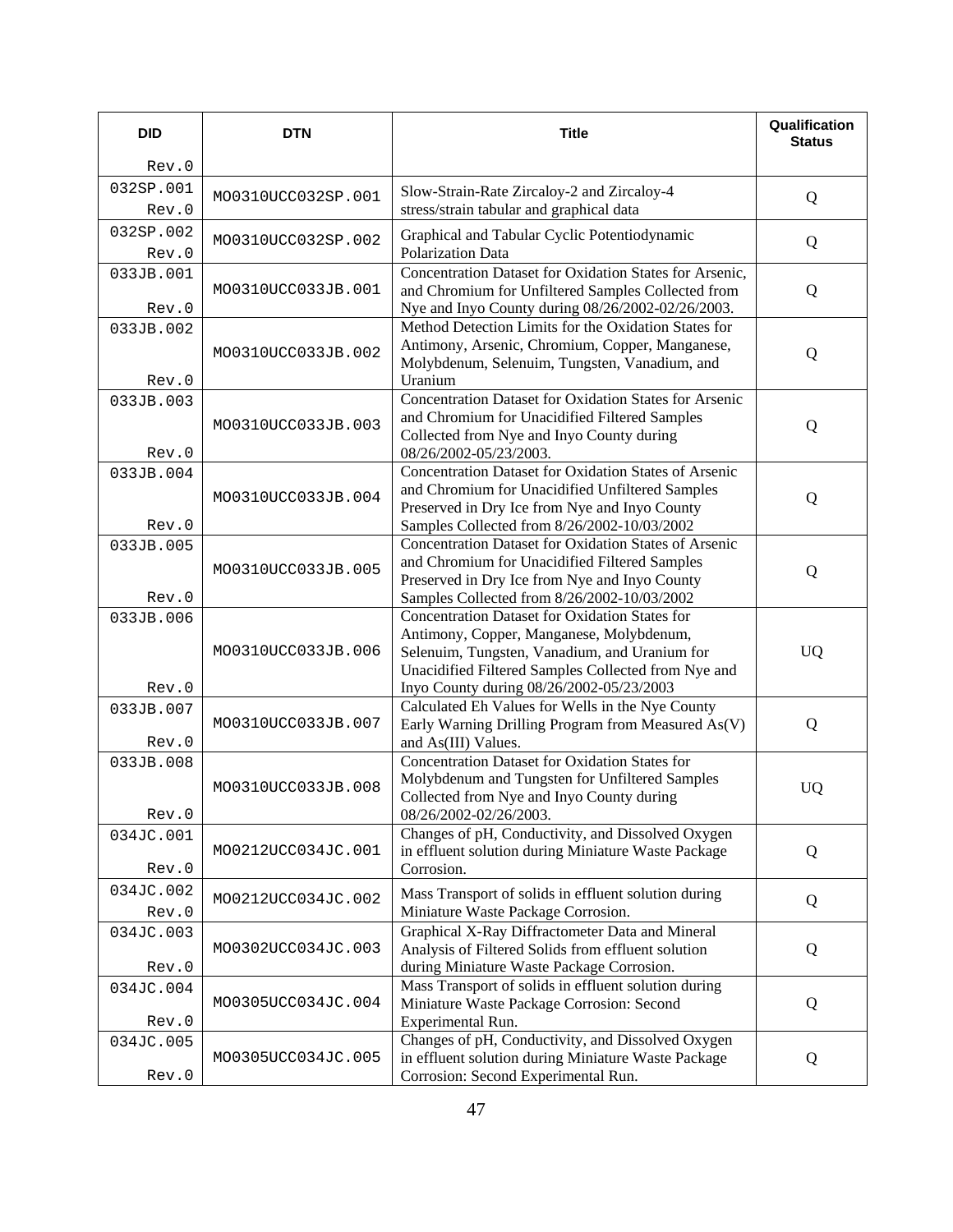| DID<br>Rev.0 | DTN | Title | Qualification Status |
|---|---|---|---|
| 032SP.001 Rev.0 | MO0310UCC032SP.001 | Slow-Strain-Rate Zircaloy-2 and Zircaloy-4 stress/strain tabular and graphical data | Q |
| 032SP.002 Rev.0 | MO0310UCC032SP.002 | Graphical and Tabular Cyclic Potentiodynamic Polarization Data | Q |
| 033JB.001 Rev.0 | MO0310UCC033JB.001 | Concentration Dataset for Oxidation States for Arsenic, and Chromium for Unfiltered Samples Collected from Nye and Inyo County during 08/26/2002-02/26/2003. | Q |
| 033JB.002 Rev.0 | MO0310UCC033JB.002 | Method Detection Limits for the Oxidation States for Antimony, Arsenic, Chromium, Copper, Manganese, Molybdenum, Selenuim, Tungsten, Vanadium, and Uranium | Q |
| 033JB.003 Rev.0 | MO0310UCC033JB.003 | Concentration Dataset for Oxidation States for Arsenic and Chromium for Unacidified Filtered Samples Collected from Nye and Inyo County during 08/26/2002-05/23/2003. | Q |
| 033JB.004 Rev.0 | MO0310UCC033JB.004 | Concentration Dataset for Oxidation States of Arsenic and Chromium for Unacidified Unfiltered Samples Preserved in Dry Ice from Nye and Inyo County Samples Collected from 8/26/2002-10/03/2002 | Q |
| 033JB.005 Rev.0 | MO0310UCC033JB.005 | Concentration Dataset for Oxidation States of Arsenic and Chromium for Unacidified Filtered Samples Preserved in Dry Ice from Nye and Inyo County Samples Collected from 8/26/2002-10/03/2002 | Q |
| 033JB.006 Rev.0 | MO0310UCC033JB.006 | Concentration Dataset for Oxidation States for Antimony, Copper, Manganese, Molybdenum, Selenuim, Tungsten, Vanadium, and Uranium for Unacidified Filtered Samples Collected from Nye and Inyo County during 08/26/2002-05/23/2003 | UQ |
| 033JB.007 Rev.0 | MO0310UCC033JB.007 | Calculated Eh Values for Wells in the Nye County Early Warning Drilling Program from Measured As(V) and As(III) Values. | Q |
| 033JB.008 Rev.0 | MO0310UCC033JB.008 | Concentration Dataset for Oxidation States for Molybdenum and Tungsten for Unfiltered Samples Collected from Nye and Inyo County during 08/26/2002-02/26/2003. | UQ |
| 034JC.001 Rev.0 | MO0212UCC034JC.001 | Changes of pH, Conductivity, and Dissolved Oxygen in effluent solution during Miniature Waste Package Corrosion. | Q |
| 034JC.002 Rev.0 | MO0212UCC034JC.002 | Mass Transport of solids in effluent solution during Miniature Waste Package Corrosion. | Q |
| 034JC.003 Rev.0 | MO0302UCC034JC.003 | Graphical X-Ray Diffractometer Data and Mineral Analysis of Filtered Solids from effluent solution during Miniature Waste Package Corrosion. | Q |
| 034JC.004 Rev.0 | MO0305UCC034JC.004 | Mass Transport of solids in effluent solution during Miniature Waste Package Corrosion: Second Experimental Run. | Q |
| 034JC.005 Rev.0 | MO0305UCC034JC.005 | Changes of pH, Conductivity, and Dissolved Oxygen in effluent solution during Miniature Waste Package Corrosion: Second Experimental Run. | Q |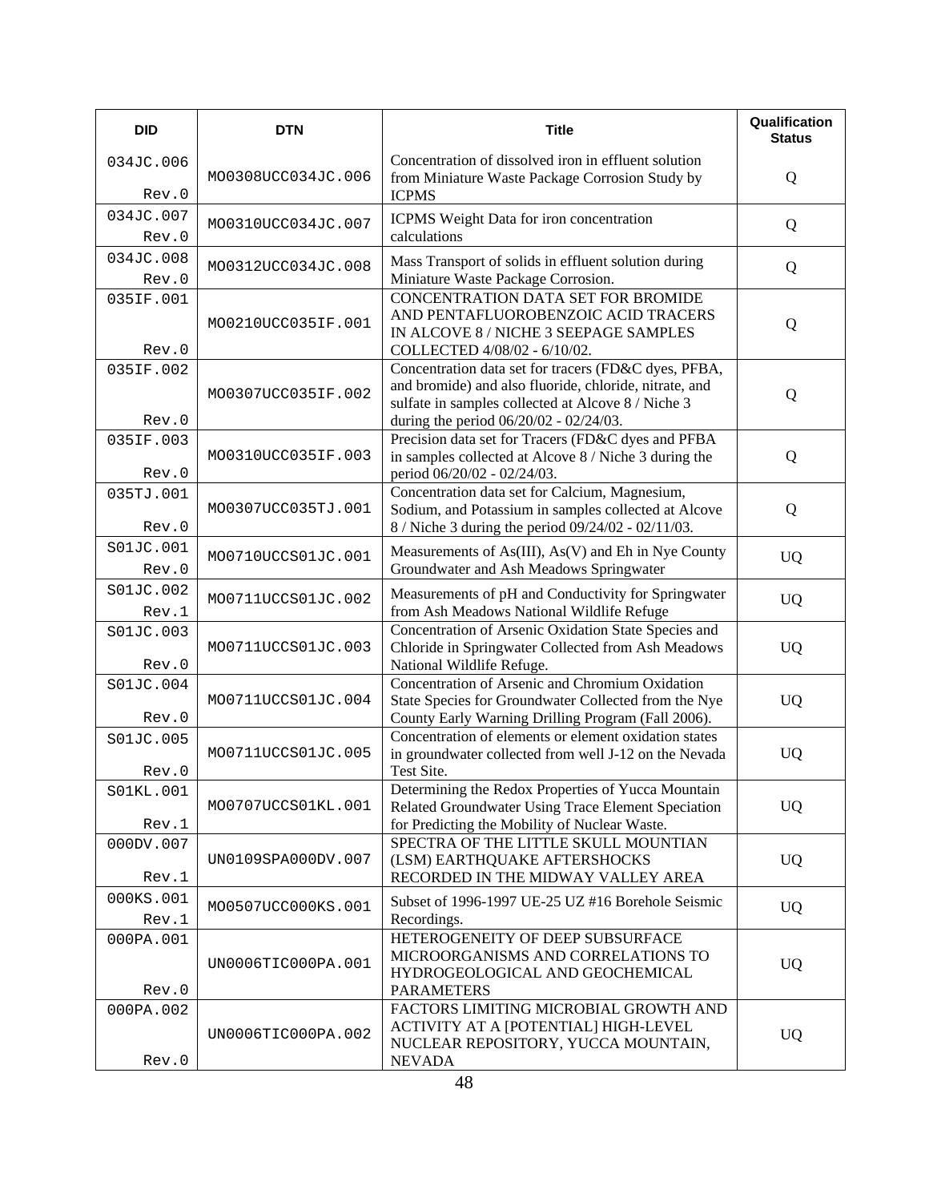| DID | DTN | Title | Qualification Status |
|---|---|---|---|
| 034JC.006 Rev.0 | MO0308UCC034JC.006 | Concentration of dissolved iron in effluent solution from Miniature Waste Package Corrosion Study by ICPMS | Q |
| 034JC.007 Rev.0 | MO0310UCC034JC.007 | ICPMS Weight Data for iron concentration calculations | Q |
| 034JC.008 Rev.0 | MO0312UCC034JC.008 | Mass Transport of solids in effluent solution during Miniature Waste Package Corrosion. | Q |
| 035IF.001 Rev.0 | MO0210UCC035IF.001 | CONCENTRATION DATA SET FOR BROMIDE AND PENTAFLUOROBENZOIC ACID TRACERS IN ALCOVE 8 / NICHE 3 SEEPAGE SAMPLES COLLECTED 4/08/02 - 6/10/02. | Q |
| 035IF.002 Rev.0 | MO0307UCC035IF.002 | Concentration data set for tracers (FD&C dyes, PFBA, and bromide) and also fluoride, chloride, nitrate, and sulfate in samples collected at Alcove 8 / Niche 3 during the period 06/20/02 - 02/24/03. | Q |
| 035IF.003 Rev.0 | MO0310UCC035IF.003 | Precision data set for Tracers (FD&C dyes and PFBA in samples collected at Alcove 8 / Niche 3 during the period 06/20/02 - 02/24/03. | Q |
| 035TJ.001 Rev.0 | MO0307UCC035TJ.001 | Concentration data set for Calcium, Magnesium, Sodium, and Potassium in samples collected at Alcove 8 / Niche 3 during the period 09/24/02 - 02/11/03. | Q |
| S01JC.001 Rev.0 | MO0710UCCS01JC.001 | Measurements of As(III), As(V) and Eh in Nye County Groundwater and Ash Meadows Springwater | UQ |
| S01JC.002 Rev.1 | MO0711UCCS01JC.002 | Measurements of pH and Conductivity for Springwater from Ash Meadows National Wildlife Refuge | UQ |
| S01JC.003 Rev.0 | MO0711UCCS01JC.003 | Concentration of Arsenic Oxidation State Species and Chloride in Springwater Collected from Ash Meadows National Wildlife Refuge. | UQ |
| S01JC.004 Rev.0 | MO0711UCCS01JC.004 | Concentration of Arsenic and Chromium Oxidation State Species for Groundwater Collected from the Nye County Early Warning Drilling Program (Fall 2006). | UQ |
| S01JC.005 Rev.0 | MO0711UCCS01JC.005 | Concentration of elements or element oxidation states in groundwater collected from well J-12 on the Nevada Test Site. | UQ |
| S01KL.001 Rev.1 | MO0707UCCS01KL.001 | Determining the Redox Properties of Yucca Mountain Related Groundwater Using Trace Element Speciation for Predicting the Mobility of Nuclear Waste. | UQ |
| 000DV.007 Rev.1 | UN0109SPA000DV.007 | SPECTRA OF THE LITTLE SKULL MOUNTIAN (LSM) EARTHQUAKE AFTERSHOCKS RECORDED IN THE MIDWAY VALLEY AREA | UQ |
| 000KS.001 Rev.1 | MO0507UCC000KS.001 | Subset of 1996-1997 UE-25 UZ #16 Borehole Seismic Recordings. | UQ |
| 000PA.001 Rev.0 | UN0006TIC000PA.001 | HETEROGENEITY OF DEEP SUBSURFACE MICROORGANISMS AND CORRELATIONS TO HYDROGEOLOGICAL AND GEOCHEMICAL PARAMETERS | UQ |
| 000PA.002 Rev.0 | UN0006TIC000PA.002 | FACTORS LIMITING MICROBIAL GROWTH AND ACTIVITY AT A [POTENTIAL] HIGH-LEVEL NUCLEAR REPOSITORY, YUCCA MOUNTAIN, NEVADA | UQ |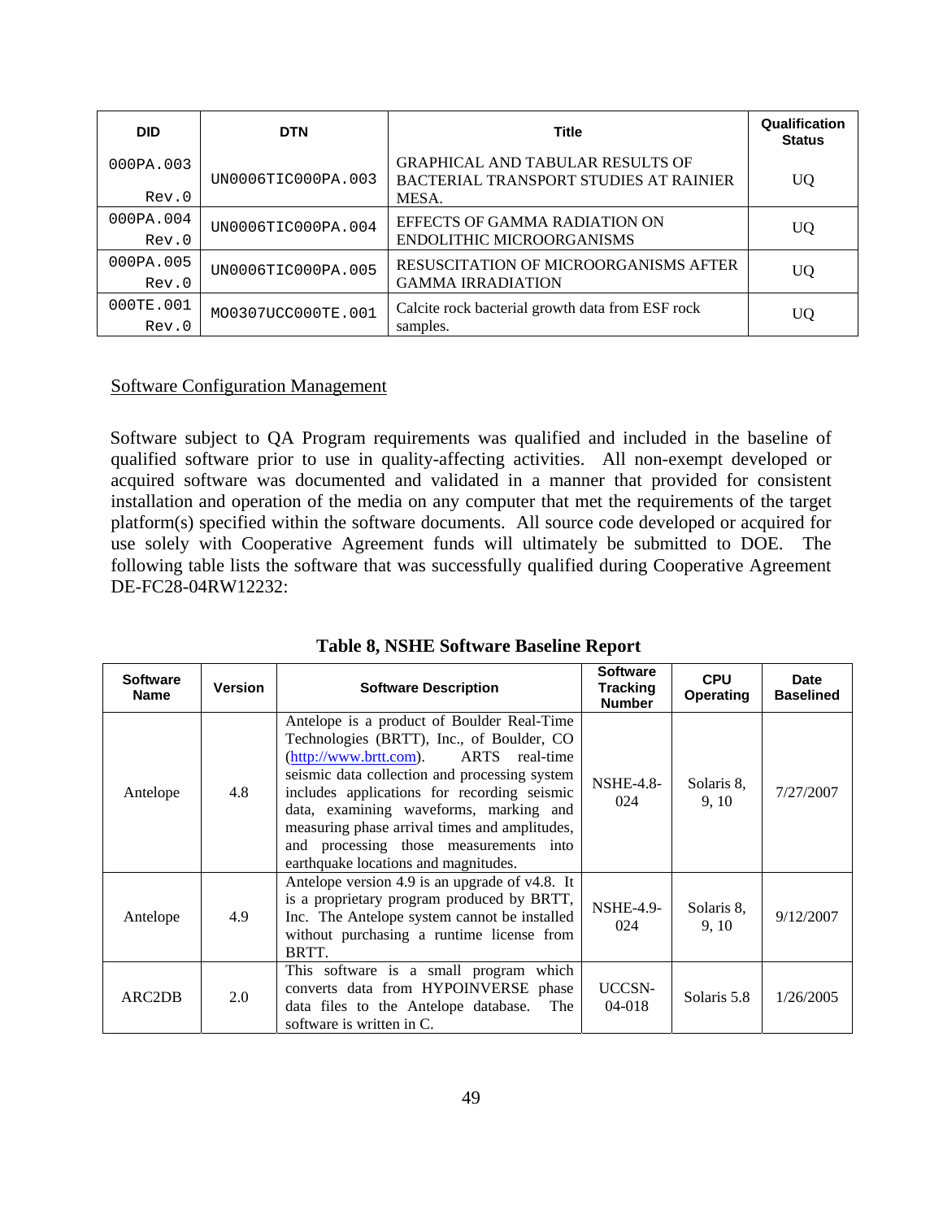| DID | DTN | Title | Qualification Status |
|---|---|---|---|
| 000PA.003 Rev.0 | UN0006TIC000PA.003 | GRAPHICAL AND TABULAR RESULTS OF BACTERIAL TRANSPORT STUDIES AT RAINIER MESA. | UQ |
| 000PA.004 Rev.0 | UN0006TIC000PA.004 | EFFECTS OF GAMMA RADIATION ON ENDOLITHIC MICROORGANISMS | UQ |
| 000PA.005 Rev.0 | UN0006TIC000PA.005 | RESUSCITATION OF MICROORGANISMS AFTER GAMMA IRRADIATION | UQ |
| 000TE.001 Rev.0 | MO0307UCC000TE.001 | Calcite rock bacterial growth data from ESF rock samples. | UQ |

Software Configuration Management

Software subject to QA Program requirements was qualified and included in the baseline of qualified software prior to use in quality-affecting activities. All non-exempt developed or acquired software was documented and validated in a manner that provided for consistent installation and operation of the media on any computer that met the requirements of the target platform(s) specified within the software documents. All source code developed or acquired for use solely with Cooperative Agreement funds will ultimately be submitted to DOE. The following table lists the software that was successfully qualified during Cooperative Agreement DE-FC28-04RW12232:

**Table 8, NSHE Software Baseline Report**

| Software Name | Version | Software Description | Software Tracking Number | CPU Operating | Date Baselined |
|---|---|---|---|---|---|
| Antelope | 4.8 | Antelope is a product of Boulder Real-Time Technologies (BRTT), Inc., of Boulder, CO (http://www.brtt.com). ARTS real-time seismic data collection and processing system includes applications for recording seismic data, examining waveforms, marking and measuring phase arrival times and amplitudes, and processing those measurements into earthquake locations and magnitudes. | NSHE-4.8-024 | Solaris 8, 9, 10 | 7/27/2007 |
| Antelope | 4.9 | Antelope version 4.9 is an upgrade of v4.8. It is a proprietary program produced by BRTT, Inc. The Antelope system cannot be installed without purchasing a runtime license from BRTT. | NSHE-4.9-024 | Solaris 8, 9, 10 | 9/12/2007 |
| ARC2DB | 2.0 | This software is a small program which converts data from HYPOINVERSE phase data files to the Antelope database. The software is written in C. | UCCSN-04-018 | Solaris 5.8 | 1/26/2005 |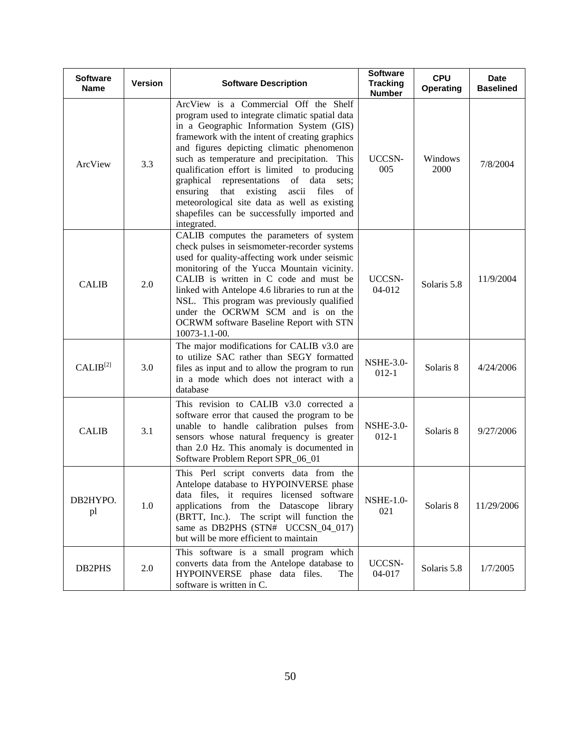| Software Name | Version | Software Description | Software Tracking Number | CPU Operating | Date Baselined |
|---|---|---|---|---|---|
| ArcView | 3.3 | ArcView is a Commercial Off the Shelf program used to integrate climatic spatial data in a Geographic Information System (GIS) framework with the intent of creating graphics and figures depicting climatic phenomenon such as temperature and precipitation. This qualification effort is limited to producing graphical representations of data sets; ensuring that existing ascii files of meteorological site data as well as existing shapefiles can be successfully imported and integrated. | UCCSN-005 | Windows 2000 | 7/8/2004 |
| CALIB | 2.0 | CALIB computes the parameters of system check pulses in seismometer-recorder systems used for quality-affecting work under seismic monitoring of the Yucca Mountain vicinity. CALIB is written in C code and must be linked with Antelope 4.6 libraries to run at the NSL. This program was previously qualified under the OCRWM SCM and is on the OCRWM software Baseline Report with STN 10073-1.1-00. | UCCSN-04-012 | Solaris 5.8 | 11/9/2004 |
| CALIB[2] | 3.0 | The major modifications for CALIB v3.0 are to utilize SAC rather than SEGY formatted files as input and to allow the program to run in a mode which does not interact with a database | NSHE-3.0-012-1 | Solaris 8 | 4/24/2006 |
| CALIB | 3.1 | This revision to CALIB v3.0 corrected a software error that caused the program to be unable to handle calibration pulses from sensors whose natural frequency is greater than 2.0 Hz. This anomaly is documented in Software Problem Report SPR_06_01 | NSHE-3.0-012-1 | Solaris 8 | 9/27/2006 |
| DB2HYPO.pl | 1.0 | This Perl script converts data from the Antelope database to HYPOINVERSE phase data files, it requires licensed software applications from the Datascope library (BRTT, Inc.). The script will function the same as DB2PHS (STN# UCCSN_04_017) but will be more efficient to maintain | NSHE-1.0-021 | Solaris 8 | 11/29/2006 |
| DB2PHS | 2.0 | This software is a small program which converts data from the Antelope database to HYPOINVERSE phase data files. The software is written in C. | UCCSN-04-017 | Solaris 5.8 | 1/7/2005 |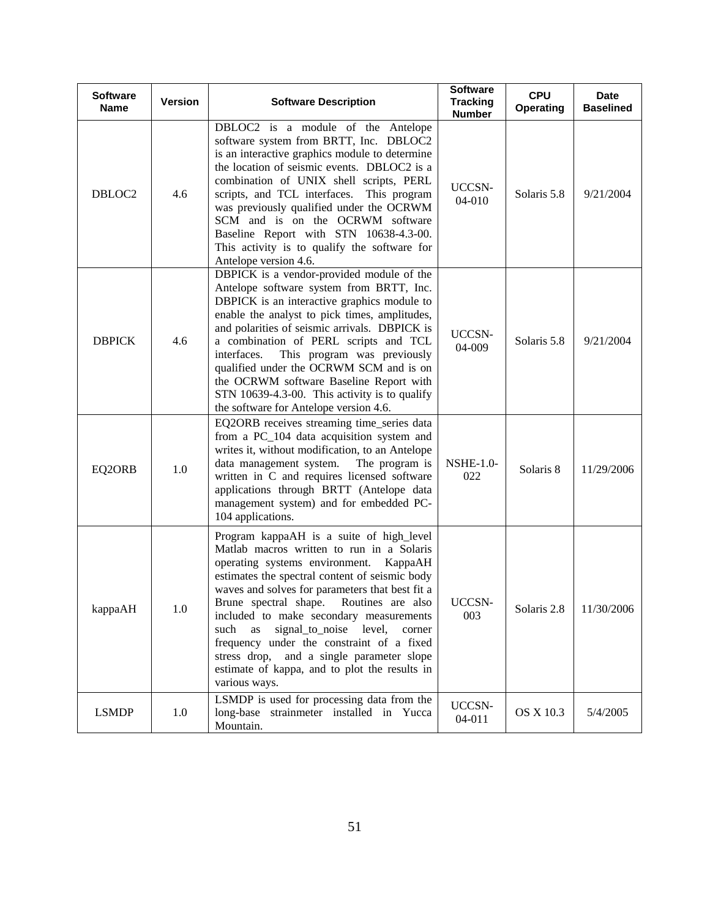| Software Name | Version | Software Description | Software Tracking Number | CPU Operating | Date Baselined |
|---|---|---|---|---|---|
| DBLOC2 | 4.6 | DBLOC2 is a module of the Antelope software system from BRTT, Inc. DBLOC2 is an interactive graphics module to determine the location of seismic events. DBLOC2 is a combination of UNIX shell scripts, PERL scripts, and TCL interfaces. This program was previously qualified under the OCRWM SCM and is on the OCRWM software Baseline Report with STN 10638-4.3-00. This activity is to qualify the software for Antelope version 4.6. | UCCSN-04-010 | Solaris 5.8 | 9/21/2004 |
| DBPICK | 4.6 | DBPICK is a vendor-provided module of the Antelope software system from BRTT, Inc. DBPICK is an interactive graphics module to enable the analyst to pick times, amplitudes, and polarities of seismic arrivals. DBPICK is a combination of PERL scripts and TCL interfaces. This program was previously qualified under the OCRWM SCM and is on the OCRWM software Baseline Report with STN 10639-4.3-00. This activity is to qualify the software for Antelope version 4.6. | UCCSN-04-009 | Solaris 5.8 | 9/21/2004 |
| EQ2ORB | 1.0 | EQ2ORB receives streaming time_series data from a PC_104 data acquisition system and writes it, without modification, to an Antelope data management system. The program is written in C and requires licensed software applications through BRTT (Antelope data management system) and for embedded PC-104 applications. | NSHE-1.0-022 | Solaris 8 | 11/29/2006 |
| kappaAH | 1.0 | Program kappaAH is a suite of high_level Matlab macros written to run in a Solaris operating systems environment. KappaAH estimates the spectral content of seismic body waves and solves for parameters that best fit a Brune spectral shape. Routines are also included to make secondary measurements such as signal_to_noise level, corner frequency under the constraint of a fixed stress drop, and a single parameter slope estimate of kappa, and to plot the results in various ways. | UCCSN-003 | Solaris 2.8 | 11/30/2006 |
| LSMDP | 1.0 | LSMDP is used for processing data from the long-base strainmeter installed in Yucca Mountain. | UCCSN-04-011 | OS X 10.3 | 5/4/2005 |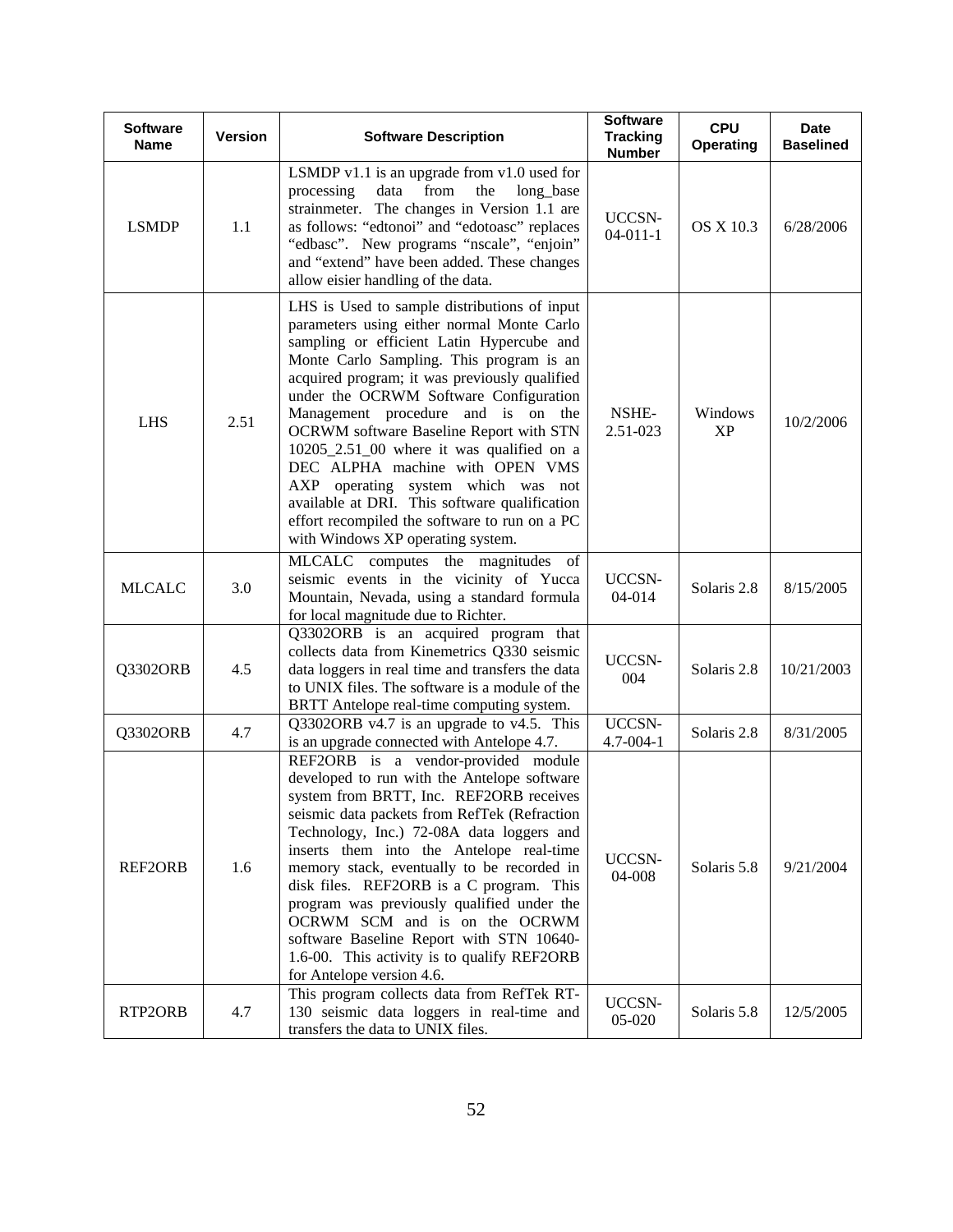| Software Name | Version | Software Description | Software Tracking Number | CPU Operating | Date Baselined |
|---|---|---|---|---|---|
| LSMDP | 1.1 | LSMDP v1.1 is an upgrade from v1.0 used for processing data from the long_base strainmeter. The changes in Version 1.1 are as follows: "edtonoi" and "edotoasc" replaces "edbasc". New programs "nscale", "enjoin" and "extend" have been added. These changes allow eisier handling of the data. | UCCSN-04-011-1 | OS X 10.3 | 6/28/2006 |
| LHS | 2.51 | LHS is Used to sample distributions of input parameters using either normal Monte Carlo sampling or efficient Latin Hypercube and Monte Carlo Sampling. This program is an acquired program; it was previously qualified under the OCRWM Software Configuration Management procedure and is on the OCRWM software Baseline Report with STN 10205_2.51_00 where it was qualified on a DEC ALPHA machine with OPEN VMS AXP operating system which was not available at DRI. This software qualification effort recompiled the software to run on a PC with Windows XP operating system. | NSHE-2.51-023 | Windows XP | 10/2/2006 |
| MLCALC | 3.0 | MLCALC computes the magnitudes of seismic events in the vicinity of Yucca Mountain, Nevada, using a standard formula for local magnitude due to Richter. | UCCSN-04-014 | Solaris 2.8 | 8/15/2005 |
| Q3302ORB | 4.5 | Q3302ORB is an acquired program that collects data from Kinemetrics Q330 seismic data loggers in real time and transfers the data to UNIX files. The software is a module of the BRTT Antelope real-time computing system. | UCCSN-004 | Solaris 2.8 | 10/21/2003 |
| Q3302ORB | 4.7 | Q3302ORB v4.7 is an upgrade to v4.5. This is an upgrade connected with Antelope 4.7. | UCCSN-4.7-004-1 | Solaris 2.8 | 8/31/2005 |
| REF2ORB | 1.6 | REF2ORB is a vendor-provided module developed to run with the Antelope software system from BRTT, Inc. REF2ORB receives seismic data packets from RefTek (Refraction Technology, Inc.) 72-08A data loggers and inserts them into the Antelope real-time memory stack, eventually to be recorded in disk files. REF2ORB is a C program. This program was previously qualified under the OCRWM SCM and is on the OCRWM software Baseline Report with STN 10640-1.6-00. This activity is to qualify REF2ORB for Antelope version 4.6. | UCCSN-04-008 | Solaris 5.8 | 9/21/2004 |
| RTP2ORB | 4.7 | This program collects data from RefTek RT-130 seismic data loggers in real-time and transfers the data to UNIX files. | UCCSN-05-020 | Solaris 5.8 | 12/5/2005 |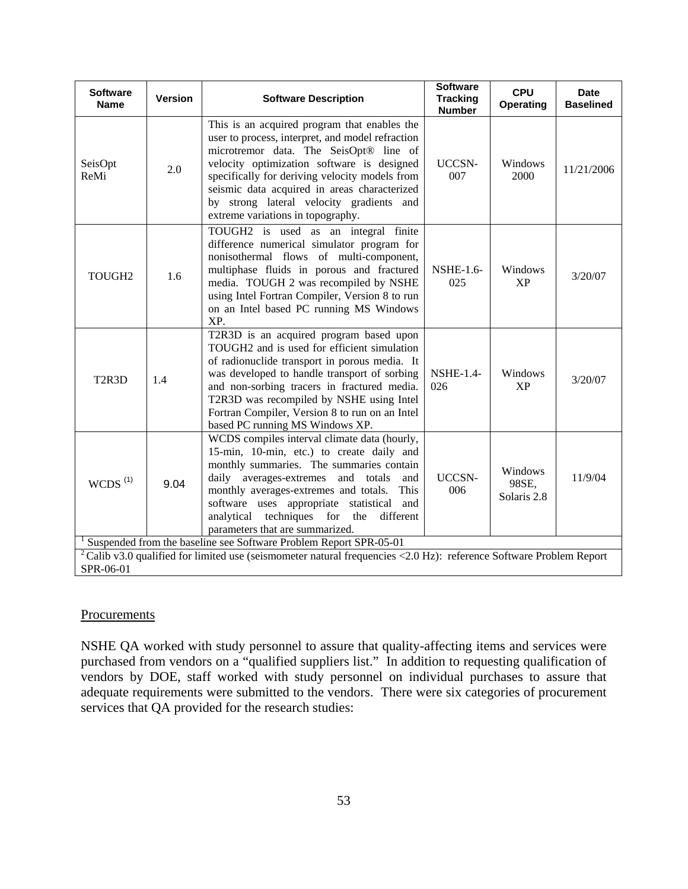| Software Name | Version | Software Description | Software Tracking Number | CPU Operating | Date Baselined |
|---|---|---|---|---|---|
| SeisOpt ReMi | 2.0 | This is an acquired program that enables the user to process, interpret, and model refraction microtremor data. The SeisOpt® line of velocity optimization software is designed specifically for deriving velocity models from seismic data acquired in areas characterized by strong lateral velocity gradients and extreme variations in topography. | UCCSN-007 | Windows 2000 | 11/21/2006 |
| TOUGH2 | 1.6 | TOUGH2 is used as an integral finite difference numerical simulator program for nonisothermal flows of multi-component, multiphase fluids in porous and fractured media. TOUGH 2 was recompiled by NSHE using Intel Fortran Compiler, Version 8 to run on an Intel based PC running MS Windows XP. | NSHE-1.6-025 | Windows XP | 3/20/07 |
| T2R3D | 1.4 | T2R3D is an acquired program based upon TOUGH2 and is used for efficient simulation of radionuclide transport in porous media. It was developed to handle transport of sorbing and non-sorbing tracers in fractured media. T2R3D was recompiled by NSHE using Intel Fortran Compiler, Version 8 to run on an Intel based PC running MS Windows XP. | NSHE-1.4-026 | Windows XP | 3/20/07 |
| WCDS [(1)] | 9.04 | WCDS compiles interval climate data (hourly, 15-min, 10-min, etc.) to create daily and monthly summaries. The summaries contain daily averages-extremes and totals and monthly averages-extremes and totals. This software uses appropriate statistical and analytical techniques for the different parameters that are summarized. | UCCSN-006 | Windows 98SE, Solaris 2.8 | 11/9/04 |

[1] Suspended from the baseline see Software Problem Report SPR-05-01

[2] Calib v3.0 qualified for limited use (seismometer natural frequencies <2.0 Hz): reference Software Problem Report SPR-06-01

Procurements

NSHE QA worked with study personnel to assure that quality-affecting items and services were purchased from vendors on a "qualified suppliers list." In addition to requesting qualification of vendors by DOE, staff worked with study personnel on individual purchases to assure that adequate requirements were submitted to the vendors. There were six categories of procurement services that QA provided for the research studies: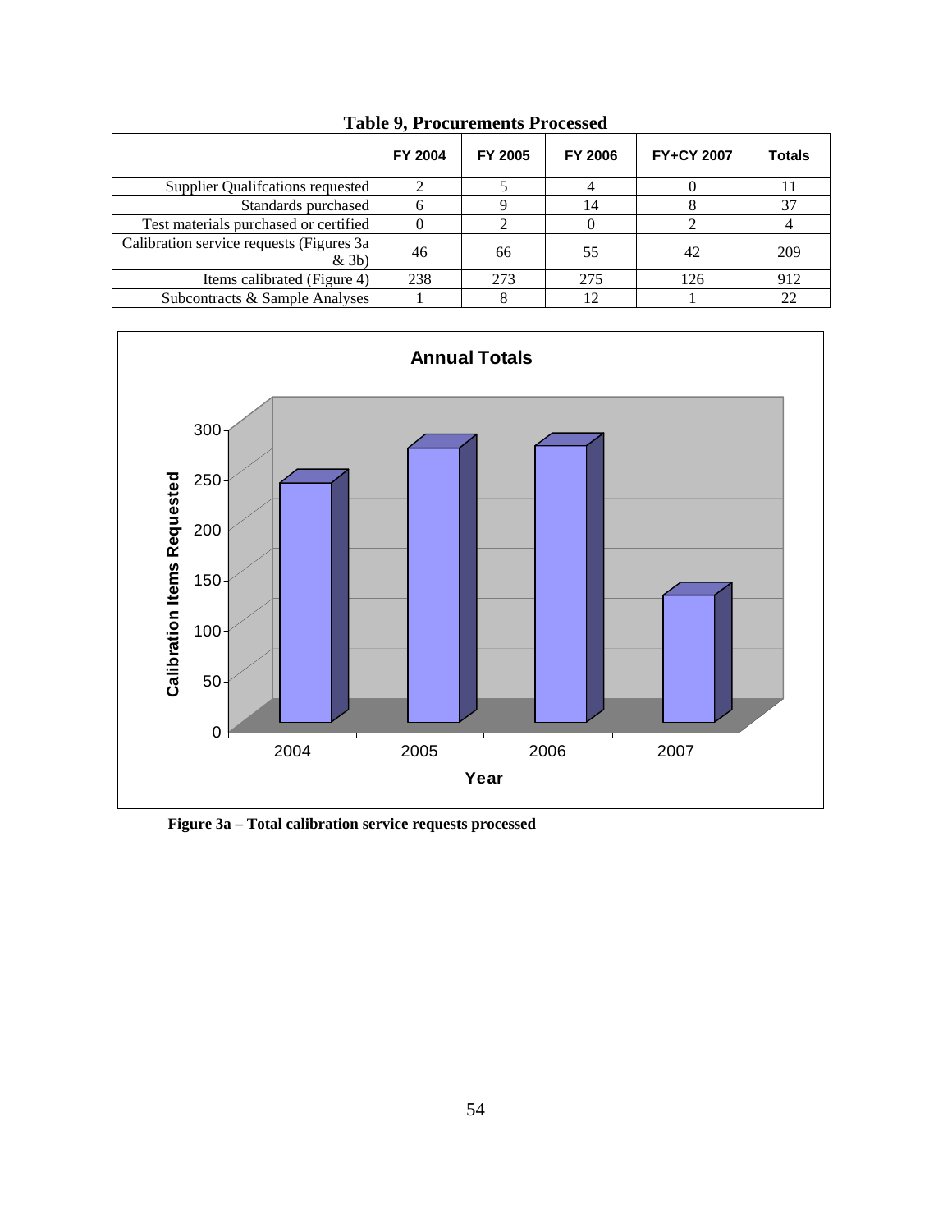**Table 9, Procurements Processed**

| | FY 2004 | FY 2005 | FY 2006 | FY+CY 2007 | Totals |
|---|---|---|---|---|---|
| Supplier Qualifcations requested | 2 | 5 | 4 | 0 | 11 |
| Standards purchased | 6 | 9 | 14 | 8 | 37 |
| Test materials purchased or certified | 0 | 2 | 0 | 2 | 4 |
| Calibration service requests (Figures 3a & 3b) | 46 | 66 | 55 | 42 | 209 |
| Items calibrated (Figure 4) | 238 | 273 | 275 | 126 | 912 |
| Subcontracts & Sample Analyses | 1 | 8 | 12 | 1 | 22 |

**Figure 3a – Total calibration service requests processed**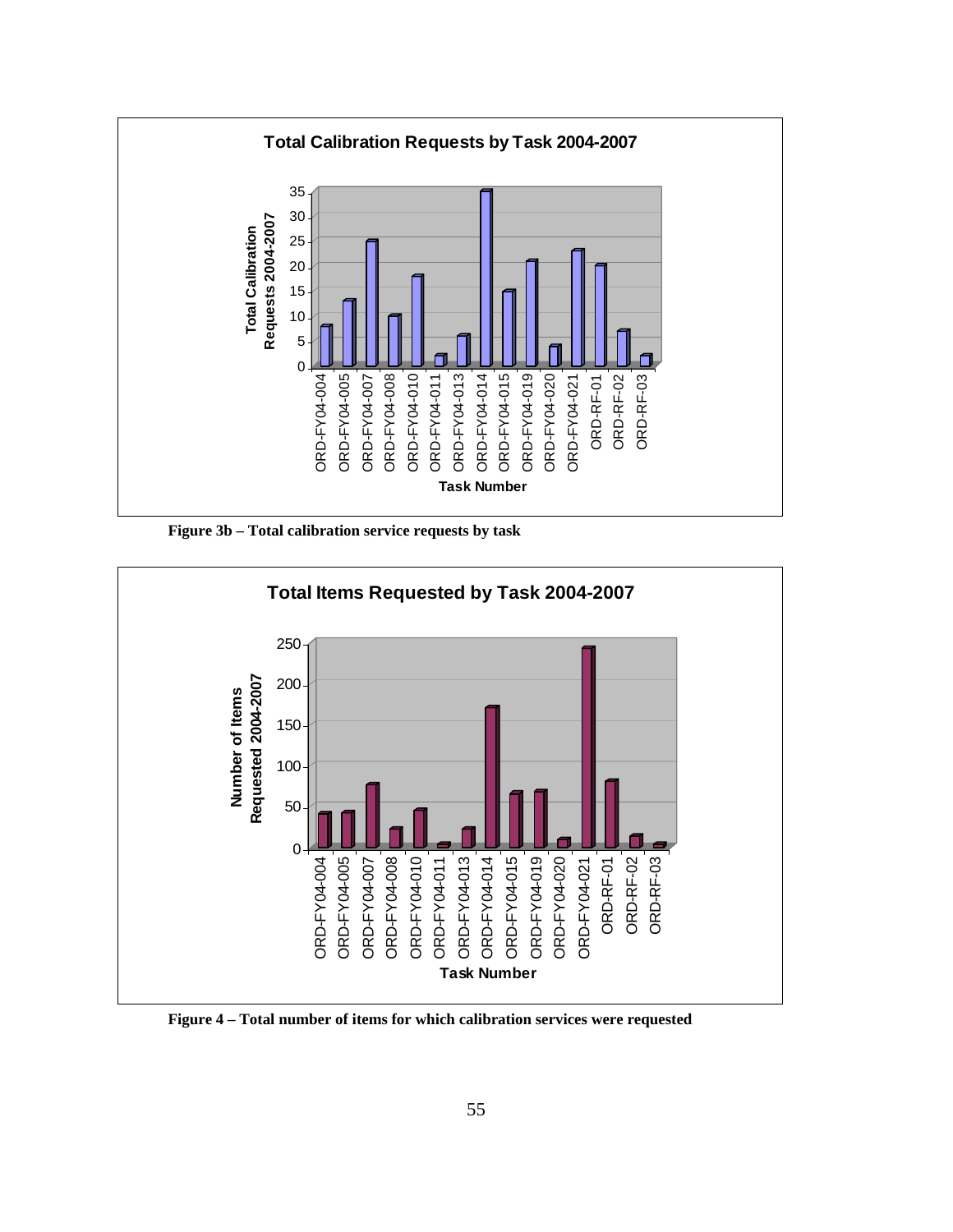**Figure 3b – Total calibration service requests by task**

**Figure 4 – Total number of items for which calibration services were requested**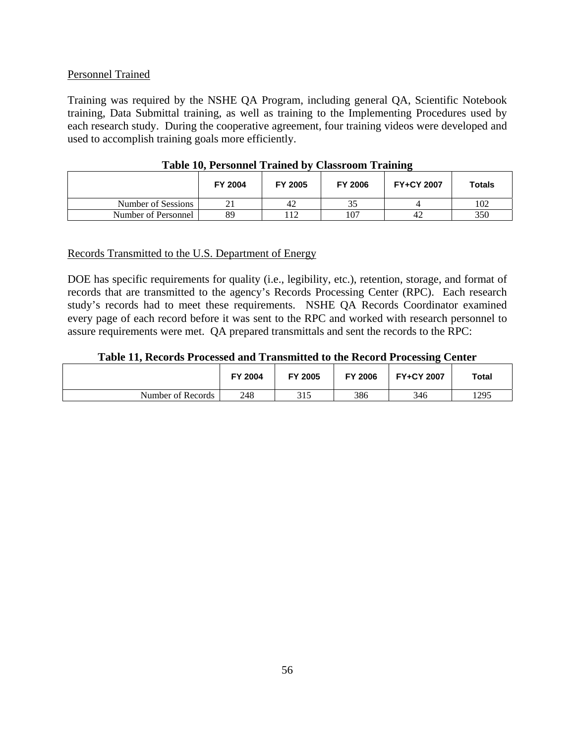Personnel Trained

Training was required by the NSHE QA Program, including general QA, Scientific Notebook training, Data Submittal training, as well as training to the Implementing Procedures used by each research study. During the cooperative agreement, four training videos were developed and used to accomplish training goals more efficiently.

**Table 10, Personnel Trained by Classroom Training**

| | FY 2004 | FY 2005 | FY 2006 | FY+CY 2007 | Totals |
|---|---|---|---|---|---|
| Number of Sessions | 21 | 42 | 35 | 4 | 102 |
| Number of Personnel | 89 | 112 | 107 | 42 | 350 |

Records Transmitted to the U.S. Department of Energy

DOE has specific requirements for quality (i.e., legibility, etc.), retention, storage, and format of records that are transmitted to the agency's Records Processing Center (RPC). Each research study's records had to meet these requirements. NSHE QA Records Coordinator examined every page of each record before it was sent to the RPC and worked with research personnel to assure requirements were met. QA prepared transmittals and sent the records to the RPC:

**Table 11, Records Processed and Transmitted to the Record Processing Center**

| | FY 2004 | FY 2005 | FY 2006 | FY+CY 2007 | Total |
|---|---|---|---|---|---|
| Number of Records | 248 | 315 | 386 | 346 | 1295 |